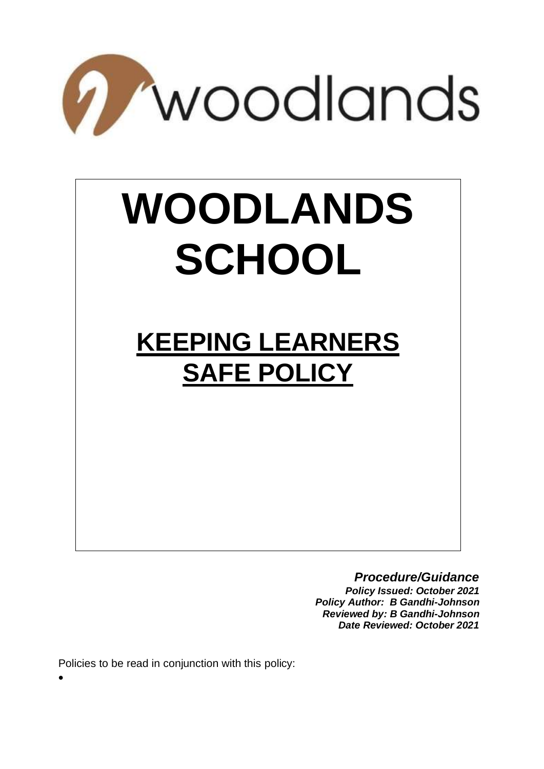woodlands

# WOODLANDS SCHOOL

## KEEPING LEARNERS SAFE POLICY

***Procedure/Guidance***
***Policy Issued: October 2021***
***Policy Author: B Gandhi-Johnson***
***Reviewed by: B Gandhi-Johnson***
***Date Reviewed: October 2021***

Policies to be read in conjunction with this policy:

-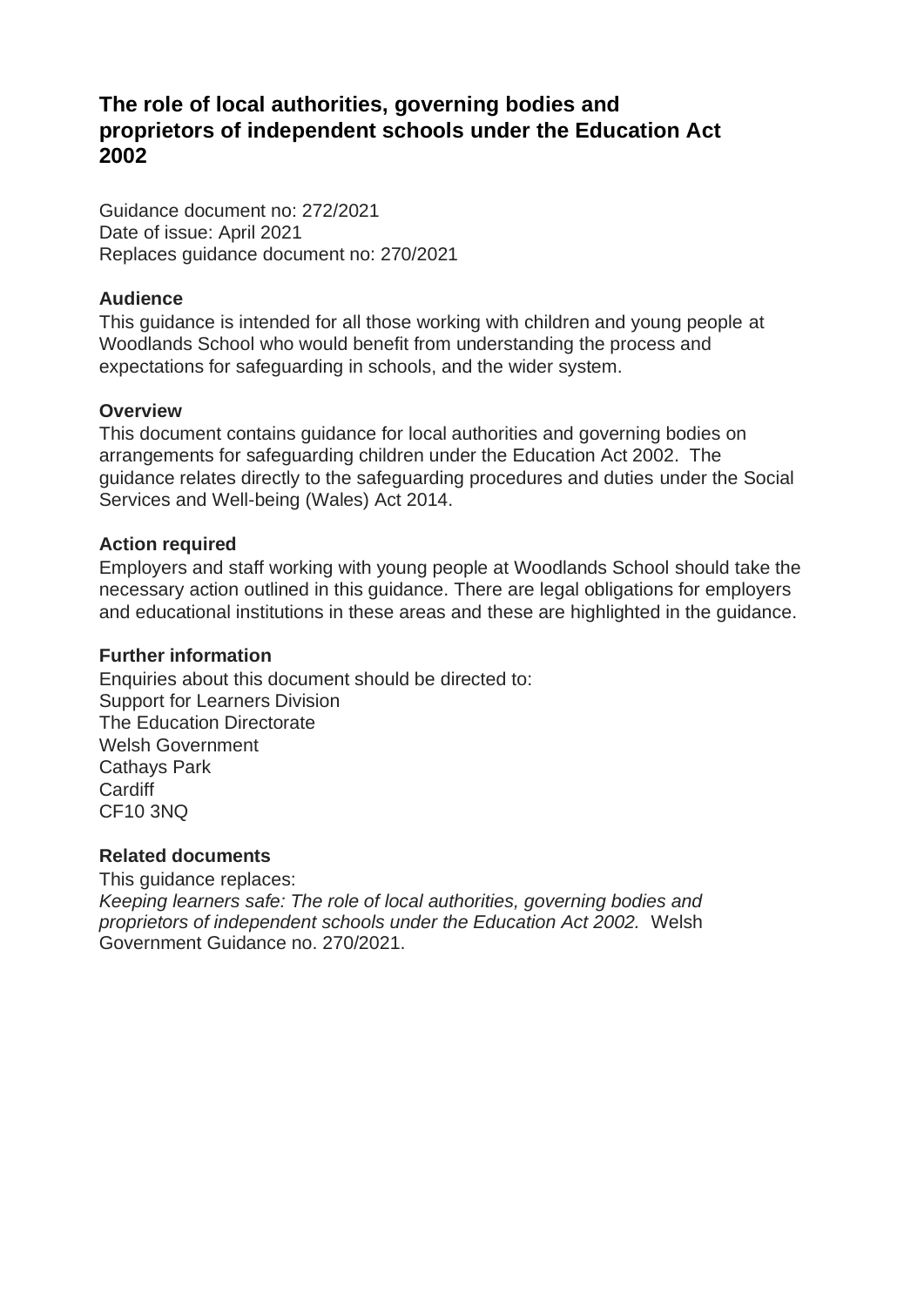# The role of local authorities, governing bodies and proprietors of independent schools under the Education Act 2002

Guidance document no: 272/2021
Date of issue: April 2021
Replaces guidance document no: 270/2021

**Audience**
This guidance is intended for all those working with children and young people at Woodlands School who would benefit from understanding the process and expectations for safeguarding in schools, and the wider system.

**Overview**
This document contains guidance for local authorities and governing bodies on arrangements for safeguarding children under the Education Act 2002. The guidance relates directly to the safeguarding procedures and duties under the Social Services and Well-being (Wales) Act 2014.

**Action required**
Employers and staff working with young people at Woodlands School should take the necessary action outlined in this guidance. There are legal obligations for employers and educational institutions in these areas and these are highlighted in the guidance.

**Further information**
Enquiries about this document should be directed to:
Support for Learners Division
The Education Directorate
Welsh Government
Cathays Park
Cardiff
CF10 3NQ

**Related documents**
This guidance replaces:
*Keeping learners safe: The role of local authorities, governing bodies and proprietors of independent schools under the Education Act 2002.* Welsh Government Guidance no. 270/2021.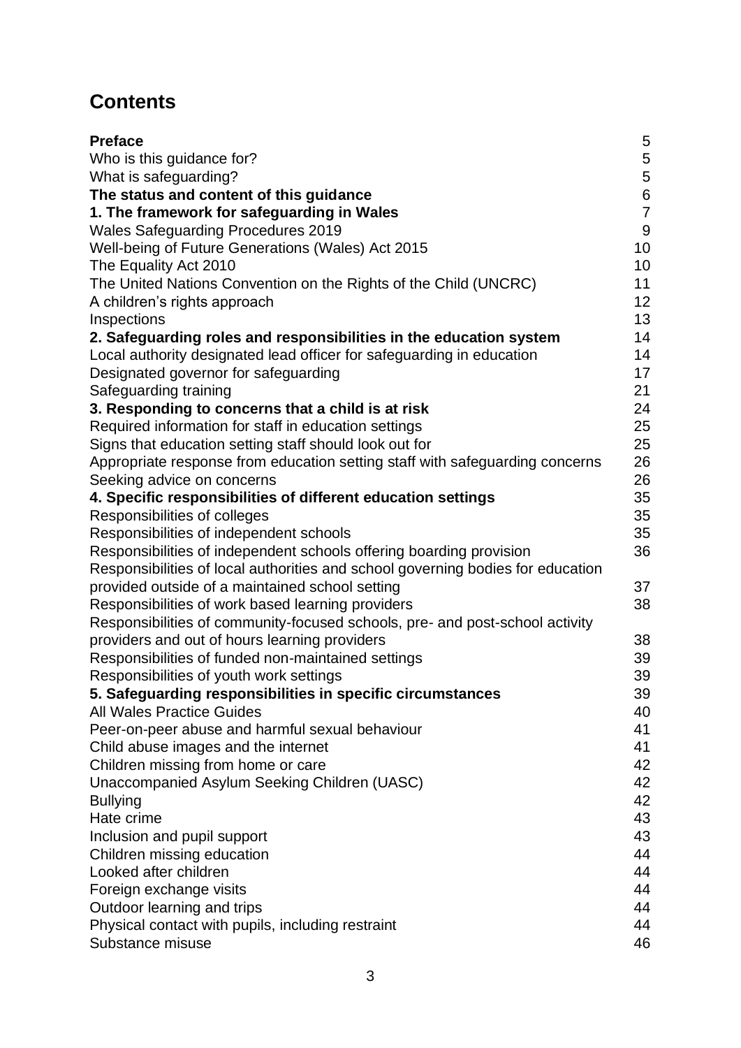# Contents

| | |
|---|---|
| **Preface** | 5 |
| Who is this guidance for? | 5 |
| What is safeguarding? | 5 |
| **The status and content of this guidance** | 6 |
| **1. The framework for safeguarding in Wales** | 7 |
| Wales Safeguarding Procedures 2019 | 9 |
| Well-being of Future Generations (Wales) Act 2015 | 10 |
| The Equality Act 2010 | 10 |
| The United Nations Convention on the Rights of the Child (UNCRC) | 11 |
| A children's rights approach | 12 |
| Inspections | 13 |
| **2. Safeguarding roles and responsibilities in the education system** | 14 |
| Local authority designated lead officer for safeguarding in education | 14 |
| Designated governor for safeguarding | 17 |
| Safeguarding training | 21 |
| **3. Responding to concerns that a child is at risk** | 24 |
| Required information for staff in education settings | 25 |
| Signs that education setting staff should look out for | 25 |
| Appropriate response from education setting staff with safeguarding concerns | 26 |
| Seeking advice on concerns | 26 |
| **4. Specific responsibilities of different education settings** | 35 |
| Responsibilities of colleges | 35 |
| Responsibilities of independent schools | 35 |
| Responsibilities of independent schools offering boarding provision | 36 |
| Responsibilities of local authorities and school governing bodies for education provided outside of a maintained school setting | 37 |
| Responsibilities of work based learning providers | 38 |
| Responsibilities of community-focused schools, pre- and post-school activity providers and out of hours learning providers | 38 |
| Responsibilities of funded non-maintained settings | 39 |
| Responsibilities of youth work settings | 39 |
| **5. Safeguarding responsibilities in specific circumstances** | 39 |
| All Wales Practice Guides | 40 |
| Peer-on-peer abuse and harmful sexual behaviour | 41 |
| Child abuse images and the internet | 41 |
| Children missing from home or care | 42 |
| Unaccompanied Asylum Seeking Children (UASC) | 42 |
| Bullying | 42 |
| Hate crime | 43 |
| Inclusion and pupil support | 43 |
| Children missing education | 44 |
| Looked after children | 44 |
| Foreign exchange visits | 44 |
| Outdoor learning and trips | 44 |
| Physical contact with pupils, including restraint | 44 |
| Substance misuse | 46 |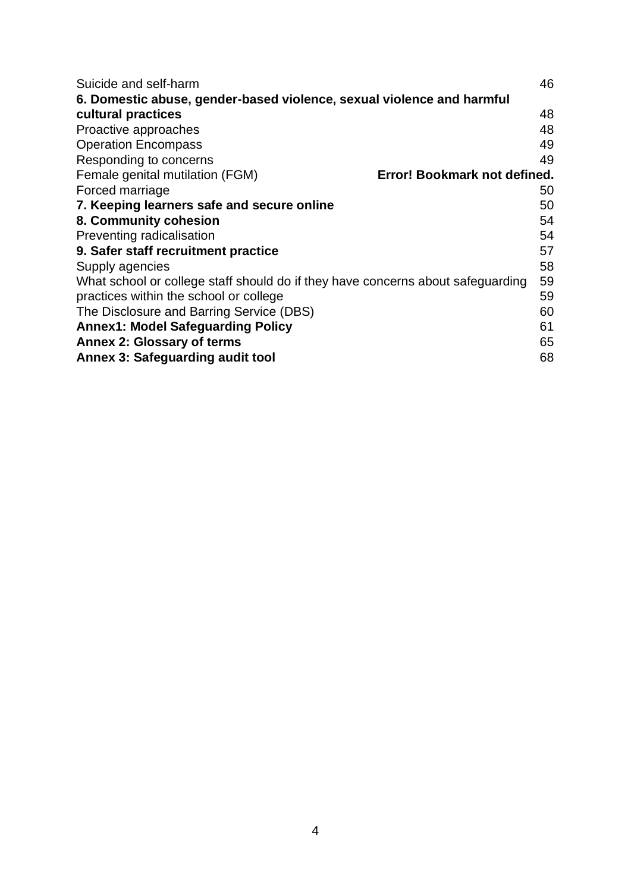Suicide and self-harm 46

**6. Domestic abuse, gender-based violence, sexual violence and harmful cultural practices** 48

Proactive approaches 48

Operation Encompass 49

Responding to concerns 49

Female genital mutilation (FGM) **Error! Bookmark not defined.**

Forced marriage 50

**7. Keeping learners safe and secure online** 50

**8. Community cohesion** 54

Preventing radicalisation 54

**9. Safer staff recruitment practice** 57

Supply agencies 58

What school or college staff should do if they have concerns about safeguarding practices within the school or college 59

The Disclosure and Barring Service (DBS) 60

**Annex1: Model Safeguarding Policy** 61

**Annex 2: Glossary of terms** 65

**Annex 3: Safeguarding audit tool** 68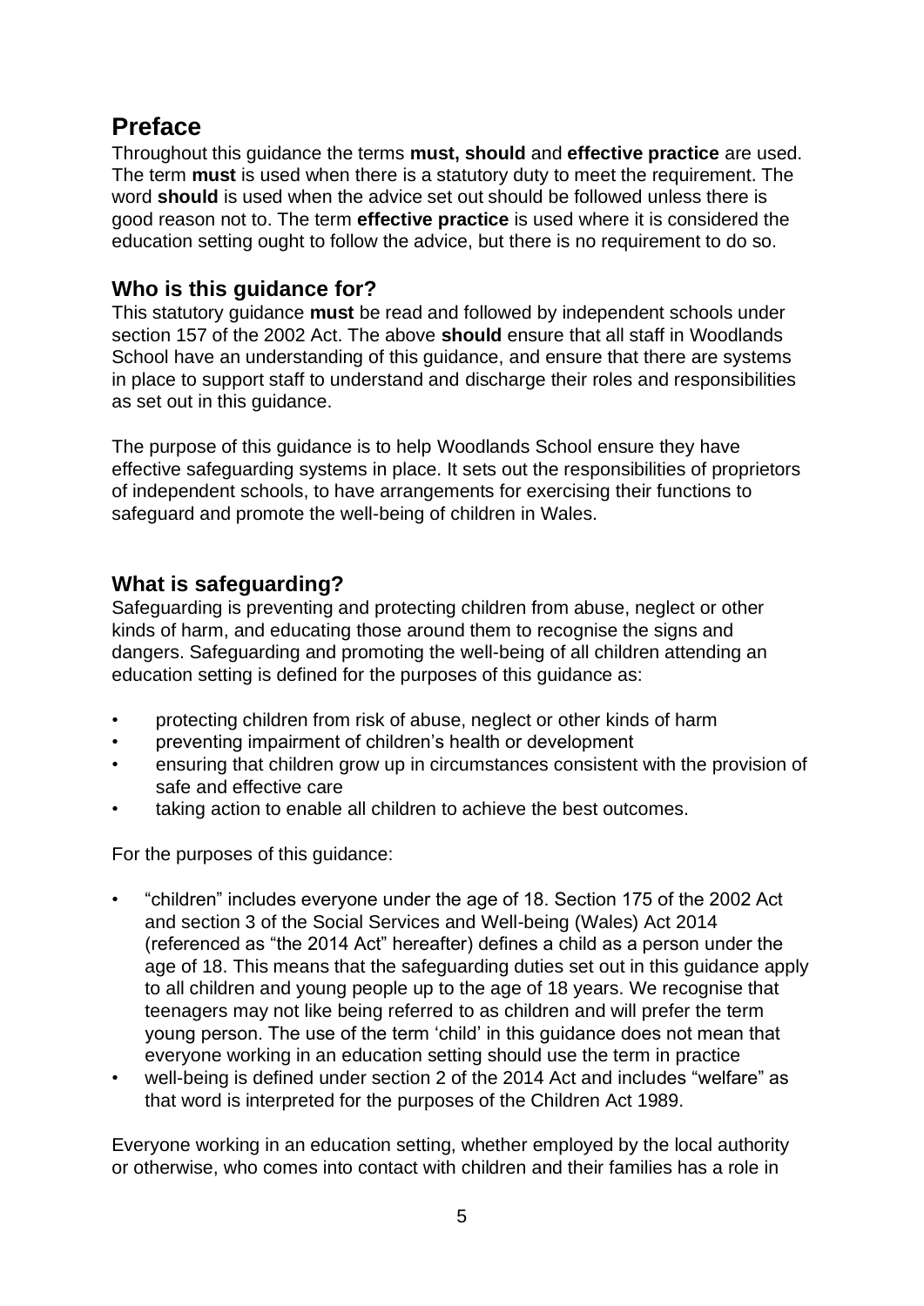## Preface

Throughout this guidance the terms **must, should** and **effective practice** are used. The term **must** is used when there is a statutory duty to meet the requirement. The word **should** is used when the advice set out should be followed unless there is good reason not to. The term **effective practice** is used where it is considered the education setting ought to follow the advice, but there is no requirement to do so.

### Who is this guidance for?

This statutory guidance **must** be read and followed by independent schools under section 157 of the 2002 Act. The above **should** ensure that all staff in Woodlands School have an understanding of this guidance, and ensure that there are systems in place to support staff to understand and discharge their roles and responsibilities as set out in this guidance.

The purpose of this guidance is to help Woodlands School ensure they have effective safeguarding systems in place. It sets out the responsibilities of proprietors of independent schools, to have arrangements for exercising their functions to safeguard and promote the well-being of children in Wales.

### What is safeguarding?

Safeguarding is preventing and protecting children from abuse, neglect or other kinds of harm, and educating those around them to recognise the signs and dangers. Safeguarding and promoting the well-being of all children attending an education setting is defined for the purposes of this guidance as:

- protecting children from risk of abuse, neglect or other kinds of harm
- preventing impairment of children's health or development
- ensuring that children grow up in circumstances consistent with the provision of safe and effective care
- taking action to enable all children to achieve the best outcomes.

For the purposes of this guidance:

- "children" includes everyone under the age of 18. Section 175 of the 2002 Act and section 3 of the Social Services and Well-being (Wales) Act 2014 (referenced as "the 2014 Act" hereafter) defines a child as a person under the age of 18. This means that the safeguarding duties set out in this guidance apply to all children and young people up to the age of 18 years. We recognise that teenagers may not like being referred to as children and will prefer the term young person. The use of the term 'child' in this guidance does not mean that everyone working in an education setting should use the term in practice
- well-being is defined under section 2 of the 2014 Act and includes "welfare" as that word is interpreted for the purposes of the Children Act 1989.

Everyone working in an education setting, whether employed by the local authority or otherwise, who comes into contact with children and their families has a role in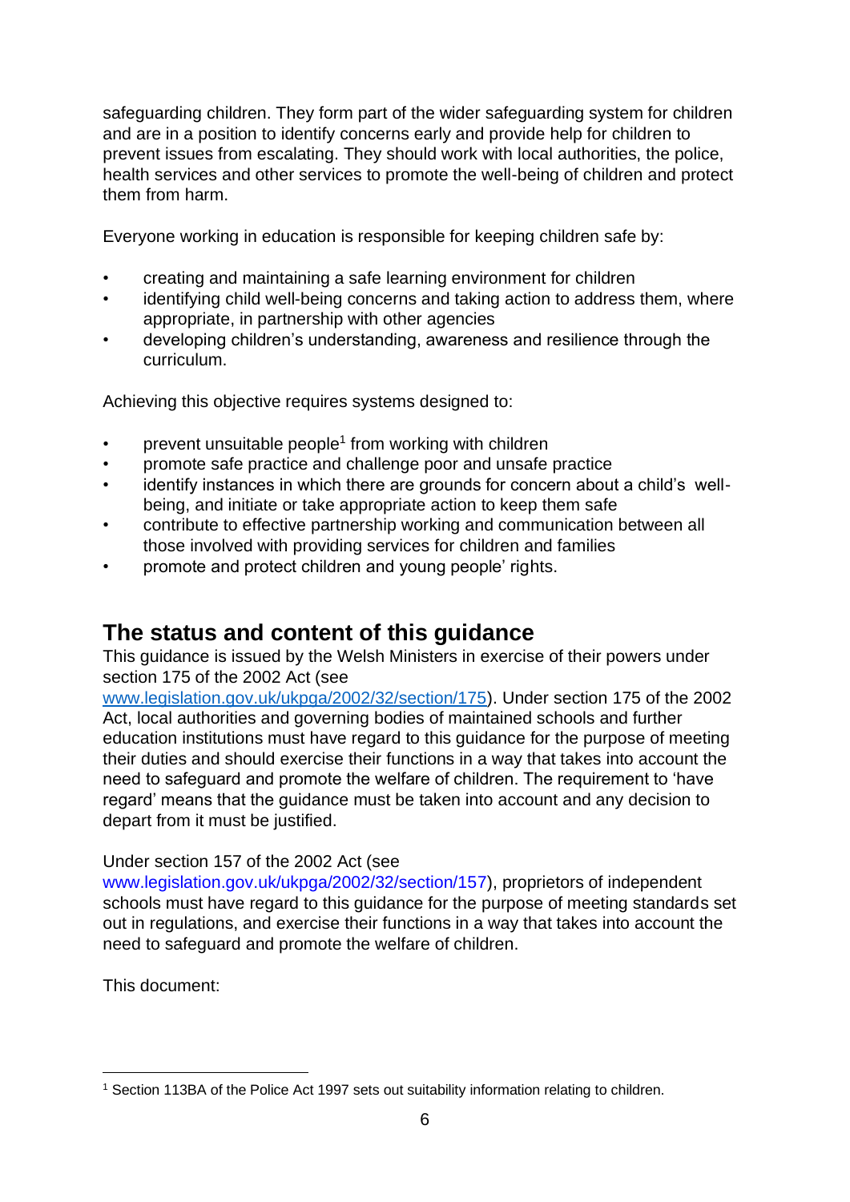safeguarding children. They form part of the wider safeguarding system for children and are in a position to identify concerns early and provide help for children to prevent issues from escalating. They should work with local authorities, the police, health services and other services to promote the well-being of children and protect them from harm.

Everyone working in education is responsible for keeping children safe by:

- creating and maintaining a safe learning environment for children
- identifying child well-being concerns and taking action to address them, where appropriate, in partnership with other agencies
- developing children's understanding, awareness and resilience through the curriculum.

Achieving this objective requires systems designed to:

- prevent unsuitable people[1] from working with children
- promote safe practice and challenge poor and unsafe practice
- identify instances in which there are grounds for concern about a child's well-being, and initiate or take appropriate action to keep them safe
- contribute to effective partnership working and communication between all those involved with providing services for children and families
- promote and protect children and young people' rights.

## The status and content of this guidance

This guidance is issued by the Welsh Ministers in exercise of their powers under section 175 of the 2002 Act (see www.legislation.gov.uk/ukpga/2002/32/section/175). Under section 175 of the 2002 Act, local authorities and governing bodies of maintained schools and further education institutions must have regard to this guidance for the purpose of meeting their duties and should exercise their functions in a way that takes into account the need to safeguard and promote the welfare of children. The requirement to 'have regard' means that the guidance must be taken into account and any decision to depart from it must be justified.

Under section 157 of the 2002 Act (see www.legislation.gov.uk/ukpga/2002/32/section/157), proprietors of independent schools must have regard to this guidance for the purpose of meeting standards set out in regulations, and exercise their functions in a way that takes into account the need to safeguard and promote the welfare of children.

This document:

[1] Section 113BA of the Police Act 1997 sets out suitability information relating to children.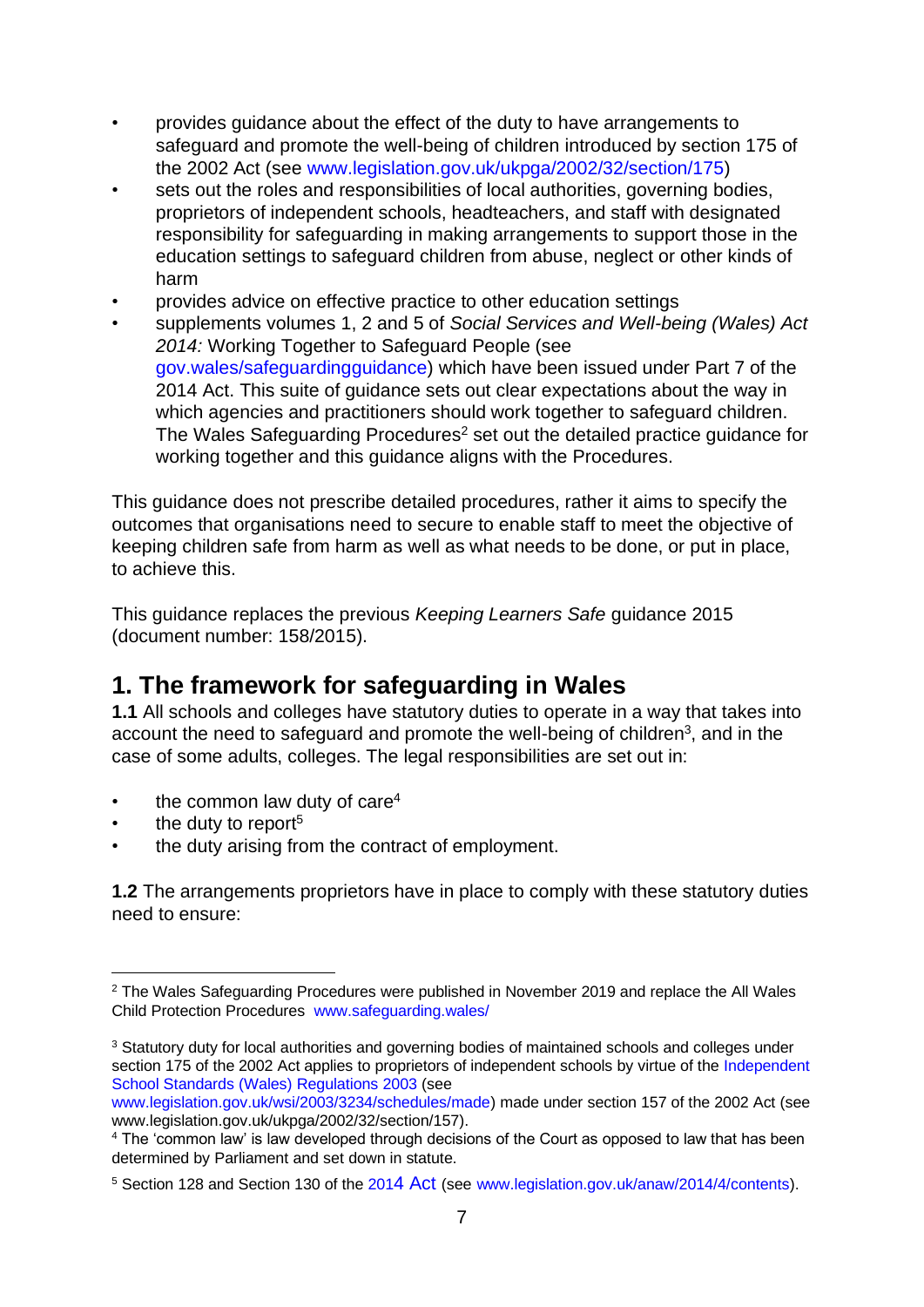- provides guidance about the effect of the duty to have arrangements to safeguard and promote the well-being of children introduced by section 175 of the 2002 Act (see www.legislation.gov.uk/ukpga/2002/32/section/175)
- sets out the roles and responsibilities of local authorities, governing bodies, proprietors of independent schools, headteachers, and staff with designated responsibility for safeguarding in making arrangements to support those in the education settings to safeguard children from abuse, neglect or other kinds of harm
- provides advice on effective practice to other education settings
- supplements volumes 1, 2 and 5 of *Social Services and Well-being (Wales) Act 2014:* Working Together to Safeguard People (see gov.wales/safeguardingguidance) which have been issued under Part 7 of the 2014 Act. This suite of guidance sets out clear expectations about the way in which agencies and practitioners should work together to safeguard children. The Wales Safeguarding Procedures[2] set out the detailed practice guidance for working together and this guidance aligns with the Procedures.

This guidance does not prescribe detailed procedures, rather it aims to specify the outcomes that organisations need to secure to enable staff to meet the objective of keeping children safe from harm as well as what needs to be done, or put in place, to achieve this.

This guidance replaces the previous *Keeping Learners Safe* guidance 2015 (document number: 158/2015).

# 1. The framework for safeguarding in Wales

**1.1** All schools and colleges have statutory duties to operate in a way that takes into account the need to safeguard and promote the well-being of children[3], and in the case of some adults, colleges. The legal responsibilities are set out in:

- the common law duty of care[4]
- the duty to report[5]
- the duty arising from the contract of employment.

**1.2** The arrangements proprietors have in place to comply with these statutory duties need to ensure:

---

[2] The Wales Safeguarding Procedures were published in November 2019 and replace the All Wales Child Protection Procedures www.safeguarding.wales/

[3] Statutory duty for local authorities and governing bodies of maintained schools and colleges under section 175 of the 2002 Act applies to proprietors of independent schools by virtue of the Independent School Standards (Wales) Regulations 2003 (see www.legislation.gov.uk/wsi/2003/3234/schedules/made) made under section 157 of the 2002 Act (see www.legislation.gov.uk/ukpga/2002/32/section/157).

[4] The 'common law' is law developed through decisions of the Court as opposed to law that has been determined by Parliament and set down in statute.

[5] Section 128 and Section 130 of the 2014 Act (see www.legislation.gov.uk/anaw/2014/4/contents).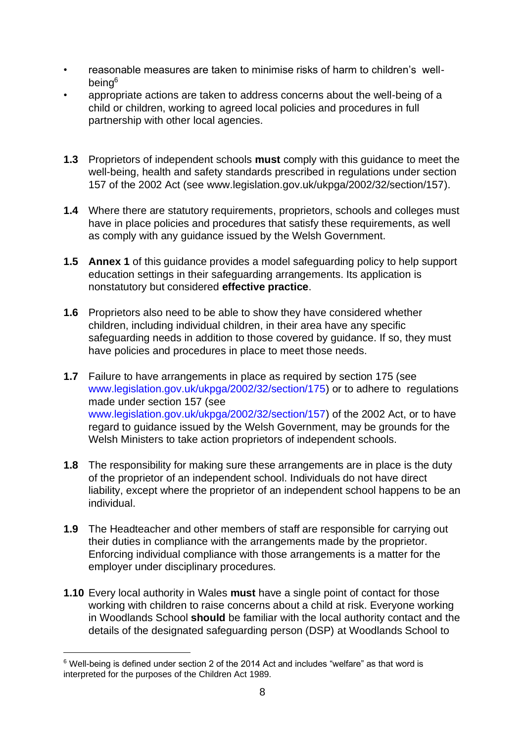- reasonable measures are taken to minimise risks of harm to children's well-being[6]
- appropriate actions are taken to address concerns about the well-being of a child or children, working to agreed local policies and procedures in full partnership with other local agencies.

**1.3** Proprietors of independent schools **must** comply with this guidance to meet the well-being, health and safety standards prescribed in regulations under section 157 of the 2002 Act (see www.legislation.gov.uk/ukpga/2002/32/section/157).

**1.4** Where there are statutory requirements, proprietors, schools and colleges must have in place policies and procedures that satisfy these requirements, as well as comply with any guidance issued by the Welsh Government.

**1.5** **Annex 1** of this guidance provides a model safeguarding policy to help support education settings in their safeguarding arrangements. Its application is nonstatutory but considered **effective practice**.

**1.6** Proprietors also need to be able to show they have considered whether children, including individual children, in their area have any specific safeguarding needs in addition to those covered by guidance. If so, they must have policies and procedures in place to meet those needs.

**1.7** Failure to have arrangements in place as required by section 175 (see www.legislation.gov.uk/ukpga/2002/32/section/175) or to adhere to regulations made under section 157 (see www.legislation.gov.uk/ukpga/2002/32/section/157) of the 2002 Act, or to have regard to guidance issued by the Welsh Government, may be grounds for the Welsh Ministers to take action proprietors of independent schools.

**1.8** The responsibility for making sure these arrangements are in place is the duty of the proprietor of an independent school. Individuals do not have direct liability, except where the proprietor of an independent school happens to be an individual.

**1.9** The Headteacher and other members of staff are responsible for carrying out their duties in compliance with the arrangements made by the proprietor. Enforcing individual compliance with those arrangements is a matter for the employer under disciplinary procedures.

**1.10** Every local authority in Wales **must** have a single point of contact for those working with children to raise concerns about a child at risk. Everyone working in Woodlands School **should** be familiar with the local authority contact and the details of the designated safeguarding person (DSP) at Woodlands School to

[6] Well-being is defined under section 2 of the 2014 Act and includes "welfare" as that word is interpreted for the purposes of the Children Act 1989.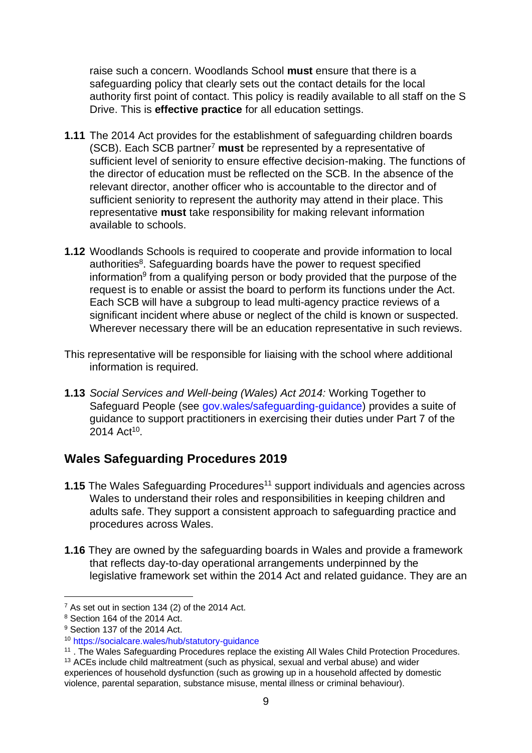raise such a concern. Woodlands School **must** ensure that there is a safeguarding policy that clearly sets out the contact details for the local authority first point of contact. This policy is readily available to all staff on the S Drive. This is **effective practice** for all education settings.

**1.11** The 2014 Act provides for the establishment of safeguarding children boards (SCB). Each SCB partner[7] **must** be represented by a representative of sufficient level of seniority to ensure effective decision-making. The functions of the director of education must be reflected on the SCB. In the absence of the relevant director, another officer who is accountable to the director and of sufficient seniority to represent the authority may attend in their place. This representative **must** take responsibility for making relevant information available to schools.

**1.12** Woodlands Schools is required to cooperate and provide information to local authorities[8]. Safeguarding boards have the power to request specified information[9] from a qualifying person or body provided that the purpose of the request is to enable or assist the board to perform its functions under the Act. Each SCB will have a subgroup to lead multi-agency practice reviews of a significant incident where abuse or neglect of the child is known or suspected. Wherever necessary there will be an education representative in such reviews.

This representative will be responsible for liaising with the school where additional information is required.

**1.13** *Social Services and Well-being (Wales) Act 2014:* Working Together to Safeguard People (see gov.wales/safeguarding-guidance) provides a suite of guidance to support practitioners in exercising their duties under Part 7 of the 2014 Act[10].

## Wales Safeguarding Procedures 2019

**1.15** The Wales Safeguarding Procedures[11] support individuals and agencies across Wales to understand their roles and responsibilities in keeping children and adults safe. They support a consistent approach to safeguarding practice and procedures across Wales.

**1.16** They are owned by the safeguarding boards in Wales and provide a framework that reflects day-to-day operational arrangements underpinned by the legislative framework set within the 2014 Act and related guidance. They are an

---

[7] As set out in section 134 (2) of the 2014 Act.

[8] Section 164 of the 2014 Act.

[9] Section 137 of the 2014 Act.

[10] https://socialcare.wales/hub/statutory-guidance

[11] . The Wales Safeguarding Procedures replace the existing All Wales Child Protection Procedures.

[13] ACEs include child maltreatment (such as physical, sexual and verbal abuse) and wider experiences of household dysfunction (such as growing up in a household affected by domestic violence, parental separation, substance misuse, mental illness or criminal behaviour).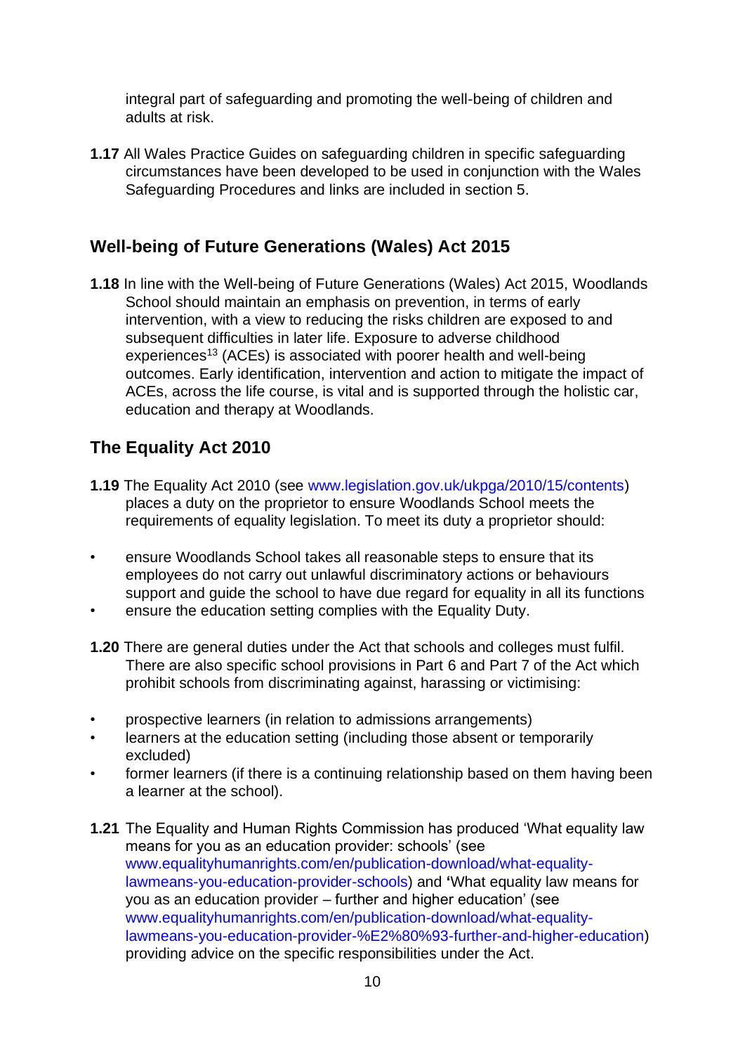integral part of safeguarding and promoting the well-being of children and adults at risk.

**1.17** All Wales Practice Guides on safeguarding children in specific safeguarding circumstances have been developed to be used in conjunction with the Wales Safeguarding Procedures and links are included in section 5.

## Well-being of Future Generations (Wales) Act 2015

**1.18** In line with the Well-being of Future Generations (Wales) Act 2015, Woodlands School should maintain an emphasis on prevention, in terms of early intervention, with a view to reducing the risks children are exposed to and subsequent difficulties in later life. Exposure to adverse childhood experiences[13] (ACEs) is associated with poorer health and well-being outcomes. Early identification, intervention and action to mitigate the impact of ACEs, across the life course, is vital and is supported through the holistic car, education and therapy at Woodlands.

## The Equality Act 2010

**1.19** The Equality Act 2010 (see www.legislation.gov.uk/ukpga/2010/15/contents) places a duty on the proprietor to ensure Woodlands School meets the requirements of equality legislation. To meet its duty a proprietor should:

- ensure Woodlands School takes all reasonable steps to ensure that its employees do not carry out unlawful discriminatory actions or behaviours support and guide the school to have due regard for equality in all its functions
- ensure the education setting complies with the Equality Duty.

**1.20** There are general duties under the Act that schools and colleges must fulfil. There are also specific school provisions in Part 6 and Part 7 of the Act which prohibit schools from discriminating against, harassing or victimising:

- prospective learners (in relation to admissions arrangements)
- learners at the education setting (including those absent or temporarily excluded)
- former learners (if there is a continuing relationship based on them having been a learner at the school).

**1.21** The Equality and Human Rights Commission has produced 'What equality law means for you as an education provider: schools' (see www.equalityhumanrights.com/en/publication-download/what-equality-lawmeans-you-education-provider-schools) and **'**What equality law means for you as an education provider – further and higher education' (see www.equalityhumanrights.com/en/publication-download/what-equality-lawmeans-you-education-provider-%E2%80%93-further-and-higher-education) providing advice on the specific responsibilities under the Act.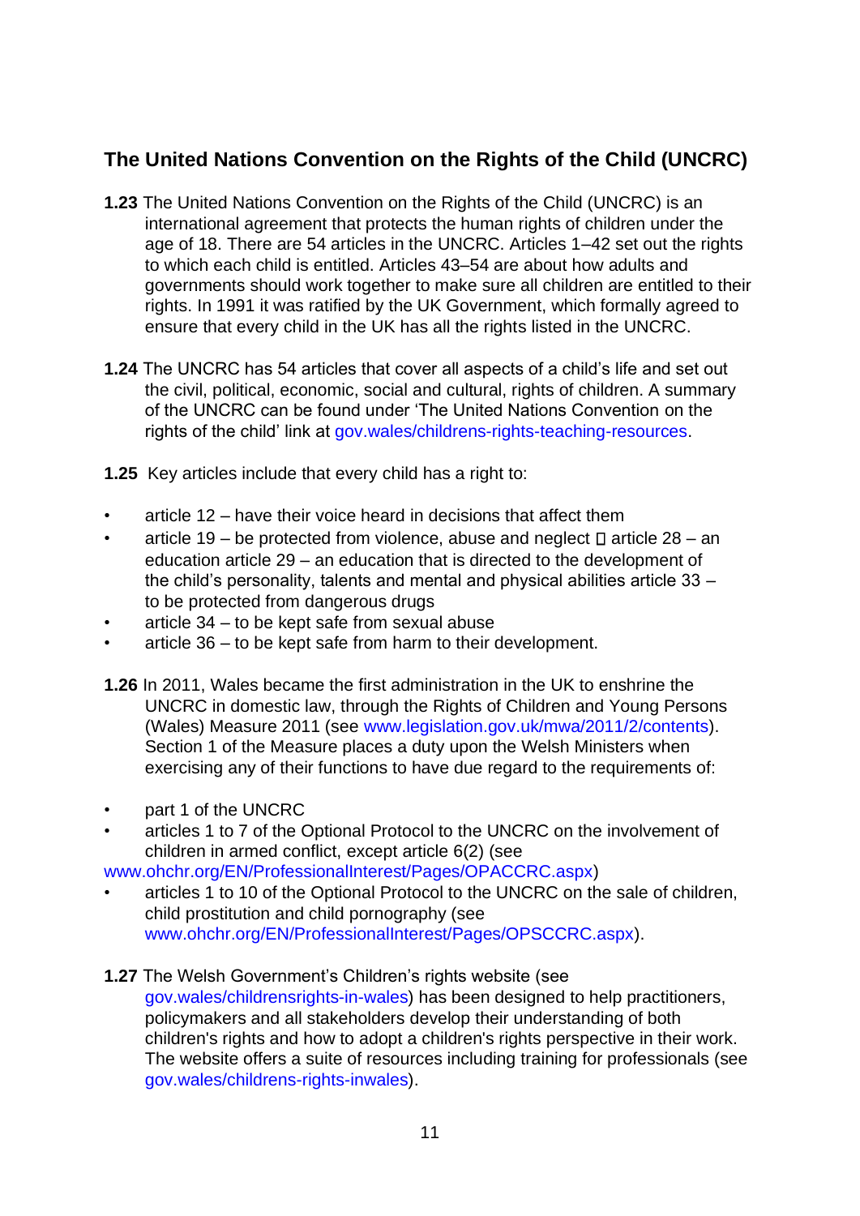## The United Nations Convention on the Rights of the Child (UNCRC)

**1.23** The United Nations Convention on the Rights of the Child (UNCRC) is an international agreement that protects the human rights of children under the age of 18. There are 54 articles in the UNCRC. Articles 1–42 set out the rights to which each child is entitled. Articles 43–54 are about how adults and governments should work together to make sure all children are entitled to their rights. In 1991 it was ratified by the UK Government, which formally agreed to ensure that every child in the UK has all the rights listed in the UNCRC.

**1.24** The UNCRC has 54 articles that cover all aspects of a child's life and set out the civil, political, economic, social and cultural, rights of children. A summary of the UNCRC can be found under 'The United Nations Convention on the rights of the child' link at gov.wales/childrens-rights-teaching-resources.

**1.25** Key articles include that every child has a right to:

- article 12 – have their voice heard in decisions that affect them
- article 19 – be protected from violence, abuse and neglect  article 28 – an education article 29 – an education that is directed to the development of the child's personality, talents and mental and physical abilities article 33 – to be protected from dangerous drugs
- article 34 – to be kept safe from sexual abuse
- article 36 – to be kept safe from harm to their development.

**1.26** In 2011, Wales became the first administration in the UK to enshrine the UNCRC in domestic law, through the Rights of Children and Young Persons (Wales) Measure 2011 (see www.legislation.gov.uk/mwa/2011/2/contents). Section 1 of the Measure places a duty upon the Welsh Ministers when exercising any of their functions to have due regard to the requirements of:

- part 1 of the UNCRC
- articles 1 to 7 of the Optional Protocol to the UNCRC on the involvement of children in armed conflict, except article 6(2) (see www.ohchr.org/EN/ProfessionalInterest/Pages/OPACCRC.aspx)
- articles 1 to 10 of the Optional Protocol to the UNCRC on the sale of children, child prostitution and child pornography (see www.ohchr.org/EN/ProfessionalInterest/Pages/OPSCCRC.aspx).

**1.27** The Welsh Government's Children's rights website (see gov.wales/childrensrights-in-wales) has been designed to help practitioners, policymakers and all stakeholders develop their understanding of both children's rights and how to adopt a children's rights perspective in their work. The website offers a suite of resources including training for professionals (see gov.wales/childrens-rights-inwales).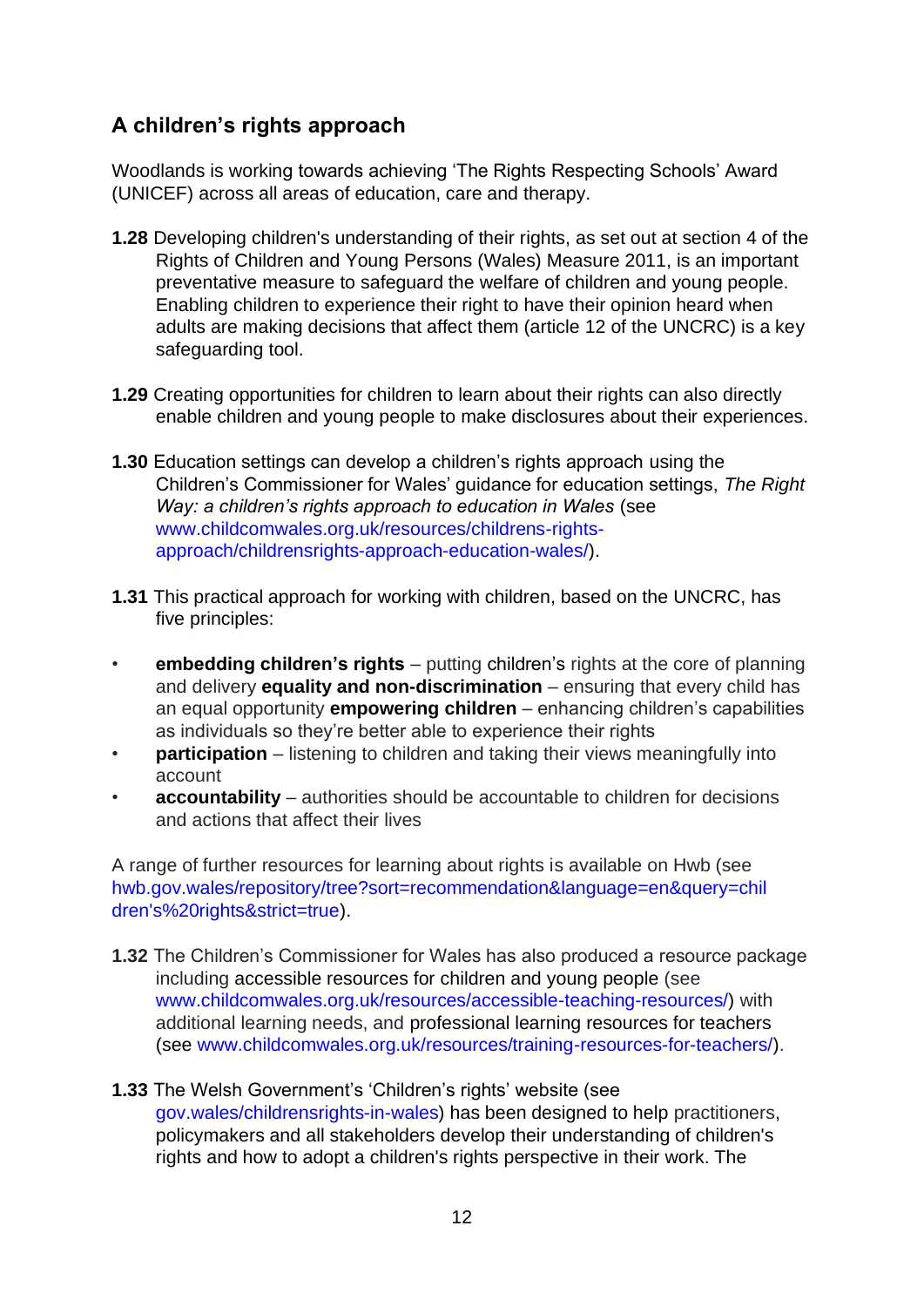## A children's rights approach

Woodlands is working towards achieving 'The Rights Respecting Schools' Award (UNICEF) across all areas of education, care and therapy.

**1.28** Developing children's understanding of their rights, as set out at section 4 of the Rights of Children and Young Persons (Wales) Measure 2011, is an important preventative measure to safeguard the welfare of children and young people. Enabling children to experience their right to have their opinion heard when adults are making decisions that affect them (article 12 of the UNCRC) is a key safeguarding tool.

**1.29** Creating opportunities for children to learn about their rights can also directly enable children and young people to make disclosures about their experiences.

**1.30** Education settings can develop a children's rights approach using the Children's Commissioner for Wales' guidance for education settings, *The Right Way: a children's rights approach to education in Wales* (see www.childcomwales.org.uk/resources/childrens-rights-approach/childrensrights-approach-education-wales/).

**1.31** This practical approach for working with children, based on the UNCRC, has five principles:

- **embedding children's rights** – putting children's rights at the core of planning and delivery **equality and non-discrimination** – ensuring that every child has an equal opportunity **empowering children** – enhancing children's capabilities as individuals so they're better able to experience their rights
- **participation** – listening to children and taking their views meaningfully into account
- **accountability** – authorities should be accountable to children for decisions and actions that affect their lives

A range of further resources for learning about rights is available on Hwb (see hwb.gov.wales/repository/tree?sort=recommendation&language=en&query=children's%20rights&strict=true).

**1.32** The Children's Commissioner for Wales has also produced a resource package including accessible resources for children and young people (see www.childcomwales.org.uk/resources/accessible-teaching-resources/) with additional learning needs, and professional learning resources for teachers (see www.childcomwales.org.uk/resources/training-resources-for-teachers/).

**1.33** The Welsh Government's 'Children's rights' website (see gov.wales/childrensrights-in-wales) has been designed to help practitioners, policymakers and all stakeholders develop their understanding of children's rights and how to adopt a children's rights perspective in their work. The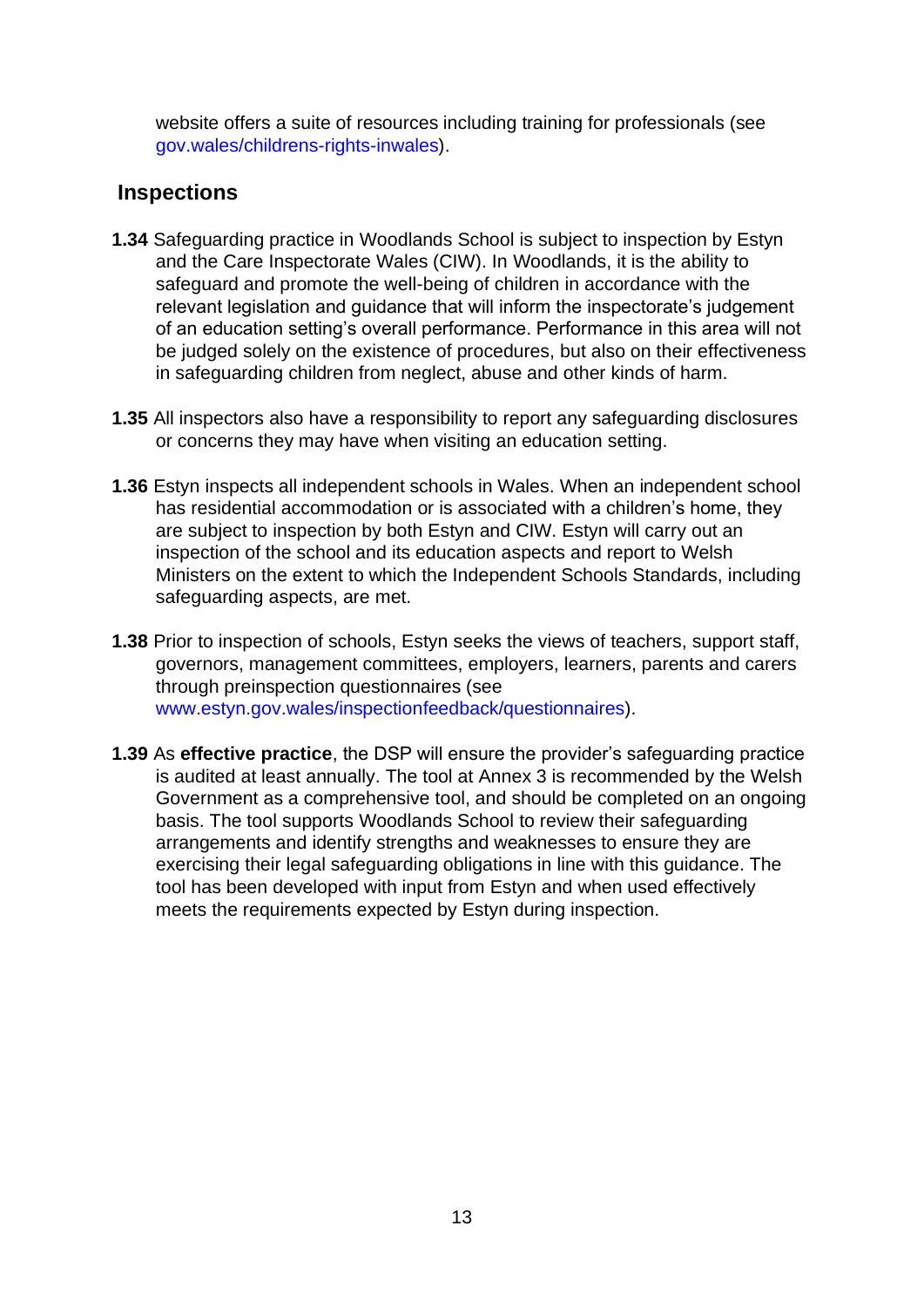website offers a suite of resources including training for professionals (see gov.wales/childrens-rights-inwales).

## Inspections

**1.34** Safeguarding practice in Woodlands School is subject to inspection by Estyn and the Care Inspectorate Wales (CIW). In Woodlands, it is the ability to safeguard and promote the well-being of children in accordance with the relevant legislation and guidance that will inform the inspectorate's judgement of an education setting's overall performance. Performance in this area will not be judged solely on the existence of procedures, but also on their effectiveness in safeguarding children from neglect, abuse and other kinds of harm.

**1.35** All inspectors also have a responsibility to report any safeguarding disclosures or concerns they may have when visiting an education setting.

**1.36** Estyn inspects all independent schools in Wales. When an independent school has residential accommodation or is associated with a children's home, they are subject to inspection by both Estyn and CIW. Estyn will carry out an inspection of the school and its education aspects and report to Welsh Ministers on the extent to which the Independent Schools Standards, including safeguarding aspects, are met.

**1.38** Prior to inspection of schools, Estyn seeks the views of teachers, support staff, governors, management committees, employers, learners, parents and carers through preinspection questionnaires (see www.estyn.gov.wales/inspectionfeedback/questionnaires).

**1.39** As **effective practice**, the DSP will ensure the provider's safeguarding practice is audited at least annually. The tool at Annex 3 is recommended by the Welsh Government as a comprehensive tool, and should be completed on an ongoing basis. The tool supports Woodlands School to review their safeguarding arrangements and identify strengths and weaknesses to ensure they are exercising their legal safeguarding obligations in line with this guidance. The tool has been developed with input from Estyn and when used effectively meets the requirements expected by Estyn during inspection.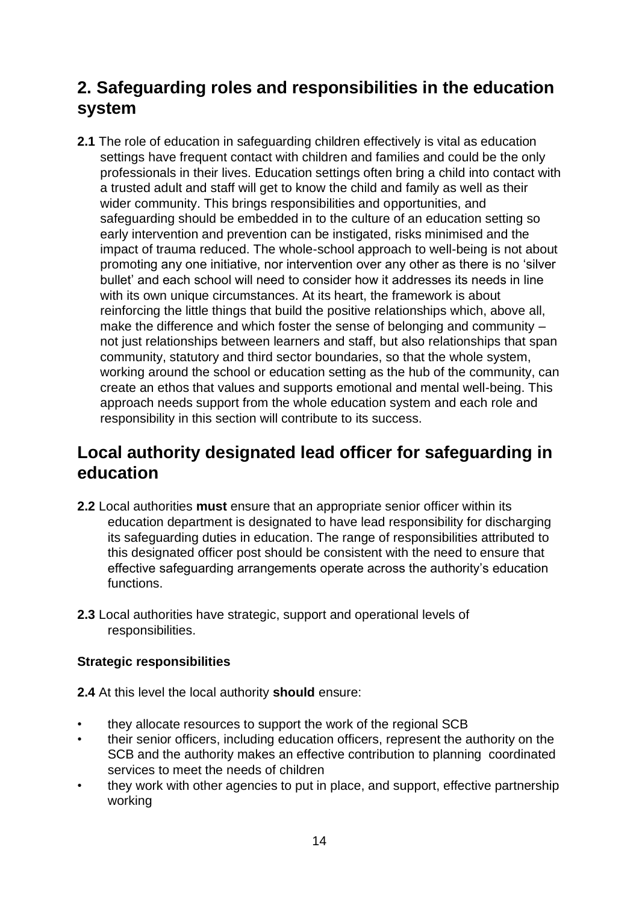## 2. Safeguarding roles and responsibilities in the education system

**2.1** The role of education in safeguarding children effectively is vital as education settings have frequent contact with children and families and could be the only professionals in their lives. Education settings often bring a child into contact with a trusted adult and staff will get to know the child and family as well as their wider community. This brings responsibilities and opportunities, and safeguarding should be embedded in to the culture of an education setting so early intervention and prevention can be instigated, risks minimised and the impact of trauma reduced. The whole-school approach to well-being is not about promoting any one initiative, nor intervention over any other as there is no 'silver bullet' and each school will need to consider how it addresses its needs in line with its own unique circumstances. At its heart, the framework is about reinforcing the little things that build the positive relationships which, above all, make the difference and which foster the sense of belonging and community – not just relationships between learners and staff, but also relationships that span community, statutory and third sector boundaries, so that the whole system, working around the school or education setting as the hub of the community, can create an ethos that values and supports emotional and mental well-being. This approach needs support from the whole education system and each role and responsibility in this section will contribute to its success.

## Local authority designated lead officer for safeguarding in education

**2.2** Local authorities **must** ensure that an appropriate senior officer within its education department is designated to have lead responsibility for discharging its safeguarding duties in education. The range of responsibilities attributed to this designated officer post should be consistent with the need to ensure that effective safeguarding arrangements operate across the authority's education functions.

**2.3** Local authorities have strategic, support and operational levels of responsibilities.

### Strategic responsibilities

**2.4** At this level the local authority **should** ensure:

- they allocate resources to support the work of the regional SCB
- their senior officers, including education officers, represent the authority on the SCB and the authority makes an effective contribution to planning coordinated services to meet the needs of children
- they work with other agencies to put in place, and support, effective partnership working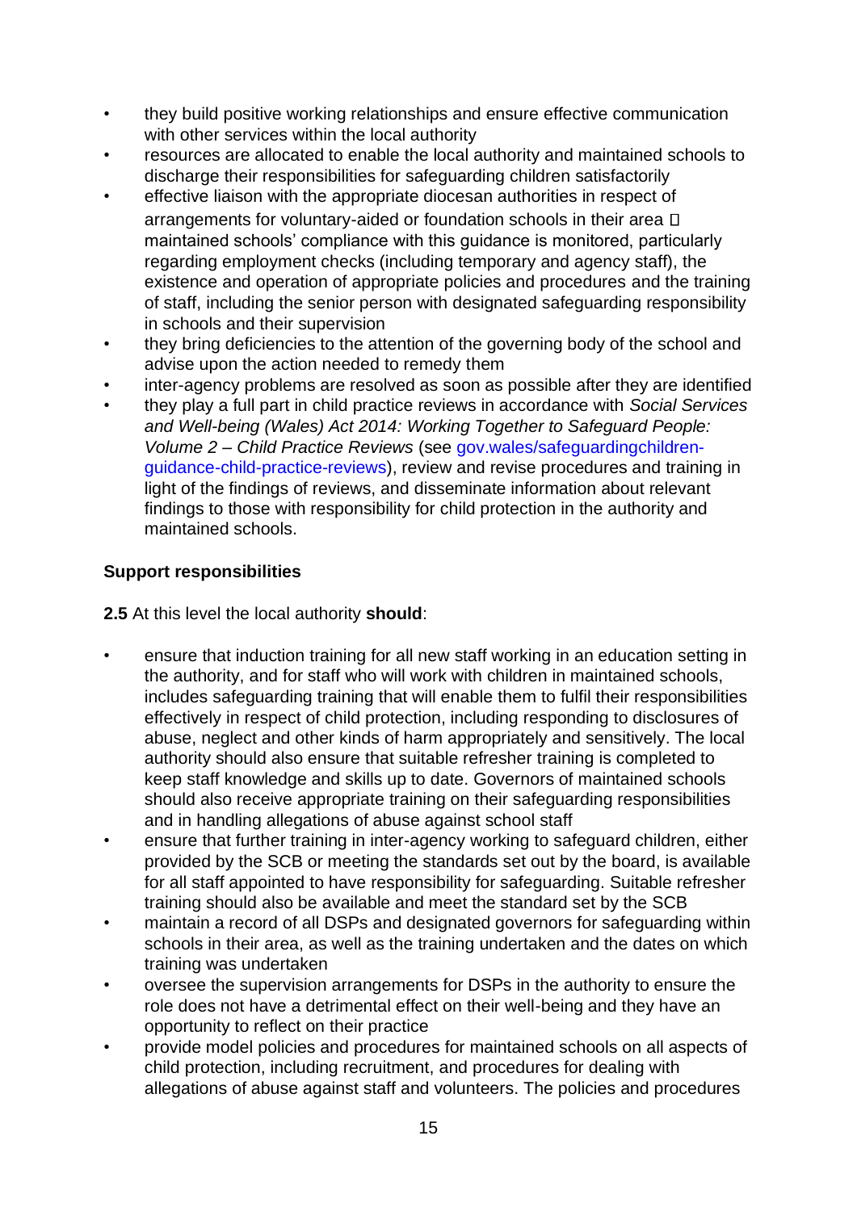- they build positive working relationships and ensure effective communication with other services within the local authority
- resources are allocated to enable the local authority and maintained schools to discharge their responsibilities for safeguarding children satisfactorily
- effective liaison with the appropriate diocesan authorities in respect of arrangements for voluntary-aided or foundation schools in their area 
- maintained schools' compliance with this guidance is monitored, particularly regarding employment checks (including temporary and agency staff), the existence and operation of appropriate policies and procedures and the training of staff, including the senior person with designated safeguarding responsibility in schools and their supervision
- they bring deficiencies to the attention of the governing body of the school and advise upon the action needed to remedy them
- inter-agency problems are resolved as soon as possible after they are identified
- they play a full part in child practice reviews in accordance with *Social Services and Well-being (Wales) Act 2014: Working Together to Safeguard People: Volume 2 – Child Practice Reviews* (see gov.wales/safeguardingchildren-guidance-child-practice-reviews), review and revise procedures and training in light of the findings of reviews, and disseminate information about relevant findings to those with responsibility for child protection in the authority and maintained schools.

**Support responsibilities**

**2.5** At this level the local authority **should**:

- ensure that induction training for all new staff working in an education setting in the authority, and for staff who will work with children in maintained schools, includes safeguarding training that will enable them to fulfil their responsibilities effectively in respect of child protection, including responding to disclosures of abuse, neglect and other kinds of harm appropriately and sensitively. The local authority should also ensure that suitable refresher training is completed to keep staff knowledge and skills up to date. Governors of maintained schools should also receive appropriate training on their safeguarding responsibilities and in handling allegations of abuse against school staff
- ensure that further training in inter-agency working to safeguard children, either provided by the SCB or meeting the standards set out by the board, is available for all staff appointed to have responsibility for safeguarding. Suitable refresher training should also be available and meet the standard set by the SCB
- maintain a record of all DSPs and designated governors for safeguarding within schools in their area, as well as the training undertaken and the dates on which training was undertaken
- oversee the supervision arrangements for DSPs in the authority to ensure the role does not have a detrimental effect on their well-being and they have an opportunity to reflect on their practice
- provide model policies and procedures for maintained schools on all aspects of child protection, including recruitment, and procedures for dealing with allegations of abuse against staff and volunteers. The policies and procedures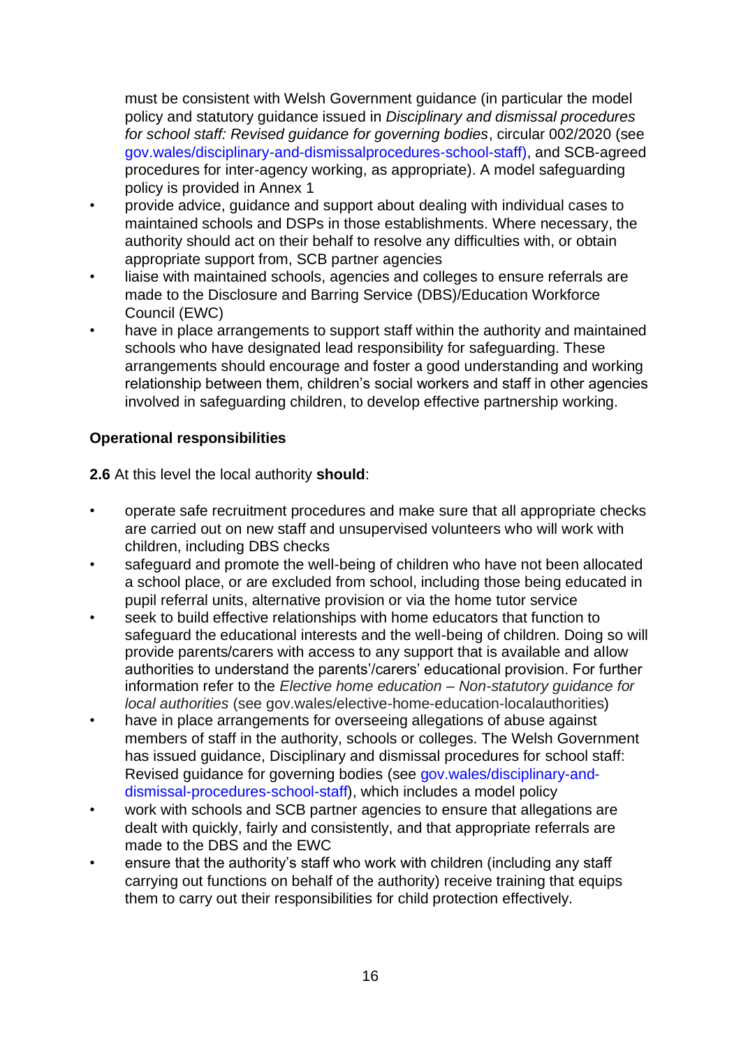must be consistent with Welsh Government guidance (in particular the model policy and statutory guidance issued in *Disciplinary and dismissal procedures for school staff: Revised guidance for governing bodies*, circular 002/2020 (see gov.wales/disciplinary-and-dismissalprocedures-school-staff), and SCB-agreed procedures for inter-agency working, as appropriate). A model safeguarding policy is provided in Annex 1

- provide advice, guidance and support about dealing with individual cases to maintained schools and DSPs in those establishments. Where necessary, the authority should act on their behalf to resolve any difficulties with, or obtain appropriate support from, SCB partner agencies
- liaise with maintained schools, agencies and colleges to ensure referrals are made to the Disclosure and Barring Service (DBS)/Education Workforce Council (EWC)
- have in place arrangements to support staff within the authority and maintained schools who have designated lead responsibility for safeguarding. These arrangements should encourage and foster a good understanding and working relationship between them, children's social workers and staff in other agencies involved in safeguarding children, to develop effective partnership working.

**Operational responsibilities**

**2.6** At this level the local authority **should**:

- operate safe recruitment procedures and make sure that all appropriate checks are carried out on new staff and unsupervised volunteers who will work with children, including DBS checks
- safeguard and promote the well-being of children who have not been allocated a school place, or are excluded from school, including those being educated in pupil referral units, alternative provision or via the home tutor service
- seek to build effective relationships with home educators that function to safeguard the educational interests and the well-being of children. Doing so will provide parents/carers with access to any support that is available and allow authorities to understand the parents'/carers' educational provision. For further information refer to the *Elective home education – Non-statutory guidance for local authorities* (see gov.wales/elective-home-education-localauthorities)
- have in place arrangements for overseeing allegations of abuse against members of staff in the authority, schools or colleges. The Welsh Government has issued guidance, Disciplinary and dismissal procedures for school staff: Revised guidance for governing bodies (see gov.wales/disciplinary-and-dismissal-procedures-school-staff), which includes a model policy
- work with schools and SCB partner agencies to ensure that allegations are dealt with quickly, fairly and consistently, and that appropriate referrals are made to the DBS and the EWC
- ensure that the authority's staff who work with children (including any staff carrying out functions on behalf of the authority) receive training that equips them to carry out their responsibilities for child protection effectively.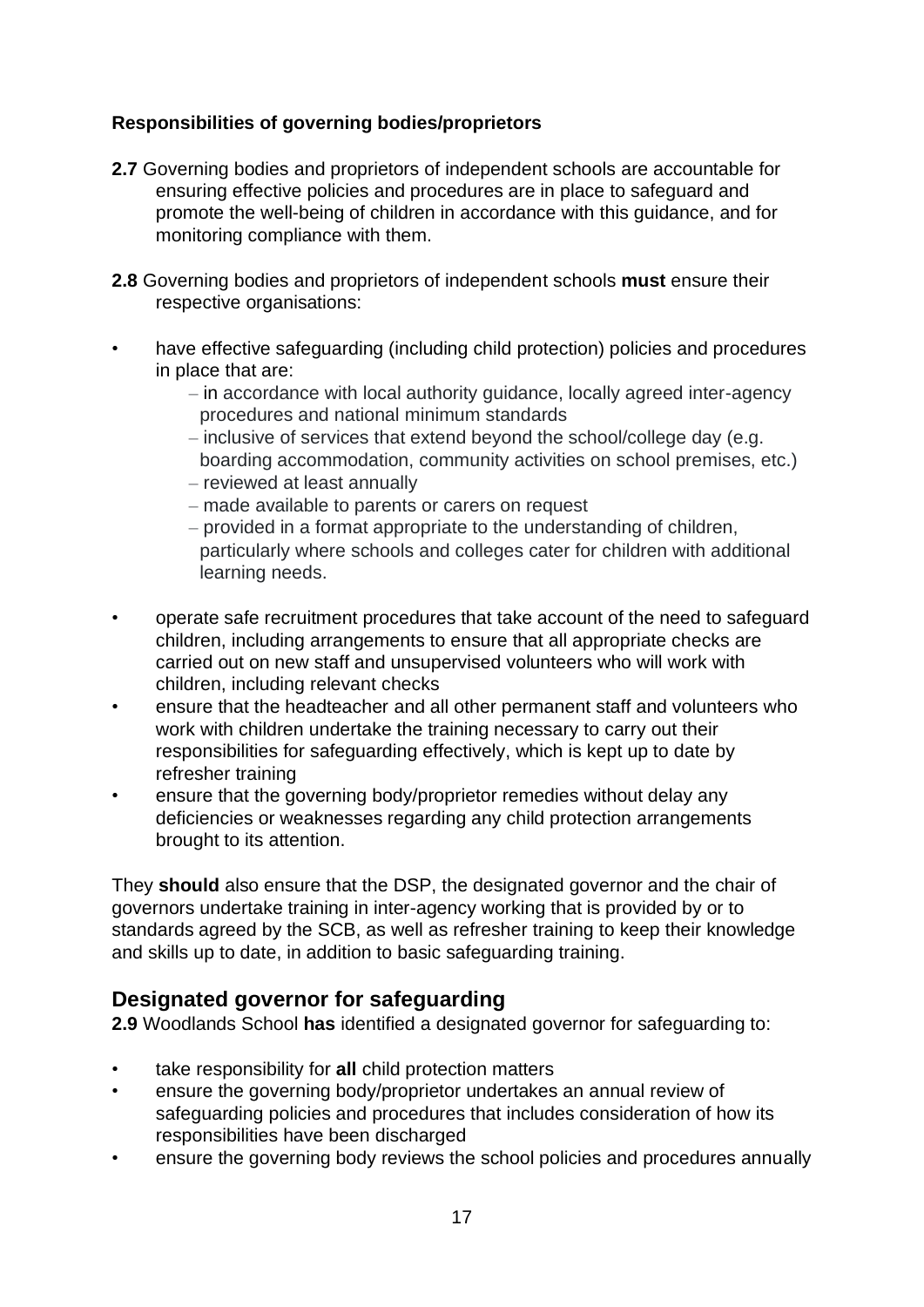### Responsibilities of governing bodies/proprietors

**2.7** Governing bodies and proprietors of independent schools are accountable for ensuring effective policies and procedures are in place to safeguard and promote the well-being of children in accordance with this guidance, and for monitoring compliance with them.

**2.8** Governing bodies and proprietors of independent schools **must** ensure their respective organisations:

- have effective safeguarding (including child protection) policies and procedures in place that are:
  - in accordance with local authority guidance, locally agreed inter-agency procedures and national minimum standards
  - inclusive of services that extend beyond the school/college day (e.g. boarding accommodation, community activities on school premises, etc.)
  - reviewed at least annually
  - made available to parents or carers on request
  - provided in a format appropriate to the understanding of children, particularly where schools and colleges cater for children with additional learning needs.
- operate safe recruitment procedures that take account of the need to safeguard children, including arrangements to ensure that all appropriate checks are carried out on new staff and unsupervised volunteers who will work with children, including relevant checks
- ensure that the headteacher and all other permanent staff and volunteers who work with children undertake the training necessary to carry out their responsibilities for safeguarding effectively, which is kept up to date by refresher training
- ensure that the governing body/proprietor remedies without delay any deficiencies or weaknesses regarding any child protection arrangements brought to its attention.

They **should** also ensure that the DSP, the designated governor and the chair of governors undertake training in inter-agency working that is provided by or to standards agreed by the SCB, as well as refresher training to keep their knowledge and skills up to date, in addition to basic safeguarding training.

## Designated governor for safeguarding

**2.9** Woodlands School **has** identified a designated governor for safeguarding to:

- take responsibility for **all** child protection matters
- ensure the governing body/proprietor undertakes an annual review of safeguarding policies and procedures that includes consideration of how its responsibilities have been discharged
- ensure the governing body reviews the school policies and procedures annually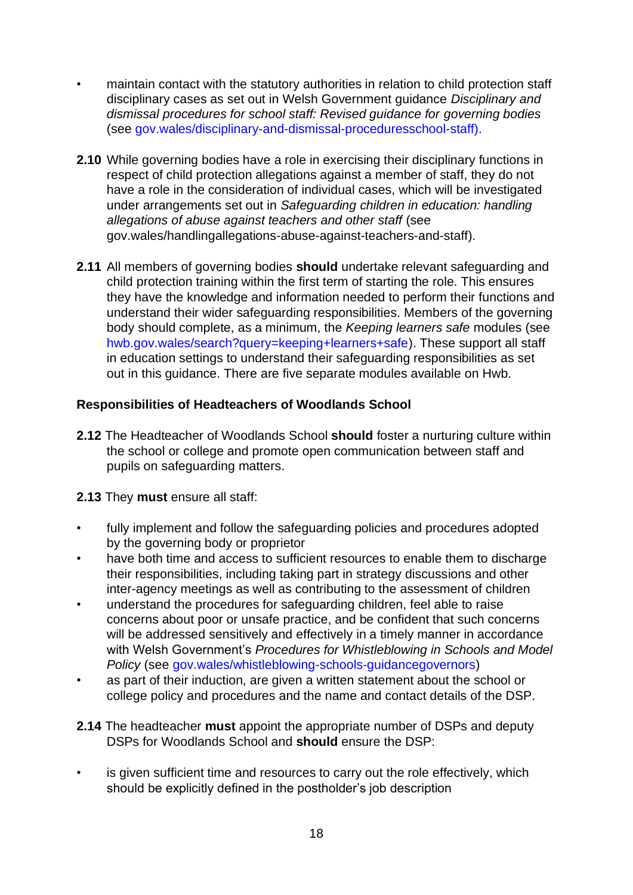- maintain contact with the statutory authorities in relation to child protection staff disciplinary cases as set out in Welsh Government guidance *Disciplinary and dismissal procedures for school staff: Revised guidance for governing bodies* (see gov.wales/disciplinary-and-dismissal-proceduresschool-staff).

**2.10** While governing bodies have a role in exercising their disciplinary functions in respect of child protection allegations against a member of staff, they do not have a role in the consideration of individual cases, which will be investigated under arrangements set out in *Safeguarding children in education: handling allegations of abuse against teachers and other staff* (see gov.wales/handlingallegations-abuse-against-teachers-and-staff).

**2.11** All members of governing bodies **should** undertake relevant safeguarding and child protection training within the first term of starting the role. This ensures they have the knowledge and information needed to perform their functions and understand their wider safeguarding responsibilities. Members of the governing body should complete, as a minimum, the *Keeping learners safe* modules (see hwb.gov.wales/search?query=keeping+learners+safe). These support all staff in education settings to understand their safeguarding responsibilities as set out in this guidance. There are five separate modules available on Hwb.

### Responsibilities of Headteachers of Woodlands School

**2.12** The Headteacher of Woodlands School **should** foster a nurturing culture within the school or college and promote open communication between staff and pupils on safeguarding matters.

**2.13** They **must** ensure all staff:

- fully implement and follow the safeguarding policies and procedures adopted by the governing body or proprietor
- have both time and access to sufficient resources to enable them to discharge their responsibilities, including taking part in strategy discussions and other inter-agency meetings as well as contributing to the assessment of children
- understand the procedures for safeguarding children, feel able to raise concerns about poor or unsafe practice, and be confident that such concerns will be addressed sensitively and effectively in a timely manner in accordance with Welsh Government's *Procedures for Whistleblowing in Schools and Model Policy* (see gov.wales/whistleblowing-schools-guidancegovernors)
- as part of their induction, are given a written statement about the school or college policy and procedures and the name and contact details of the DSP.

**2.14** The headteacher **must** appoint the appropriate number of DSPs and deputy DSPs for Woodlands School and **should** ensure the DSP:

- is given sufficient time and resources to carry out the role effectively, which should be explicitly defined in the postholder's job description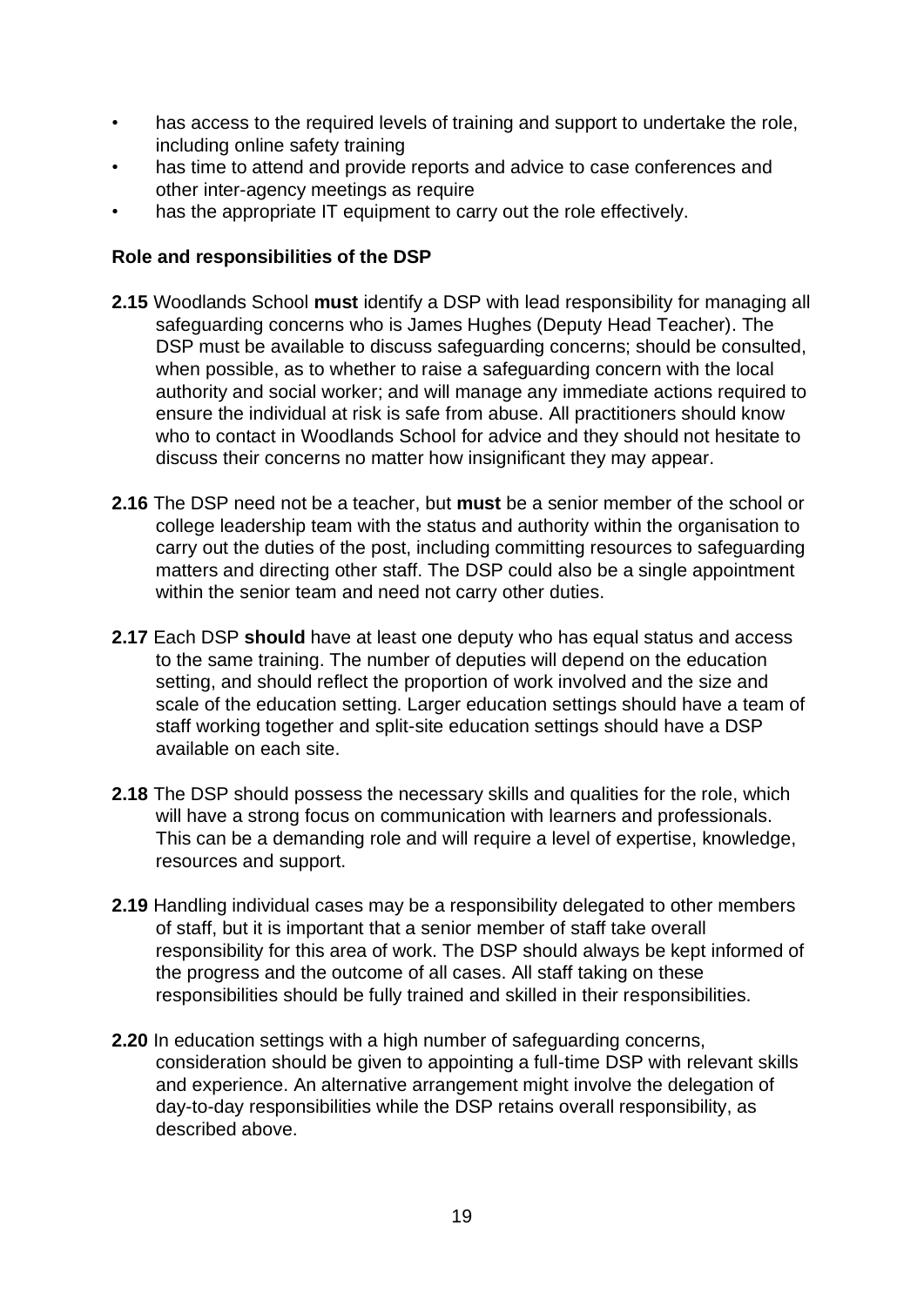- has access to the required levels of training and support to undertake the role, including online safety training
- has time to attend and provide reports and advice to case conferences and other inter-agency meetings as require
- has the appropriate IT equipment to carry out the role effectively.

**Role and responsibilities of the DSP**

**2.15** Woodlands School **must** identify a DSP with lead responsibility for managing all safeguarding concerns who is James Hughes (Deputy Head Teacher). The DSP must be available to discuss safeguarding concerns; should be consulted, when possible, as to whether to raise a safeguarding concern with the local authority and social worker; and will manage any immediate actions required to ensure the individual at risk is safe from abuse. All practitioners should know who to contact in Woodlands School for advice and they should not hesitate to discuss their concerns no matter how insignificant they may appear.

**2.16** The DSP need not be a teacher, but **must** be a senior member of the school or college leadership team with the status and authority within the organisation to carry out the duties of the post, including committing resources to safeguarding matters and directing other staff. The DSP could also be a single appointment within the senior team and need not carry other duties.

**2.17** Each DSP **should** have at least one deputy who has equal status and access to the same training. The number of deputies will depend on the education setting, and should reflect the proportion of work involved and the size and scale of the education setting. Larger education settings should have a team of staff working together and split-site education settings should have a DSP available on each site.

**2.18** The DSP should possess the necessary skills and qualities for the role, which will have a strong focus on communication with learners and professionals. This can be a demanding role and will require a level of expertise, knowledge, resources and support.

**2.19** Handling individual cases may be a responsibility delegated to other members of staff, but it is important that a senior member of staff take overall responsibility for this area of work. The DSP should always be kept informed of the progress and the outcome of all cases. All staff taking on these responsibilities should be fully trained and skilled in their responsibilities.

**2.20** In education settings with a high number of safeguarding concerns, consideration should be given to appointing a full-time DSP with relevant skills and experience. An alternative arrangement might involve the delegation of day-to-day responsibilities while the DSP retains overall responsibility, as described above.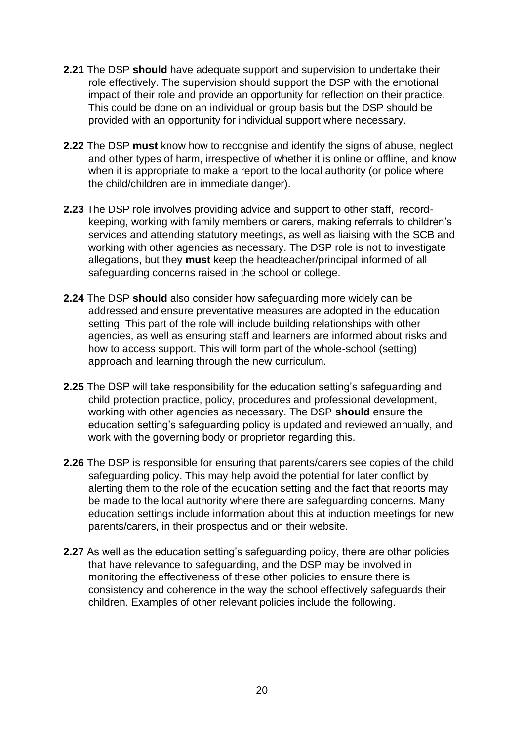**2.21** The DSP **should** have adequate support and supervision to undertake their role effectively. The supervision should support the DSP with the emotional impact of their role and provide an opportunity for reflection on their practice. This could be done on an individual or group basis but the DSP should be provided with an opportunity for individual support where necessary.

**2.22** The DSP **must** know how to recognise and identify the signs of abuse, neglect and other types of harm, irrespective of whether it is online or offline, and know when it is appropriate to make a report to the local authority (or police where the child/children are in immediate danger).

**2.23** The DSP role involves providing advice and support to other staff, record-keeping, working with family members or carers, making referrals to children's services and attending statutory meetings, as well as liaising with the SCB and working with other agencies as necessary. The DSP role is not to investigate allegations, but they **must** keep the headteacher/principal informed of all safeguarding concerns raised in the school or college.

**2.24** The DSP **should** also consider how safeguarding more widely can be addressed and ensure preventative measures are adopted in the education setting. This part of the role will include building relationships with other agencies, as well as ensuring staff and learners are informed about risks and how to access support. This will form part of the whole-school (setting) approach and learning through the new curriculum.

**2.25** The DSP will take responsibility for the education setting's safeguarding and child protection practice, policy, procedures and professional development, working with other agencies as necessary. The DSP **should** ensure the education setting's safeguarding policy is updated and reviewed annually, and work with the governing body or proprietor regarding this.

**2.26** The DSP is responsible for ensuring that parents/carers see copies of the child safeguarding policy. This may help avoid the potential for later conflict by alerting them to the role of the education setting and the fact that reports may be made to the local authority where there are safeguarding concerns. Many education settings include information about this at induction meetings for new parents/carers, in their prospectus and on their website.

**2.27** As well as the education setting's safeguarding policy, there are other policies that have relevance to safeguarding, and the DSP may be involved in monitoring the effectiveness of these other policies to ensure there is consistency and coherence in the way the school effectively safeguards their children. Examples of other relevant policies include the following.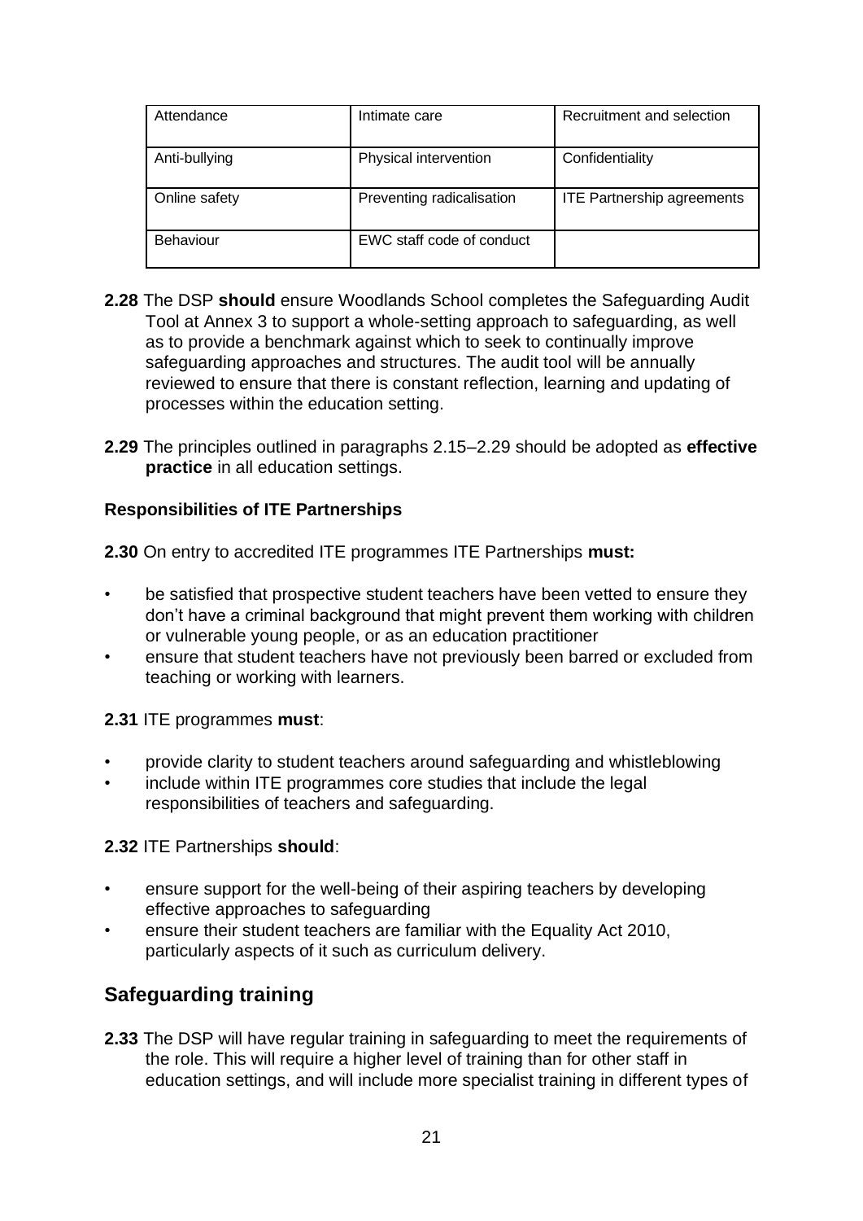| Attendance | Intimate care | Recruitment and selection |
|---|---|---|
| Anti-bullying | Physical intervention | Confidentiality |
| Online safety | Preventing radicalisation | ITE Partnership agreements |
| Behaviour | EWC staff code of conduct | |

**2.28** The DSP **should** ensure Woodlands School completes the Safeguarding Audit Tool at Annex 3 to support a whole-setting approach to safeguarding, as well as to provide a benchmark against which to seek to continually improve safeguarding approaches and structures. The audit tool will be annually reviewed to ensure that there is constant reflection, learning and updating of processes within the education setting.

**2.29** The principles outlined in paragraphs 2.15–2.29 should be adopted as **effective practice** in all education settings.

**Responsibilities of ITE Partnerships**

**2.30** On entry to accredited ITE programmes ITE Partnerships **must:**

- be satisfied that prospective student teachers have been vetted to ensure they don't have a criminal background that might prevent them working with children or vulnerable young people, or as an education practitioner
- ensure that student teachers have not previously been barred or excluded from teaching or working with learners.

**2.31** ITE programmes **must**:

- provide clarity to student teachers around safeguarding and whistleblowing
- include within ITE programmes core studies that include the legal responsibilities of teachers and safeguarding.

**2.32** ITE Partnerships **should**:

- ensure support for the well-being of their aspiring teachers by developing effective approaches to safeguarding
- ensure their student teachers are familiar with the Equality Act 2010, particularly aspects of it such as curriculum delivery.

## Safeguarding training

**2.33** The DSP will have regular training in safeguarding to meet the requirements of the role. This will require a higher level of training than for other staff in education settings, and will include more specialist training in different types of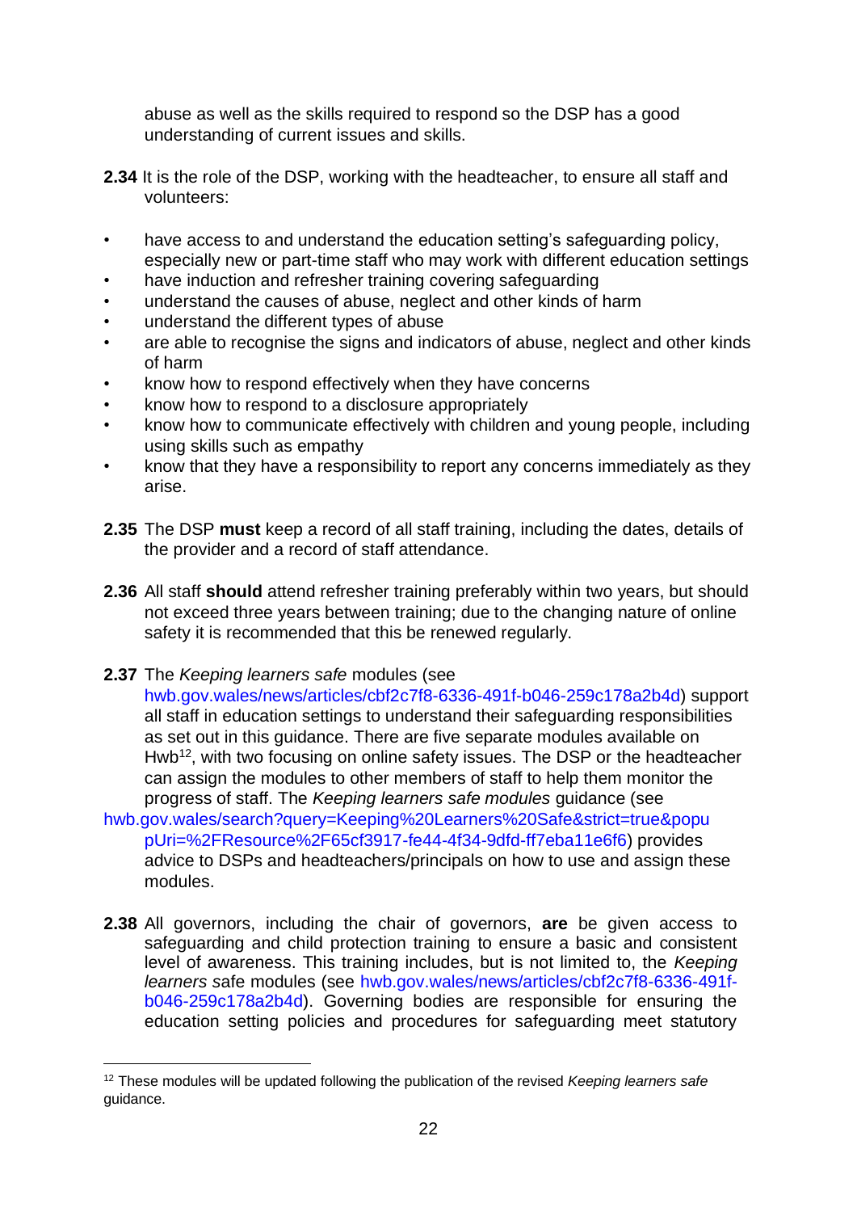abuse as well as the skills required to respond so the DSP has a good understanding of current issues and skills.

**2.34** It is the role of the DSP, working with the headteacher, to ensure all staff and volunteers:

- have access to and understand the education setting's safeguarding policy, especially new or part-time staff who may work with different education settings
- have induction and refresher training covering safeguarding
- understand the causes of abuse, neglect and other kinds of harm
- understand the different types of abuse
- are able to recognise the signs and indicators of abuse, neglect and other kinds of harm
- know how to respond effectively when they have concerns
- know how to respond to a disclosure appropriately
- know how to communicate effectively with children and young people, including using skills such as empathy
- know that they have a responsibility to report any concerns immediately as they arise.

**2.35** The DSP **must** keep a record of all staff training, including the dates, details of the provider and a record of staff attendance.

**2.36** All staff **should** attend refresher training preferably within two years, but should not exceed three years between training; due to the changing nature of online safety it is recommended that this be renewed regularly.

**2.37** The *Keeping learners safe* modules (see hwb.gov.wales/news/articles/cbf2c7f8-6336-491f-b046-259c178a2b4d) support all staff in education settings to understand their safeguarding responsibilities as set out in this guidance. There are five separate modules available on Hwb[12], with two focusing on online safety issues. The DSP or the headteacher can assign the modules to other members of staff to help them monitor the progress of staff. The *Keeping learners safe modules* guidance (see hwb.gov.wales/search?query=Keeping%20Learners%20Safe&strict=true&popupUri=%2FResource%2F65cf3917-fe44-4f34-9dfd-ff7eba11e6f6) provides advice to DSPs and headteachers/principals on how to use and assign these modules.

**2.38** All governors, including the chair of governors, **are** be given access to safeguarding and child protection training to ensure a basic and consistent level of awareness. This training includes, but is not limited to, the *Keeping learners s*afe modules (see hwb.gov.wales/news/articles/cbf2c7f8-6336-491f-b046-259c178a2b4d). Governing bodies are responsible for ensuring the education setting policies and procedures for safeguarding meet statutory

---

[12] These modules will be updated following the publication of the revised *Keeping learners safe* guidance.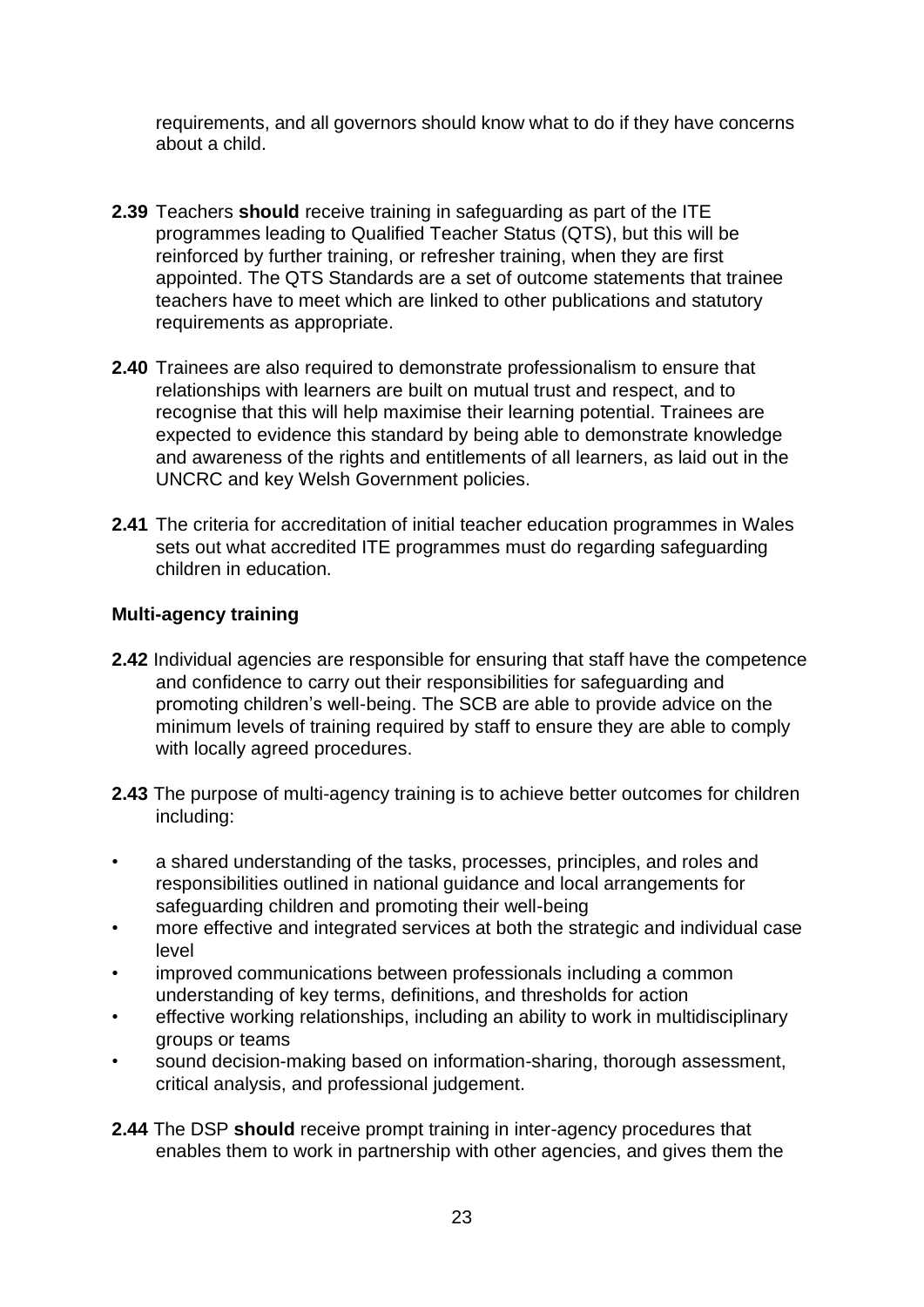requirements, and all governors should know what to do if they have concerns about a child.

**2.39** Teachers **should** receive training in safeguarding as part of the ITE programmes leading to Qualified Teacher Status (QTS), but this will be reinforced by further training, or refresher training, when they are first appointed. The QTS Standards are a set of outcome statements that trainee teachers have to meet which are linked to other publications and statutory requirements as appropriate.

**2.40** Trainees are also required to demonstrate professionalism to ensure that relationships with learners are built on mutual trust and respect, and to recognise that this will help maximise their learning potential. Trainees are expected to evidence this standard by being able to demonstrate knowledge and awareness of the rights and entitlements of all learners, as laid out in the UNCRC and key Welsh Government policies.

**2.41** The criteria for accreditation of initial teacher education programmes in Wales sets out what accredited ITE programmes must do regarding safeguarding children in education.

**Multi-agency training**

**2.42** Individual agencies are responsible for ensuring that staff have the competence and confidence to carry out their responsibilities for safeguarding and promoting children's well-being. The SCB are able to provide advice on the minimum levels of training required by staff to ensure they are able to comply with locally agreed procedures.

**2.43** The purpose of multi-agency training is to achieve better outcomes for children including:

- a shared understanding of the tasks, processes, principles, and roles and responsibilities outlined in national guidance and local arrangements for safeguarding children and promoting their well-being
- more effective and integrated services at both the strategic and individual case level
- improved communications between professionals including a common understanding of key terms, definitions, and thresholds for action
- effective working relationships, including an ability to work in multidisciplinary groups or teams
- sound decision-making based on information-sharing, thorough assessment, critical analysis, and professional judgement.

**2.44** The DSP **should** receive prompt training in inter-agency procedures that enables them to work in partnership with other agencies, and gives them the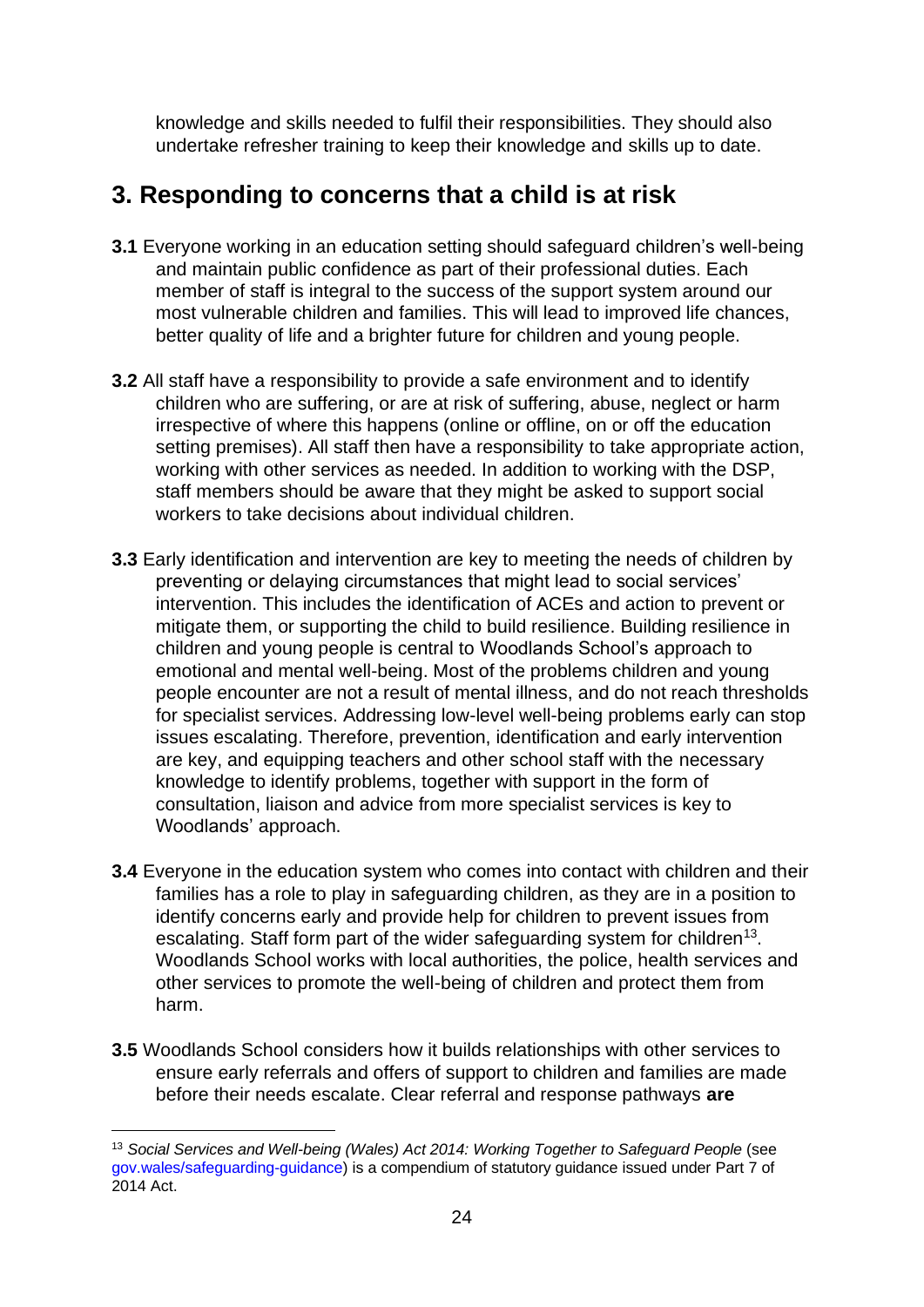knowledge and skills needed to fulfil their responsibilities. They should also undertake refresher training to keep their knowledge and skills up to date.

## 3. Responding to concerns that a child is at risk

**3.1** Everyone working in an education setting should safeguard children's well-being and maintain public confidence as part of their professional duties. Each member of staff is integral to the success of the support system around our most vulnerable children and families. This will lead to improved life chances, better quality of life and a brighter future for children and young people.

**3.2** All staff have a responsibility to provide a safe environment and to identify children who are suffering, or are at risk of suffering, abuse, neglect or harm irrespective of where this happens (online or offline, on or off the education setting premises). All staff then have a responsibility to take appropriate action, working with other services as needed. In addition to working with the DSP, staff members should be aware that they might be asked to support social workers to take decisions about individual children.

**3.3** Early identification and intervention are key to meeting the needs of children by preventing or delaying circumstances that might lead to social services' intervention. This includes the identification of ACEs and action to prevent or mitigate them, or supporting the child to build resilience. Building resilience in children and young people is central to Woodlands School's approach to emotional and mental well-being. Most of the problems children and young people encounter are not a result of mental illness, and do not reach thresholds for specialist services. Addressing low-level well-being problems early can stop issues escalating. Therefore, prevention, identification and early intervention are key, and equipping teachers and other school staff with the necessary knowledge to identify problems, together with support in the form of consultation, liaison and advice from more specialist services is key to Woodlands' approach.

**3.4** Everyone in the education system who comes into contact with children and their families has a role to play in safeguarding children, as they are in a position to identify concerns early and provide help for children to prevent issues from escalating. Staff form part of the wider safeguarding system for children[13]. Woodlands School works with local authorities, the police, health services and other services to promote the well-being of children and protect them from harm.

**3.5** Woodlands School considers how it builds relationships with other services to ensure early referrals and offers of support to children and families are made before their needs escalate. Clear referral and response pathways **are**

---

[13] *Social Services and Well-being (Wales) Act 2014: Working Together to Safeguard People* (see gov.wales/safeguarding-guidance) is a compendium of statutory guidance issued under Part 7 of 2014 Act.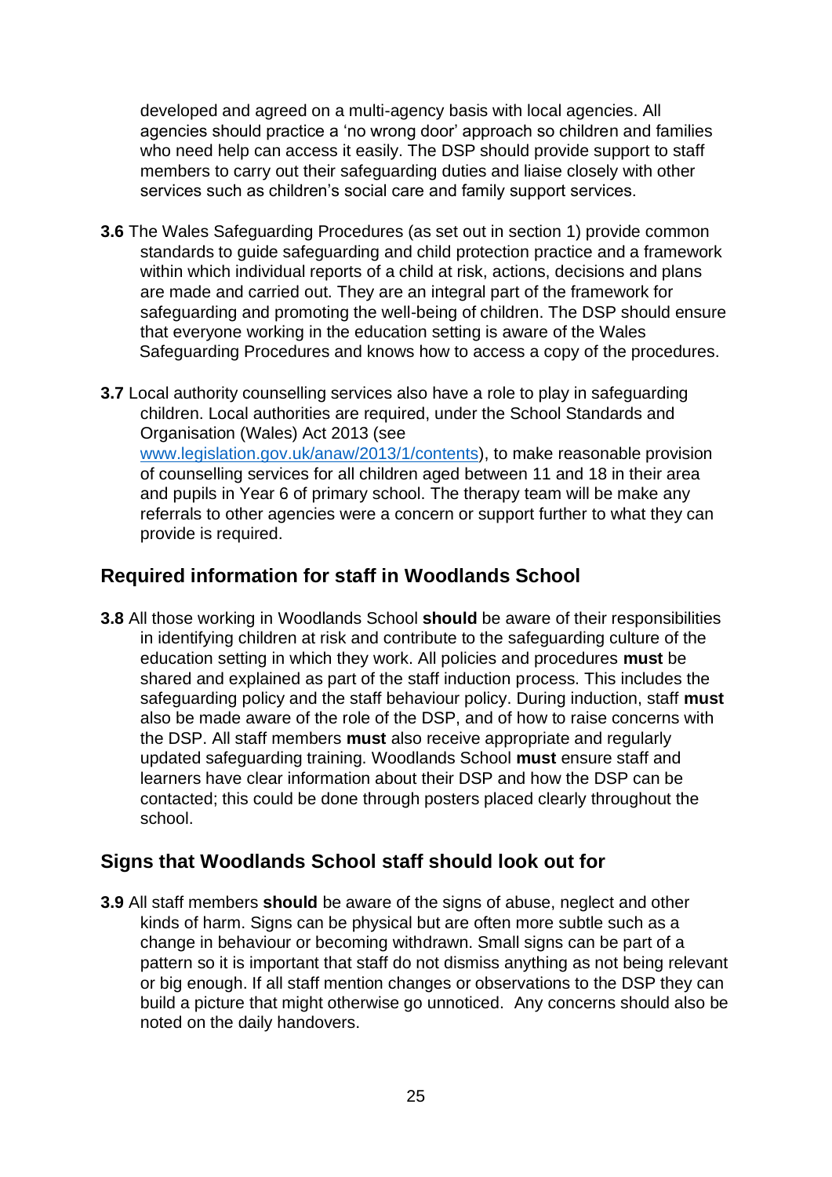developed and agreed on a multi-agency basis with local agencies. All agencies should practice a 'no wrong door' approach so children and families who need help can access it easily. The DSP should provide support to staff members to carry out their safeguarding duties and liaise closely with other services such as children's social care and family support services.

**3.6** The Wales Safeguarding Procedures (as set out in section 1) provide common standards to guide safeguarding and child protection practice and a framework within which individual reports of a child at risk, actions, decisions and plans are made and carried out. They are an integral part of the framework for safeguarding and promoting the well-being of children. The DSP should ensure that everyone working in the education setting is aware of the Wales Safeguarding Procedures and knows how to access a copy of the procedures.

**3.7** Local authority counselling services also have a role to play in safeguarding children. Local authorities are required, under the School Standards and Organisation (Wales) Act 2013 (see [www.legislation.gov.uk/anaw/2013/1/contents](www.legislation.gov.uk/anaw/2013/1/contents)), to make reasonable provision of counselling services for all children aged between 11 and 18 in their area and pupils in Year 6 of primary school. The therapy team will be make any referrals to other agencies were a concern or support further to what they can provide is required.

## Required information for staff in Woodlands School

**3.8** All those working in Woodlands School **should** be aware of their responsibilities in identifying children at risk and contribute to the safeguarding culture of the education setting in which they work. All policies and procedures **must** be shared and explained as part of the staff induction process. This includes the safeguarding policy and the staff behaviour policy. During induction, staff **must** also be made aware of the role of the DSP, and of how to raise concerns with the DSP. All staff members **must** also receive appropriate and regularly updated safeguarding training. Woodlands School **must** ensure staff and learners have clear information about their DSP and how the DSP can be contacted; this could be done through posters placed clearly throughout the school.

## Signs that Woodlands School staff should look out for

**3.9** All staff members **should** be aware of the signs of abuse, neglect and other kinds of harm. Signs can be physical but are often more subtle such as a change in behaviour or becoming withdrawn. Small signs can be part of a pattern so it is important that staff do not dismiss anything as not being relevant or big enough. If all staff mention changes or observations to the DSP they can build a picture that might otherwise go unnoticed. Any concerns should also be noted on the daily handovers.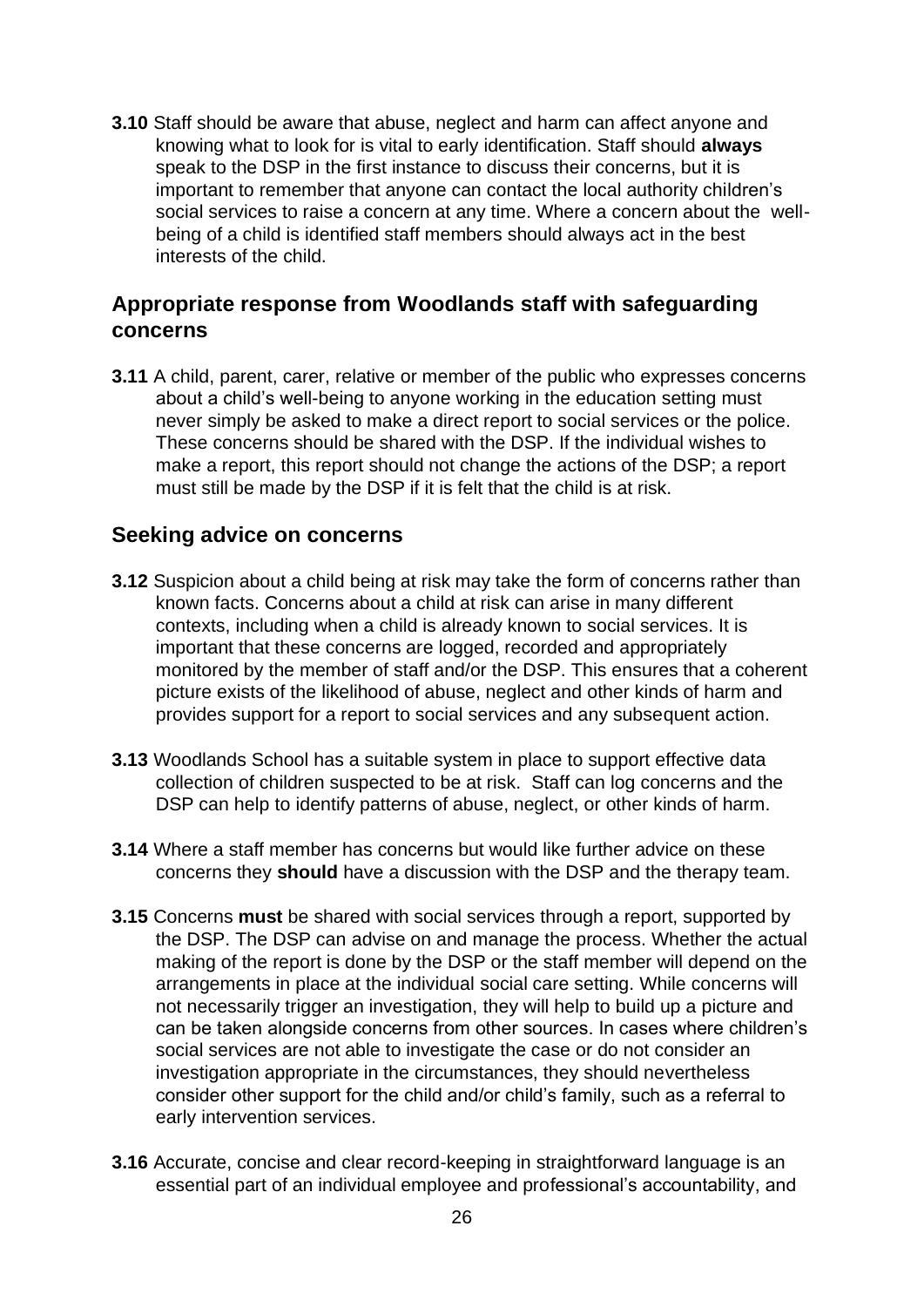**3.10** Staff should be aware that abuse, neglect and harm can affect anyone and knowing what to look for is vital to early identification. Staff should **always** speak to the DSP in the first instance to discuss their concerns, but it is important to remember that anyone can contact the local authority children's social services to raise a concern at any time. Where a concern about the well-being of a child is identified staff members should always act in the best interests of the child.

## Appropriate response from Woodlands staff with safeguarding concerns

**3.11** A child, parent, carer, relative or member of the public who expresses concerns about a child's well-being to anyone working in the education setting must never simply be asked to make a direct report to social services or the police. These concerns should be shared with the DSP. If the individual wishes to make a report, this report should not change the actions of the DSP; a report must still be made by the DSP if it is felt that the child is at risk.

## Seeking advice on concerns

**3.12** Suspicion about a child being at risk may take the form of concerns rather than known facts. Concerns about a child at risk can arise in many different contexts, including when a child is already known to social services. It is important that these concerns are logged, recorded and appropriately monitored by the member of staff and/or the DSP. This ensures that a coherent picture exists of the likelihood of abuse, neglect and other kinds of harm and provides support for a report to social services and any subsequent action.

**3.13** Woodlands School has a suitable system in place to support effective data collection of children suspected to be at risk. Staff can log concerns and the DSP can help to identify patterns of abuse, neglect, or other kinds of harm.

**3.14** Where a staff member has concerns but would like further advice on these concerns they **should** have a discussion with the DSP and the therapy team.

**3.15** Concerns **must** be shared with social services through a report, supported by the DSP. The DSP can advise on and manage the process. Whether the actual making of the report is done by the DSP or the staff member will depend on the arrangements in place at the individual social care setting. While concerns will not necessarily trigger an investigation, they will help to build up a picture and can be taken alongside concerns from other sources. In cases where children's social services are not able to investigate the case or do not consider an investigation appropriate in the circumstances, they should nevertheless consider other support for the child and/or child's family, such as a referral to early intervention services.

**3.16** Accurate, concise and clear record-keeping in straightforward language is an essential part of an individual employee and professional's accountability, and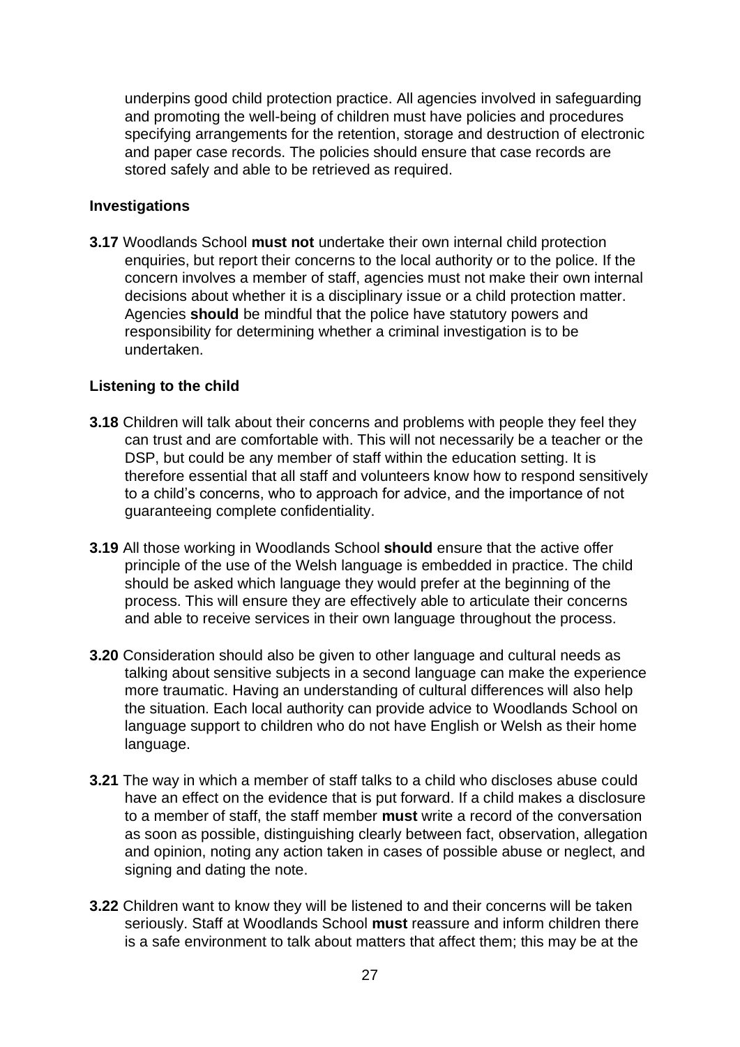underpins good child protection practice. All agencies involved in safeguarding and promoting the well-being of children must have policies and procedures specifying arrangements for the retention, storage and destruction of electronic and paper case records. The policies should ensure that case records are stored safely and able to be retrieved as required.

**Investigations**

**3.17** Woodlands School **must not** undertake their own internal child protection enquiries, but report their concerns to the local authority or to the police. If the concern involves a member of staff, agencies must not make their own internal decisions about whether it is a disciplinary issue or a child protection matter. Agencies **should** be mindful that the police have statutory powers and responsibility for determining whether a criminal investigation is to be undertaken.

**Listening to the child**

**3.18** Children will talk about their concerns and problems with people they feel they can trust and are comfortable with. This will not necessarily be a teacher or the DSP, but could be any member of staff within the education setting. It is therefore essential that all staff and volunteers know how to respond sensitively to a child's concerns, who to approach for advice, and the importance of not guaranteeing complete confidentiality.

**3.19** All those working in Woodlands School **should** ensure that the active offer principle of the use of the Welsh language is embedded in practice. The child should be asked which language they would prefer at the beginning of the process. This will ensure they are effectively able to articulate their concerns and able to receive services in their own language throughout the process.

**3.20** Consideration should also be given to other language and cultural needs as talking about sensitive subjects in a second language can make the experience more traumatic. Having an understanding of cultural differences will also help the situation. Each local authority can provide advice to Woodlands School on language support to children who do not have English or Welsh as their home language.

**3.21** The way in which a member of staff talks to a child who discloses abuse could have an effect on the evidence that is put forward. If a child makes a disclosure to a member of staff, the staff member **must** write a record of the conversation as soon as possible, distinguishing clearly between fact, observation, allegation and opinion, noting any action taken in cases of possible abuse or neglect, and signing and dating the note.

**3.22** Children want to know they will be listened to and their concerns will be taken seriously. Staff at Woodlands School **must** reassure and inform children there is a safe environment to talk about matters that affect them; this may be at the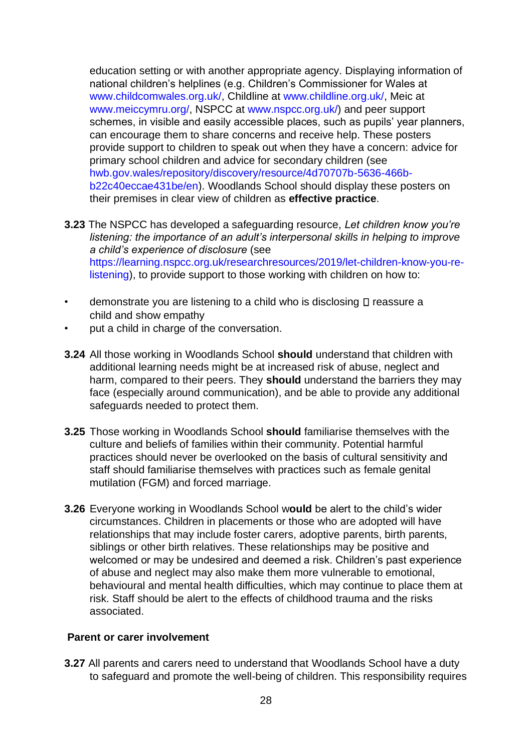education setting or with another appropriate agency. Displaying information of national children's helplines (e.g. Children's Commissioner for Wales at www.childcomwales.org.uk/, Childline at www.childline.org.uk/, Meic at www.meiccymru.org/, NSPCC at www.nspcc.org.uk/) and peer support schemes, in visible and easily accessible places, such as pupils' year planners, can encourage them to share concerns and receive help. These posters provide support to children to speak out when they have a concern: advice for primary school children and advice for secondary children (see hwb.gov.wales/repository/discovery/resource/4d70707b-5636-466b-b22c40eccae431be/en). Woodlands School should display these posters on their premises in clear view of children as **effective practice**.

**3.23** The NSPCC has developed a safeguarding resource, *Let children know you're listening: the importance of an adult's interpersonal skills in helping to improve a child's experience of disclosure* (see https://learning.nspcc.org.uk/researchresources/2019/let-children-know-you-re-listening), to provide support to those working with children on how to:

- demonstrate you are listening to a child who is disclosing  reassure a child and show empathy
- put a child in charge of the conversation.

**3.24** All those working in Woodlands School **should** understand that children with additional learning needs might be at increased risk of abuse, neglect and harm, compared to their peers. They **should** understand the barriers they may face (especially around communication), and be able to provide any additional safeguards needed to protect them.

**3.25** Those working in Woodlands School **should** familiarise themselves with the culture and beliefs of families within their community. Potential harmful practices should never be overlooked on the basis of cultural sensitivity and staff should familiarise themselves with practices such as female genital mutilation (FGM) and forced marriage.

**3.26** Everyone working in Woodlands School w**ould** be alert to the child's wider circumstances. Children in placements or those who are adopted will have relationships that may include foster carers, adoptive parents, birth parents, siblings or other birth relatives. These relationships may be positive and welcomed or may be undesired and deemed a risk. Children's past experience of abuse and neglect may also make them more vulnerable to emotional, behavioural and mental health difficulties, which may continue to place them at risk. Staff should be alert to the effects of childhood trauma and the risks associated.

**Parent or carer involvement**

**3.27** All parents and carers need to understand that Woodlands School have a duty to safeguard and promote the well-being of children. This responsibility requires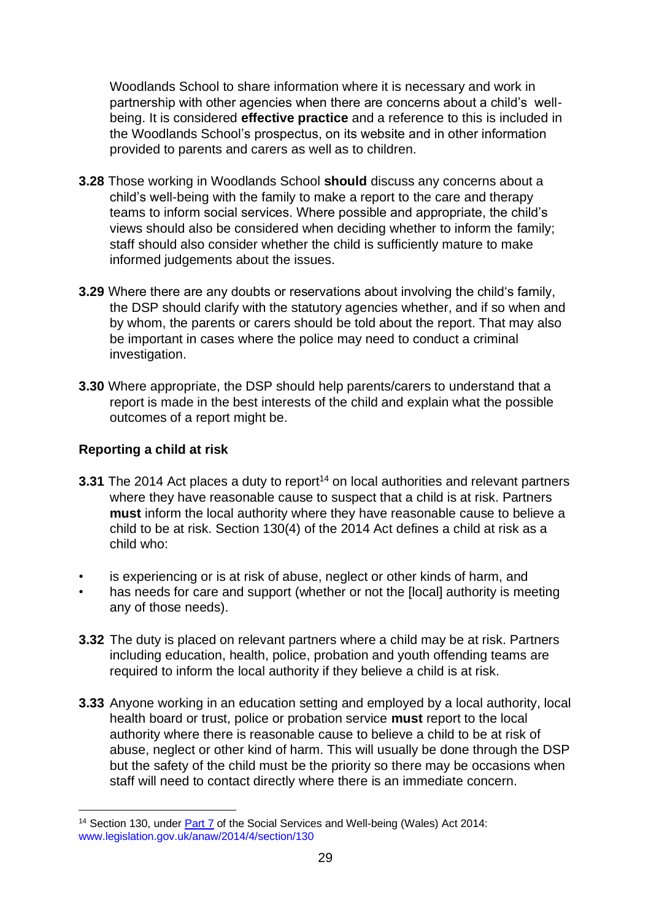Woodlands School to share information where it is necessary and work in partnership with other agencies when there are concerns about a child's well-being. It is considered **effective practice** and a reference to this is included in the Woodlands School's prospectus, on its website and in other information provided to parents and carers as well as to children.

**3.28** Those working in Woodlands School **should** discuss any concerns about a child's well-being with the family to make a report to the care and therapy teams to inform social services. Where possible and appropriate, the child's views should also be considered when deciding whether to inform the family; staff should also consider whether the child is sufficiently mature to make informed judgements about the issues.

**3.29** Where there are any doubts or reservations about involving the child's family, the DSP should clarify with the statutory agencies whether, and if so when and by whom, the parents or carers should be told about the report. That may also be important in cases where the police may need to conduct a criminal investigation.

**3.30** Where appropriate, the DSP should help parents/carers to understand that a report is made in the best interests of the child and explain what the possible outcomes of a report might be.

### Reporting a child at risk

**3.31** The 2014 Act places a duty to report[14] on local authorities and relevant partners where they have reasonable cause to suspect that a child is at risk. Partners **must** inform the local authority where they have reasonable cause to believe a child to be at risk. Section 130(4) of the 2014 Act defines a child at risk as a child who:

- is experiencing or is at risk of abuse, neglect or other kinds of harm, and
- has needs for care and support (whether or not the [local] authority is meeting any of those needs).

**3.32** The duty is placed on relevant partners where a child may be at risk. Partners including education, health, police, probation and youth offending teams are required to inform the local authority if they believe a child is at risk.

**3.33** Anyone working in an education setting and employed by a local authority, local health board or trust, police or probation service **must** report to the local authority where there is reasonable cause to believe a child to be at risk of abuse, neglect or other kind of harm. This will usually be done through the DSP but the safety of the child must be the priority so there may be occasions when staff will need to contact directly where there is an immediate concern.

---

[14] Section 130, under Part 7 of the Social Services and Well-being (Wales) Act 2014: www.legislation.gov.uk/anaw/2014/4/section/130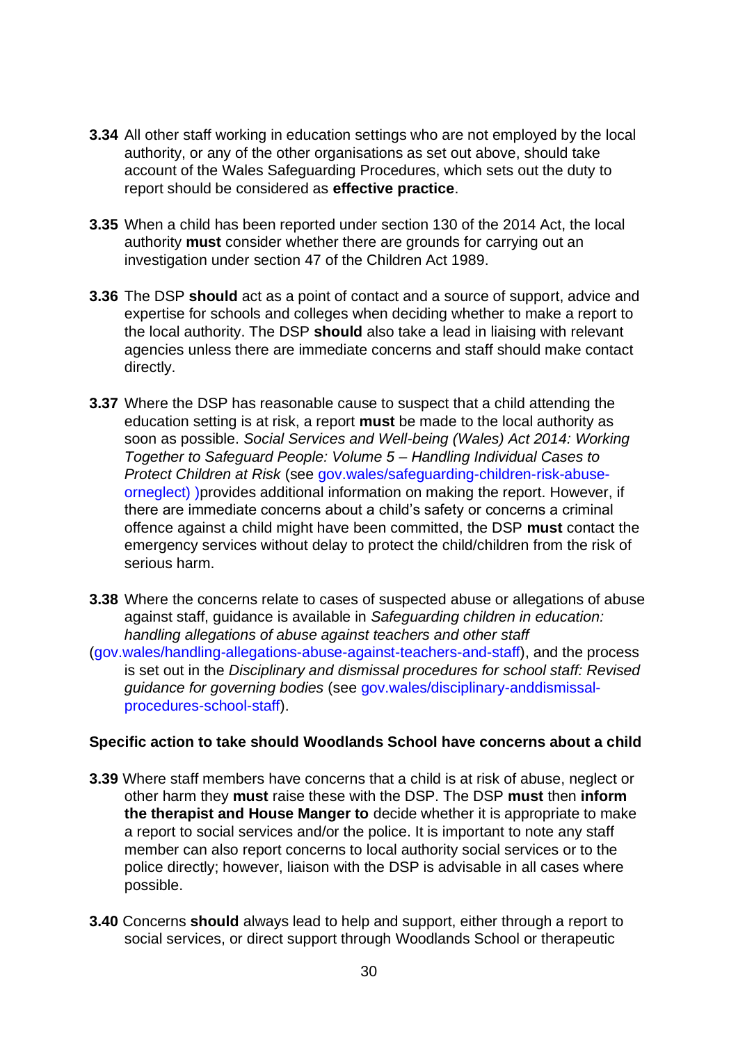**3.34** All other staff working in education settings who are not employed by the local authority, or any of the other organisations as set out above, should take account of the Wales Safeguarding Procedures, which sets out the duty to report should be considered as **effective practice**.

**3.35** When a child has been reported under section 130 of the 2014 Act, the local authority **must** consider whether there are grounds for carrying out an investigation under section 47 of the Children Act 1989.

**3.36** The DSP **should** act as a point of contact and a source of support, advice and expertise for schools and colleges when deciding whether to make a report to the local authority. The DSP **should** also take a lead in liaising with relevant agencies unless there are immediate concerns and staff should make contact directly.

**3.37** Where the DSP has reasonable cause to suspect that a child attending the education setting is at risk, a report **must** be made to the local authority as soon as possible. *Social Services and Well-being (Wales) Act 2014: Working Together to Safeguard People: Volume 5 – Handling Individual Cases to Protect Children at Risk* (see gov.wales/safeguarding-children-risk-abuse-orneglect) )provides additional information on making the report. However, if there are immediate concerns about a child's safety or concerns a criminal offence against a child might have been committed, the DSP **must** contact the emergency services without delay to protect the child/children from the risk of serious harm.

**3.38** Where the concerns relate to cases of suspected abuse or allegations of abuse against staff, guidance is available in *Safeguarding children in education: handling allegations of abuse against teachers and other staff* (gov.wales/handling-allegations-abuse-against-teachers-and-staff), and the process is set out in the *Disciplinary and dismissal procedures for school staff: Revised guidance for governing bodies* (see gov.wales/disciplinary-anddismissal-procedures-school-staff).

**Specific action to take should Woodlands School have concerns about a child**

**3.39** Where staff members have concerns that a child is at risk of abuse, neglect or other harm they **must** raise these with the DSP. The DSP **must** then **inform the therapist and House Manger to** decide whether it is appropriate to make a report to social services and/or the police. It is important to note any staff member can also report concerns to local authority social services or to the police directly; however, liaison with the DSP is advisable in all cases where possible.

**3.40** Concerns **should** always lead to help and support, either through a report to social services, or direct support through Woodlands School or therapeutic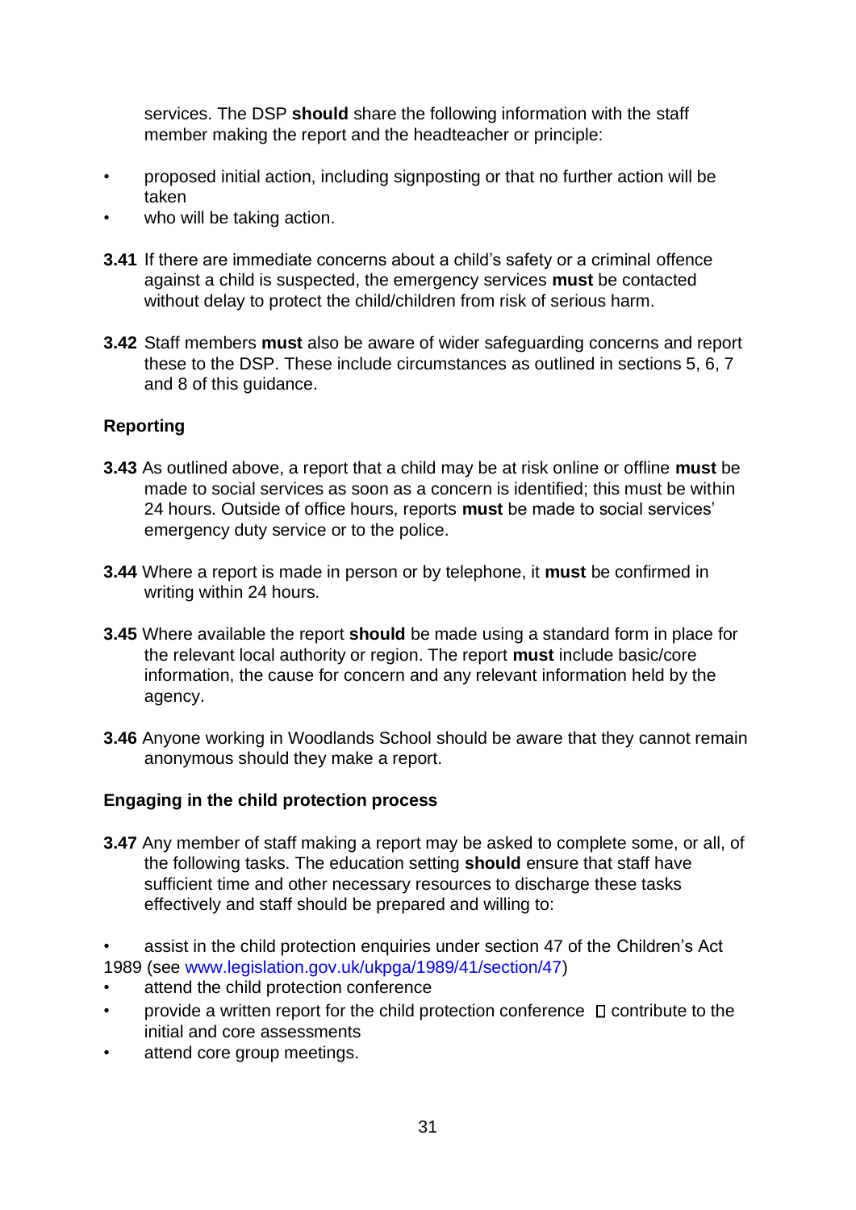services. The DSP **should** share the following information with the staff member making the report and the headteacher or principle:

- proposed initial action, including signposting or that no further action will be taken
- who will be taking action.

**3.41** If there are immediate concerns about a child's safety or a criminal offence against a child is suspected, the emergency services **must** be contacted without delay to protect the child/children from risk of serious harm.

**3.42** Staff members **must** also be aware of wider safeguarding concerns and report these to the DSP. These include circumstances as outlined in sections 5, 6, 7 and 8 of this guidance.

### Reporting

**3.43** As outlined above, a report that a child may be at risk online or offline **must** be made to social services as soon as a concern is identified; this must be within 24 hours. Outside of office hours, reports **must** be made to social services' emergency duty service or to the police.

**3.44** Where a report is made in person or by telephone, it **must** be confirmed in writing within 24 hours.

**3.45** Where available the report **should** be made using a standard form in place for the relevant local authority or region. The report **must** include basic/core information, the cause for concern and any relevant information held by the agency.

**3.46** Anyone working in Woodlands School should be aware that they cannot remain anonymous should they make a report.

### Engaging in the child protection process

**3.47** Any member of staff making a report may be asked to complete some, or all, of the following tasks. The education setting **should** ensure that staff have sufficient time and other necessary resources to discharge these tasks effectively and staff should be prepared and willing to:

- assist in the child protection enquiries under section 47 of the Children's Act 1989 (see www.legislation.gov.uk/ukpga/1989/41/section/47)
- attend the child protection conference
- provide a written report for the child protection conference  contribute to the initial and core assessments
- attend core group meetings.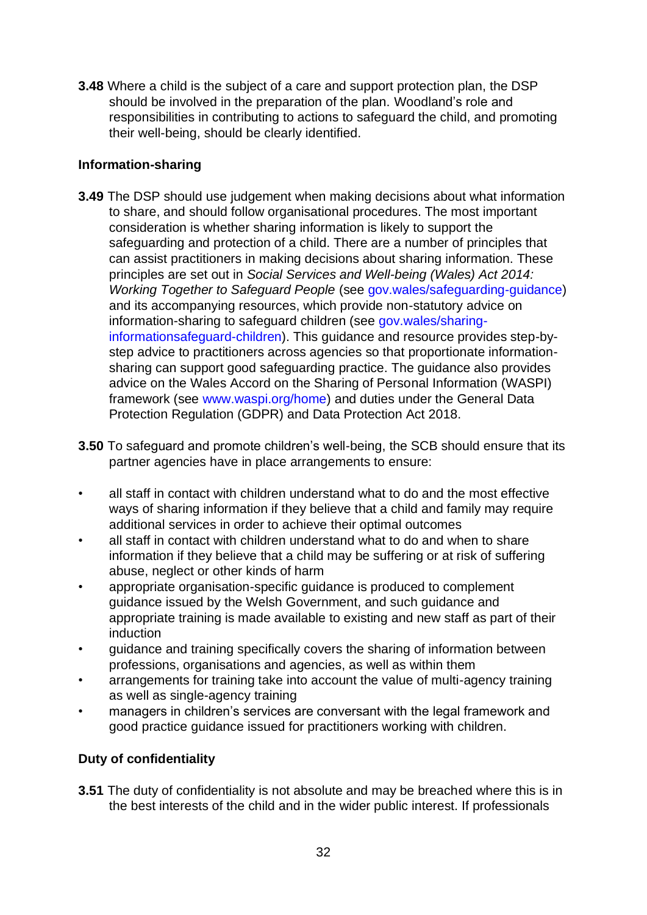**3.48** Where a child is the subject of a care and support protection plan, the DSP should be involved in the preparation of the plan. Woodland's role and responsibilities in contributing to actions to safeguard the child, and promoting their well-being, should be clearly identified.

### Information-sharing

**3.49** The DSP should use judgement when making decisions about what information to share, and should follow organisational procedures. The most important consideration is whether sharing information is likely to support the safeguarding and protection of a child. There are a number of principles that can assist practitioners in making decisions about sharing information. These principles are set out in *Social Services and Well-being (Wales) Act 2014: Working Together to Safeguard People* (see gov.wales/safeguarding-guidance) and its accompanying resources, which provide non-statutory advice on information-sharing to safeguard children (see gov.wales/sharing-informationsafeguard-children). This guidance and resource provides step-by-step advice to practitioners across agencies so that proportionate information-sharing can support good safeguarding practice. The guidance also provides advice on the Wales Accord on the Sharing of Personal Information (WASPI) framework (see www.waspi.org/home) and duties under the General Data Protection Regulation (GDPR) and Data Protection Act 2018.

**3.50** To safeguard and promote children's well-being, the SCB should ensure that its partner agencies have in place arrangements to ensure:

- all staff in contact with children understand what to do and the most effective ways of sharing information if they believe that a child and family may require additional services in order to achieve their optimal outcomes
- all staff in contact with children understand what to do and when to share information if they believe that a child may be suffering or at risk of suffering abuse, neglect or other kinds of harm
- appropriate organisation-specific guidance is produced to complement guidance issued by the Welsh Government, and such guidance and appropriate training is made available to existing and new staff as part of their induction
- guidance and training specifically covers the sharing of information between professions, organisations and agencies, as well as within them
- arrangements for training take into account the value of multi-agency training as well as single-agency training
- managers in children's services are conversant with the legal framework and good practice guidance issued for practitioners working with children.

### Duty of confidentiality

**3.51** The duty of confidentiality is not absolute and may be breached where this is in the best interests of the child and in the wider public interest. If professionals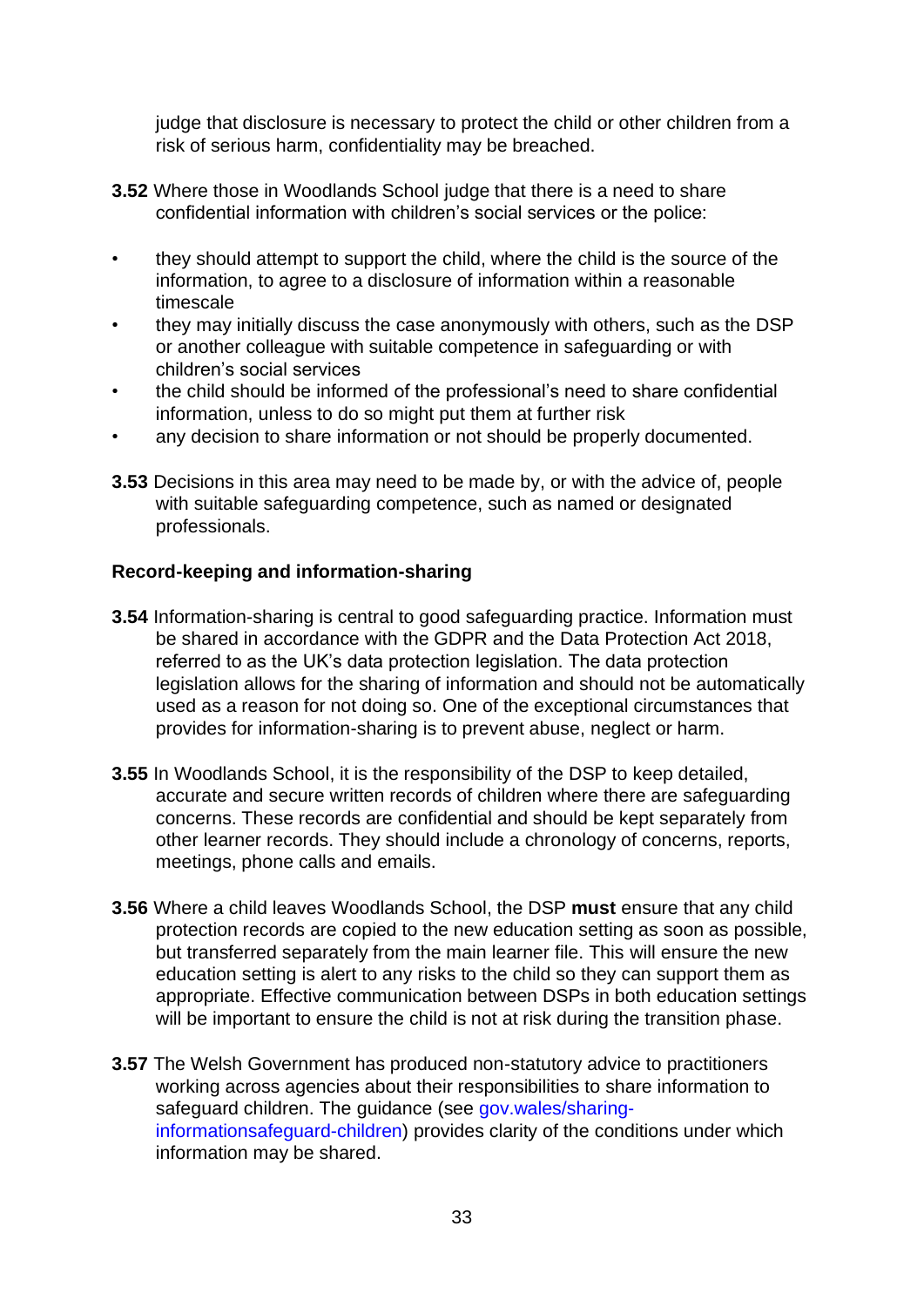judge that disclosure is necessary to protect the child or other children from a risk of serious harm, confidentiality may be breached.

**3.52** Where those in Woodlands School judge that there is a need to share confidential information with children's social services or the police:

- they should attempt to support the child, where the child is the source of the information, to agree to a disclosure of information within a reasonable timescale
- they may initially discuss the case anonymously with others, such as the DSP or another colleague with suitable competence in safeguarding or with children's social services
- the child should be informed of the professional's need to share confidential information, unless to do so might put them at further risk
- any decision to share information or not should be properly documented.

**3.53** Decisions in this area may need to be made by, or with the advice of, people with suitable safeguarding competence, such as named or designated professionals.

**Record-keeping and information-sharing**

**3.54** Information-sharing is central to good safeguarding practice. Information must be shared in accordance with the GDPR and the Data Protection Act 2018, referred to as the UK's data protection legislation. The data protection legislation allows for the sharing of information and should not be automatically used as a reason for not doing so. One of the exceptional circumstances that provides for information-sharing is to prevent abuse, neglect or harm.

**3.55** In Woodlands School, it is the responsibility of the DSP to keep detailed, accurate and secure written records of children where there are safeguarding concerns. These records are confidential and should be kept separately from other learner records. They should include a chronology of concerns, reports, meetings, phone calls and emails.

**3.56** Where a child leaves Woodlands School, the DSP **must** ensure that any child protection records are copied to the new education setting as soon as possible, but transferred separately from the main learner file. This will ensure the new education setting is alert to any risks to the child so they can support them as appropriate. Effective communication between DSPs in both education settings will be important to ensure the child is not at risk during the transition phase.

**3.57** The Welsh Government has produced non-statutory advice to practitioners working across agencies about their responsibilities to share information to safeguard children. The guidance (see gov.wales/sharing-informationsafeguard-children) provides clarity of the conditions under which information may be shared.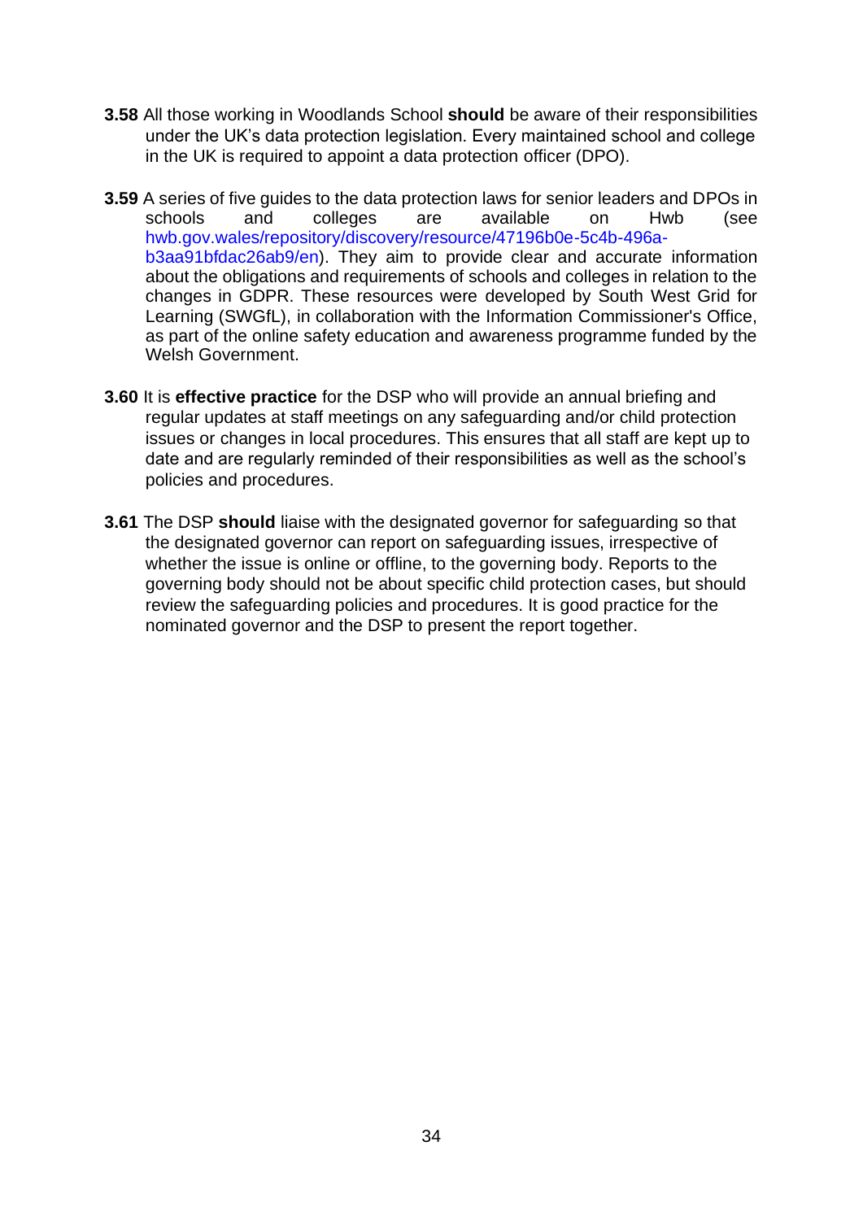**3.58** All those working in Woodlands School **should** be aware of their responsibilities under the UK's data protection legislation. Every maintained school and college in the UK is required to appoint a data protection officer (DPO).

**3.59** A series of five guides to the data protection laws for senior leaders and DPOs in schools and colleges are available on Hwb (see hwb.gov.wales/repository/discovery/resource/47196b0e-5c4b-496a-b3aa91bfdac26ab9/en). They aim to provide clear and accurate information about the obligations and requirements of schools and colleges in relation to the changes in GDPR. These resources were developed by South West Grid for Learning (SWGfL), in collaboration with the Information Commissioner's Office, as part of the online safety education and awareness programme funded by the Welsh Government.

**3.60** It is **effective practice** for the DSP who will provide an annual briefing and regular updates at staff meetings on any safeguarding and/or child protection issues or changes in local procedures. This ensures that all staff are kept up to date and are regularly reminded of their responsibilities as well as the school's policies and procedures.

**3.61** The DSP **should** liaise with the designated governor for safeguarding so that the designated governor can report on safeguarding issues, irrespective of whether the issue is online or offline, to the governing body. Reports to the governing body should not be about specific child protection cases, but should review the safeguarding policies and procedures. It is good practice for the nominated governor and the DSP to present the report together.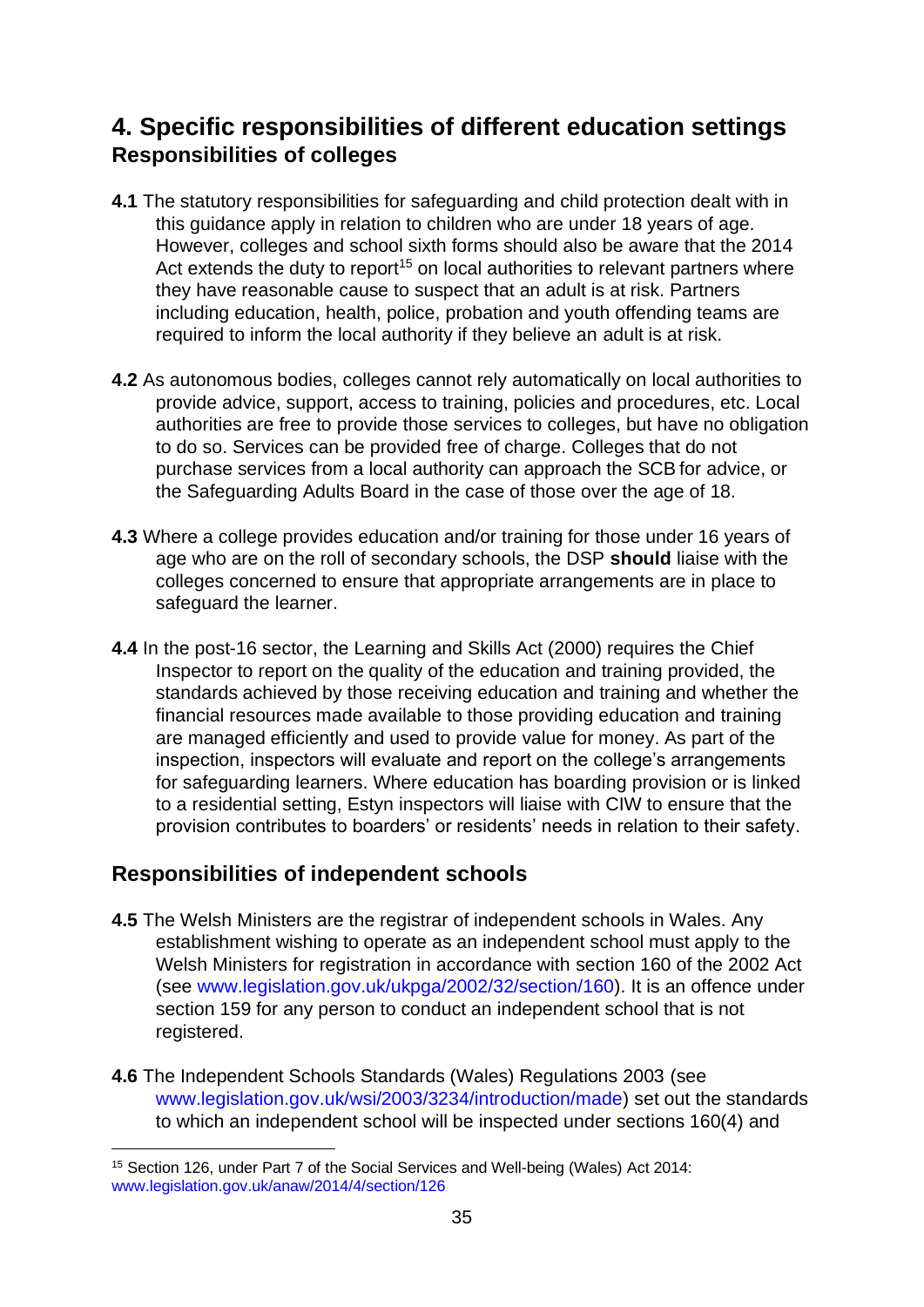# 4. Specific responsibilities of different education settings

## Responsibilities of colleges

**4.1** The statutory responsibilities for safeguarding and child protection dealt with in this guidance apply in relation to children who are under 18 years of age. However, colleges and school sixth forms should also be aware that the 2014 Act extends the duty to report[15] on local authorities to relevant partners where they have reasonable cause to suspect that an adult is at risk. Partners including education, health, police, probation and youth offending teams are required to inform the local authority if they believe an adult is at risk.

**4.2** As autonomous bodies, colleges cannot rely automatically on local authorities to provide advice, support, access to training, policies and procedures, etc. Local authorities are free to provide those services to colleges, but have no obligation to do so. Services can be provided free of charge. Colleges that do not purchase services from a local authority can approach the SCB for advice, or the Safeguarding Adults Board in the case of those over the age of 18.

**4.3** Where a college provides education and/or training for those under 16 years of age who are on the roll of secondary schools, the DSP **should** liaise with the colleges concerned to ensure that appropriate arrangements are in place to safeguard the learner.

**4.4** In the post-16 sector, the Learning and Skills Act (2000) requires the Chief Inspector to report on the quality of the education and training provided, the standards achieved by those receiving education and training and whether the financial resources made available to those providing education and training are managed efficiently and used to provide value for money. As part of the inspection, inspectors will evaluate and report on the college's arrangements for safeguarding learners. Where education has boarding provision or is linked to a residential setting, Estyn inspectors will liaise with CIW to ensure that the provision contributes to boarders' or residents' needs in relation to their safety.

## Responsibilities of independent schools

**4.5** The Welsh Ministers are the registrar of independent schools in Wales. Any establishment wishing to operate as an independent school must apply to the Welsh Ministers for registration in accordance with section 160 of the 2002 Act (see www.legislation.gov.uk/ukpga/2002/32/section/160). It is an offence under section 159 for any person to conduct an independent school that is not registered.

**4.6** The Independent Schools Standards (Wales) Regulations 2003 (see www.legislation.gov.uk/wsi/2003/3234/introduction/made) set out the standards to which an independent school will be inspected under sections 160(4) and

---

[15] Section 126, under Part 7 of the Social Services and Well-being (Wales) Act 2014: www.legislation.gov.uk/anaw/2014/4/section/126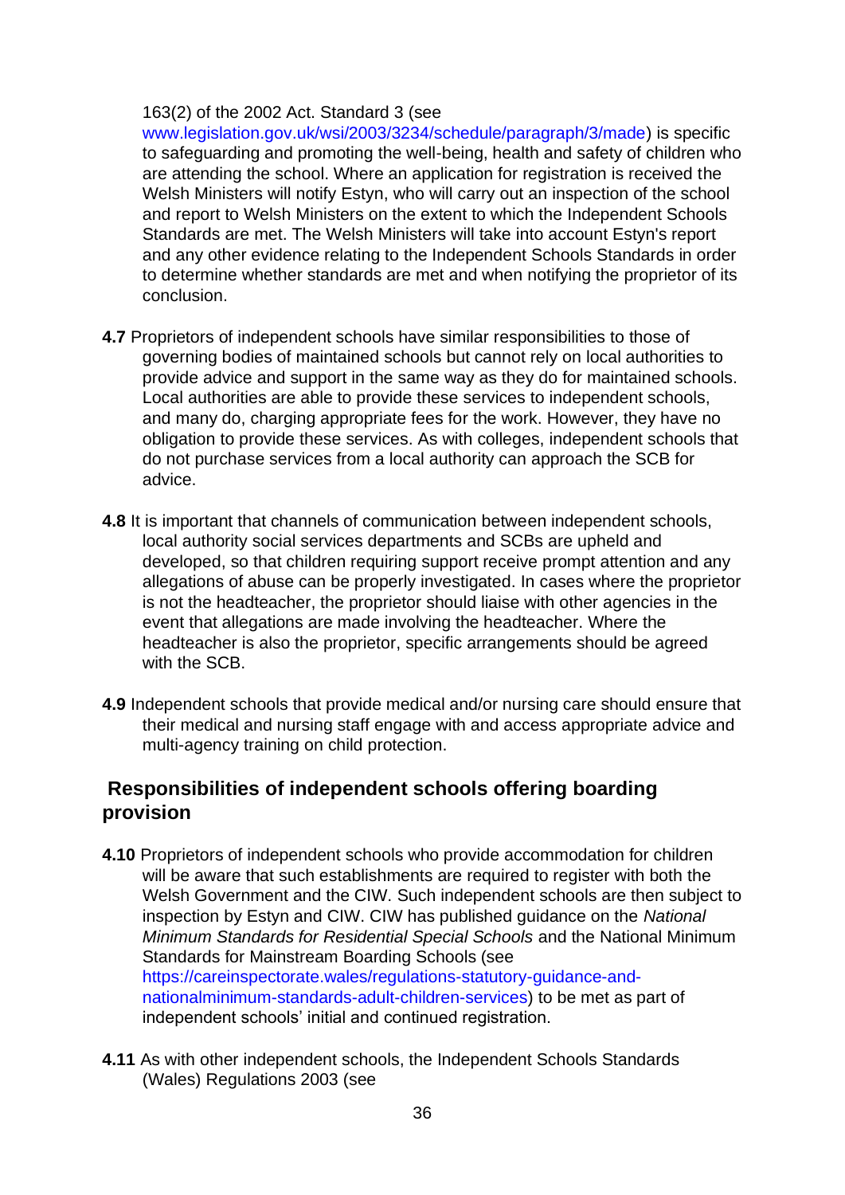163(2) of the 2002 Act. Standard 3 (see www.legislation.gov.uk/wsi/2003/3234/schedule/paragraph/3/made) is specific to safeguarding and promoting the well-being, health and safety of children who are attending the school. Where an application for registration is received the Welsh Ministers will notify Estyn, who will carry out an inspection of the school and report to Welsh Ministers on the extent to which the Independent Schools Standards are met. The Welsh Ministers will take into account Estyn's report and any other evidence relating to the Independent Schools Standards in order to determine whether standards are met and when notifying the proprietor of its conclusion.

**4.7** Proprietors of independent schools have similar responsibilities to those of governing bodies of maintained schools but cannot rely on local authorities to provide advice and support in the same way as they do for maintained schools. Local authorities are able to provide these services to independent schools, and many do, charging appropriate fees for the work. However, they have no obligation to provide these services. As with colleges, independent schools that do not purchase services from a local authority can approach the SCB for advice.

**4.8** It is important that channels of communication between independent schools, local authority social services departments and SCBs are upheld and developed, so that children requiring support receive prompt attention and any allegations of abuse can be properly investigated. In cases where the proprietor is not the headteacher, the proprietor should liaise with other agencies in the event that allegations are made involving the headteacher. Where the headteacher is also the proprietor, specific arrangements should be agreed with the SCB.

**4.9** Independent schools that provide medical and/or nursing care should ensure that their medical and nursing staff engage with and access appropriate advice and multi-agency training on child protection.

## Responsibilities of independent schools offering boarding provision

**4.10** Proprietors of independent schools who provide accommodation for children will be aware that such establishments are required to register with both the Welsh Government and the CIW. Such independent schools are then subject to inspection by Estyn and CIW. CIW has published guidance on the *National Minimum Standards for Residential Special Schools* and the National Minimum Standards for Mainstream Boarding Schools (see https://careinspectorate.wales/regulations-statutory-guidance-and-nationalminimum-standards-adult-children-services) to be met as part of independent schools' initial and continued registration.

**4.11** As with other independent schools, the Independent Schools Standards (Wales) Regulations 2003 (see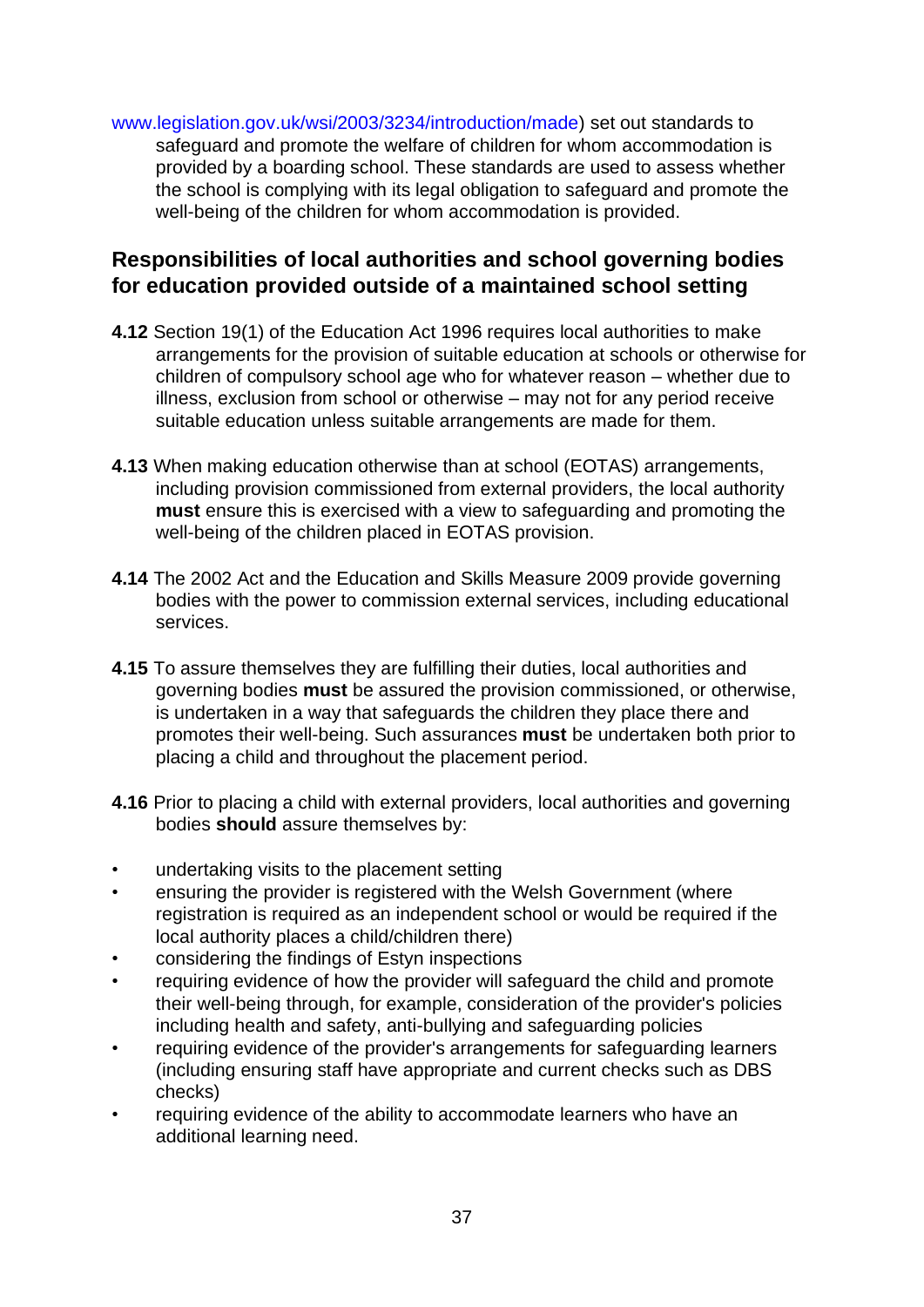www.legislation.gov.uk/wsi/2003/3234/introduction/made) set out standards to safeguard and promote the welfare of children for whom accommodation is provided by a boarding school. These standards are used to assess whether the school is complying with its legal obligation to safeguard and promote the well-being of the children for whom accommodation is provided.

## Responsibilities of local authorities and school governing bodies for education provided outside of a maintained school setting

**4.12** Section 19(1) of the Education Act 1996 requires local authorities to make arrangements for the provision of suitable education at schools or otherwise for children of compulsory school age who for whatever reason – whether due to illness, exclusion from school or otherwise – may not for any period receive suitable education unless suitable arrangements are made for them.

**4.13** When making education otherwise than at school (EOTAS) arrangements, including provision commissioned from external providers, the local authority **must** ensure this is exercised with a view to safeguarding and promoting the well-being of the children placed in EOTAS provision.

**4.14** The 2002 Act and the Education and Skills Measure 2009 provide governing bodies with the power to commission external services, including educational services.

**4.15** To assure themselves they are fulfilling their duties, local authorities and governing bodies **must** be assured the provision commissioned, or otherwise, is undertaken in a way that safeguards the children they place there and promotes their well-being. Such assurances **must** be undertaken both prior to placing a child and throughout the placement period.

**4.16** Prior to placing a child with external providers, local authorities and governing bodies **should** assure themselves by:

- undertaking visits to the placement setting
- ensuring the provider is registered with the Welsh Government (where registration is required as an independent school or would be required if the local authority places a child/children there)
- considering the findings of Estyn inspections
- requiring evidence of how the provider will safeguard the child and promote their well-being through, for example, consideration of the provider's policies including health and safety, anti-bullying and safeguarding policies
- requiring evidence of the provider's arrangements for safeguarding learners (including ensuring staff have appropriate and current checks such as DBS checks)
- requiring evidence of the ability to accommodate learners who have an additional learning need.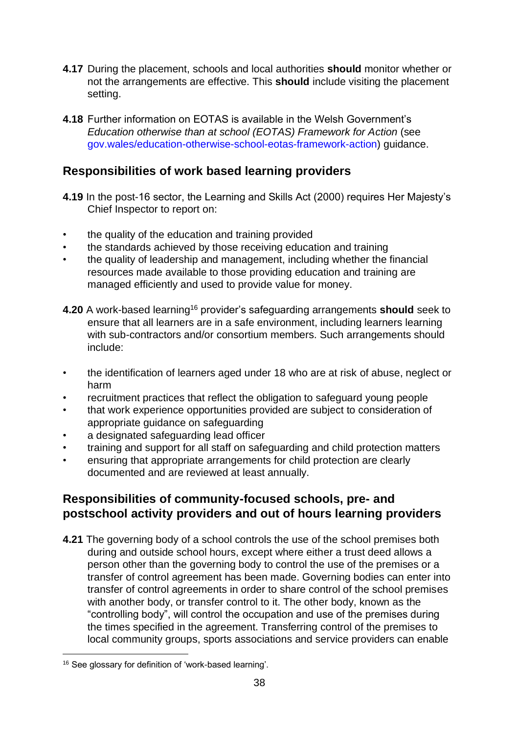**4.17** During the placement, schools and local authorities **should** monitor whether or not the arrangements are effective. This **should** include visiting the placement setting.

**4.18** Further information on EOTAS is available in the Welsh Government's *Education otherwise than at school (EOTAS) Framework for Action* (see gov.wales/education-otherwise-school-eotas-framework-action) guidance.

## Responsibilities of work based learning providers

**4.19** In the post-16 sector, the Learning and Skills Act (2000) requires Her Majesty's Chief Inspector to report on:

- the quality of the education and training provided
- the standards achieved by those receiving education and training
- the quality of leadership and management, including whether the financial resources made available to those providing education and training are managed efficiently and used to provide value for money.

**4.20** A work-based learning[16] provider's safeguarding arrangements **should** seek to ensure that all learners are in a safe environment, including learners learning with sub-contractors and/or consortium members. Such arrangements should include:

- the identification of learners aged under 18 who are at risk of abuse, neglect or harm
- recruitment practices that reflect the obligation to safeguard young people
- that work experience opportunities provided are subject to consideration of appropriate guidance on safeguarding
- a designated safeguarding lead officer
- training and support for all staff on safeguarding and child protection matters
- ensuring that appropriate arrangements for child protection are clearly documented and are reviewed at least annually.

## Responsibilities of community-focused schools, pre- and postschool activity providers and out of hours learning providers

**4.21** The governing body of a school controls the use of the school premises both during and outside school hours, except where either a trust deed allows a person other than the governing body to control the use of the premises or a transfer of control agreement has been made. Governing bodies can enter into transfer of control agreements in order to share control of the school premises with another body, or transfer control to it. The other body, known as the "controlling body", will control the occupation and use of the premises during the times specified in the agreement. Transferring control of the premises to local community groups, sports associations and service providers can enable

[16] See glossary for definition of 'work-based learning'.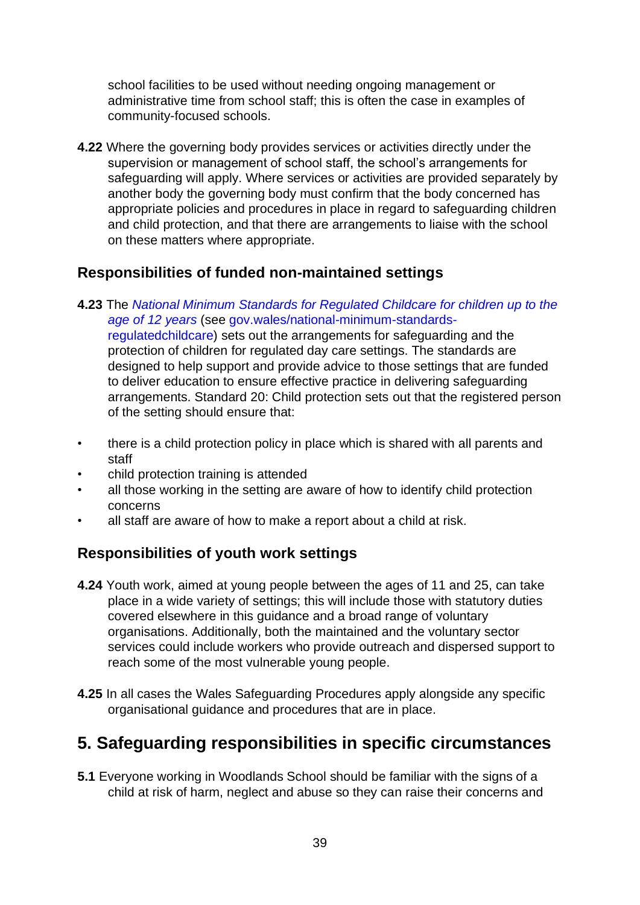school facilities to be used without needing ongoing management or administrative time from school staff; this is often the case in examples of community-focused schools.

**4.22** Where the governing body provides services or activities directly under the supervision or management of school staff, the school's arrangements for safeguarding will apply. Where services or activities are provided separately by another body the governing body must confirm that the body concerned has appropriate policies and procedures in place in regard to safeguarding children and child protection, and that there are arrangements to liaise with the school on these matters where appropriate.

### Responsibilities of funded non-maintained settings

**4.23** The *National Minimum Standards for Regulated Childcare for children up to the age of 12 years* (see gov.wales/national-minimum-standards-regulatedchildcare) sets out the arrangements for safeguarding and the protection of children for regulated day care settings. The standards are designed to help support and provide advice to those settings that are funded to deliver education to ensure effective practice in delivering safeguarding arrangements. Standard 20: Child protection sets out that the registered person of the setting should ensure that:

- there is a child protection policy in place which is shared with all parents and staff
- child protection training is attended
- all those working in the setting are aware of how to identify child protection concerns
- all staff are aware of how to make a report about a child at risk.

### Responsibilities of youth work settings

**4.24** Youth work, aimed at young people between the ages of 11 and 25, can take place in a wide variety of settings; this will include those with statutory duties covered elsewhere in this guidance and a broad range of voluntary organisations. Additionally, both the maintained and the voluntary sector services could include workers who provide outreach and dispersed support to reach some of the most vulnerable young people.

**4.25** In all cases the Wales Safeguarding Procedures apply alongside any specific organisational guidance and procedures that are in place.

## 5. Safeguarding responsibilities in specific circumstances

**5.1** Everyone working in Woodlands School should be familiar with the signs of a child at risk of harm, neglect and abuse so they can raise their concerns and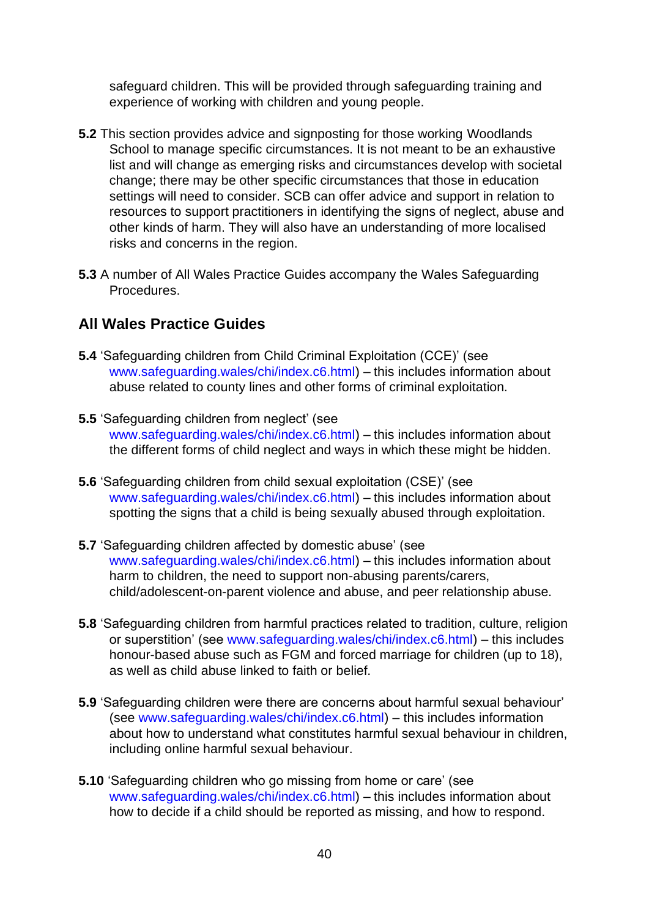safeguard children. This will be provided through safeguarding training and experience of working with children and young people.

**5.2** This section provides advice and signposting for those working Woodlands School to manage specific circumstances. It is not meant to be an exhaustive list and will change as emerging risks and circumstances develop with societal change; there may be other specific circumstances that those in education settings will need to consider. SCB can offer advice and support in relation to resources to support practitioners in identifying the signs of neglect, abuse and other kinds of harm. They will also have an understanding of more localised risks and concerns in the region.

**5.3** A number of All Wales Practice Guides accompany the Wales Safeguarding Procedures.

## All Wales Practice Guides

**5.4** 'Safeguarding children from Child Criminal Exploitation (CCE)' (see www.safeguarding.wales/chi/index.c6.html) – this includes information about abuse related to county lines and other forms of criminal exploitation.

**5.5** 'Safeguarding children from neglect' (see www.safeguarding.wales/chi/index.c6.html) – this includes information about the different forms of child neglect and ways in which these might be hidden.

**5.6** 'Safeguarding children from child sexual exploitation (CSE)' (see www.safeguarding.wales/chi/index.c6.html) – this includes information about spotting the signs that a child is being sexually abused through exploitation.

**5.7** 'Safeguarding children affected by domestic abuse' (see www.safeguarding.wales/chi/index.c6.html) – this includes information about harm to children, the need to support non-abusing parents/carers, child/adolescent-on-parent violence and abuse, and peer relationship abuse.

**5.8** 'Safeguarding children from harmful practices related to tradition, culture, religion or superstition' (see www.safeguarding.wales/chi/index.c6.html) – this includes honour-based abuse such as FGM and forced marriage for children (up to 18), as well as child abuse linked to faith or belief.

**5.9** 'Safeguarding children were there are concerns about harmful sexual behaviour' (see www.safeguarding.wales/chi/index.c6.html) – this includes information about how to understand what constitutes harmful sexual behaviour in children, including online harmful sexual behaviour.

**5.10** 'Safeguarding children who go missing from home or care' (see www.safeguarding.wales/chi/index.c6.html) – this includes information about how to decide if a child should be reported as missing, and how to respond.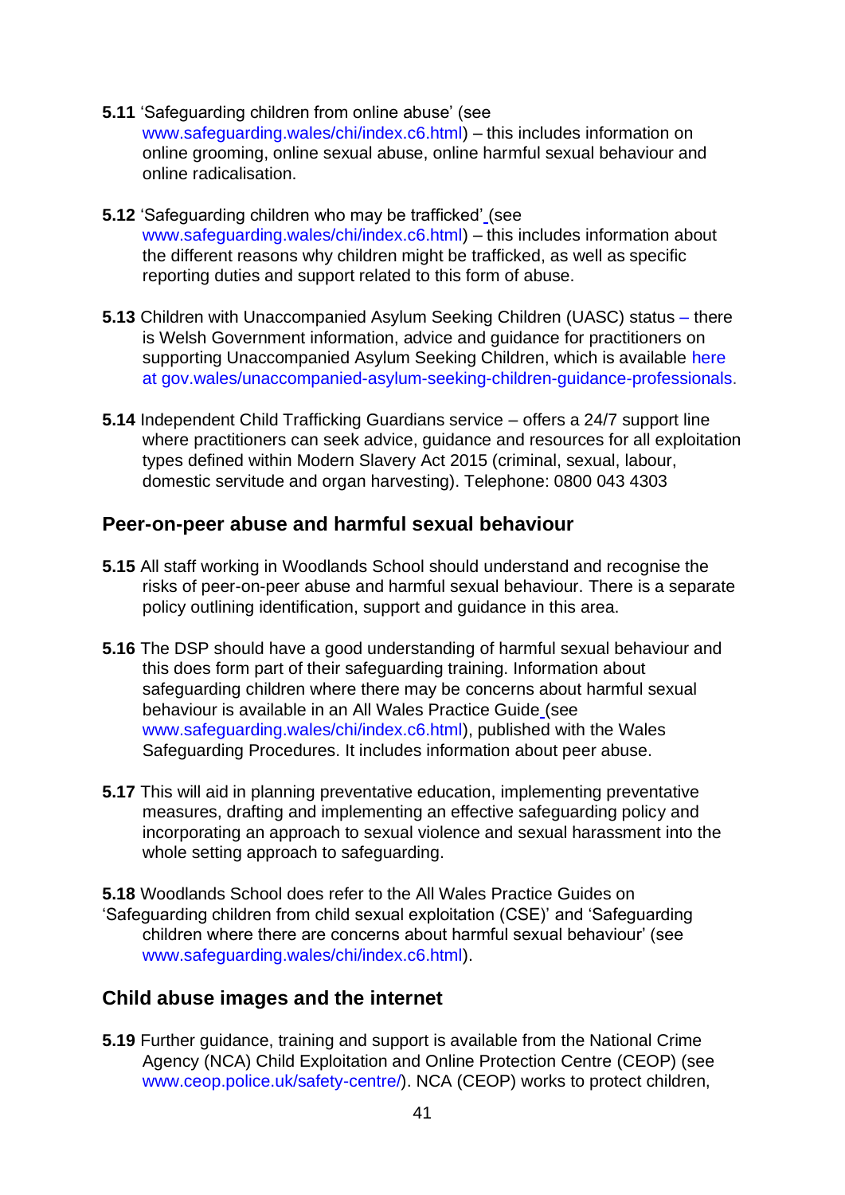**5.11** 'Safeguarding children from online abuse' (see www.safeguarding.wales/chi/index.c6.html) – this includes information on online grooming, online sexual abuse, online harmful sexual behaviour and online radicalisation.

**5.12** 'Safeguarding children who may be trafficked' (see www.safeguarding.wales/chi/index.c6.html) – this includes information about the different reasons why children might be trafficked, as well as specific reporting duties and support related to this form of abuse.

**5.13** Children with Unaccompanied Asylum Seeking Children (UASC) status – there is Welsh Government information, advice and guidance for practitioners on supporting Unaccompanied Asylum Seeking Children, which is available here at gov.wales/unaccompanied-asylum-seeking-children-guidance-professionals.

**5.14** Independent Child Trafficking Guardians service – offers a 24/7 support line where practitioners can seek advice, guidance and resources for all exploitation types defined within Modern Slavery Act 2015 (criminal, sexual, labour, domestic servitude and organ harvesting). Telephone: 0800 043 4303

## Peer-on-peer abuse and harmful sexual behaviour

**5.15** All staff working in Woodlands School should understand and recognise the risks of peer-on-peer abuse and harmful sexual behaviour. There is a separate policy outlining identification, support and guidance in this area.

**5.16** The DSP should have a good understanding of harmful sexual behaviour and this does form part of their safeguarding training. Information about safeguarding children where there may be concerns about harmful sexual behaviour is available in an All Wales Practice Guide (see www.safeguarding.wales/chi/index.c6.html), published with the Wales Safeguarding Procedures. It includes information about peer abuse.

**5.17** This will aid in planning preventative education, implementing preventative measures, drafting and implementing an effective safeguarding policy and incorporating an approach to sexual violence and sexual harassment into the whole setting approach to safeguarding.

**5.18** Woodlands School does refer to the All Wales Practice Guides on 'Safeguarding children from child sexual exploitation (CSE)' and 'Safeguarding children where there are concerns about harmful sexual behaviour' (see www.safeguarding.wales/chi/index.c6.html).

## Child abuse images and the internet

**5.19** Further guidance, training and support is available from the National Crime Agency (NCA) Child Exploitation and Online Protection Centre (CEOP) (see www.ceop.police.uk/safety-centre/). NCA (CEOP) works to protect children,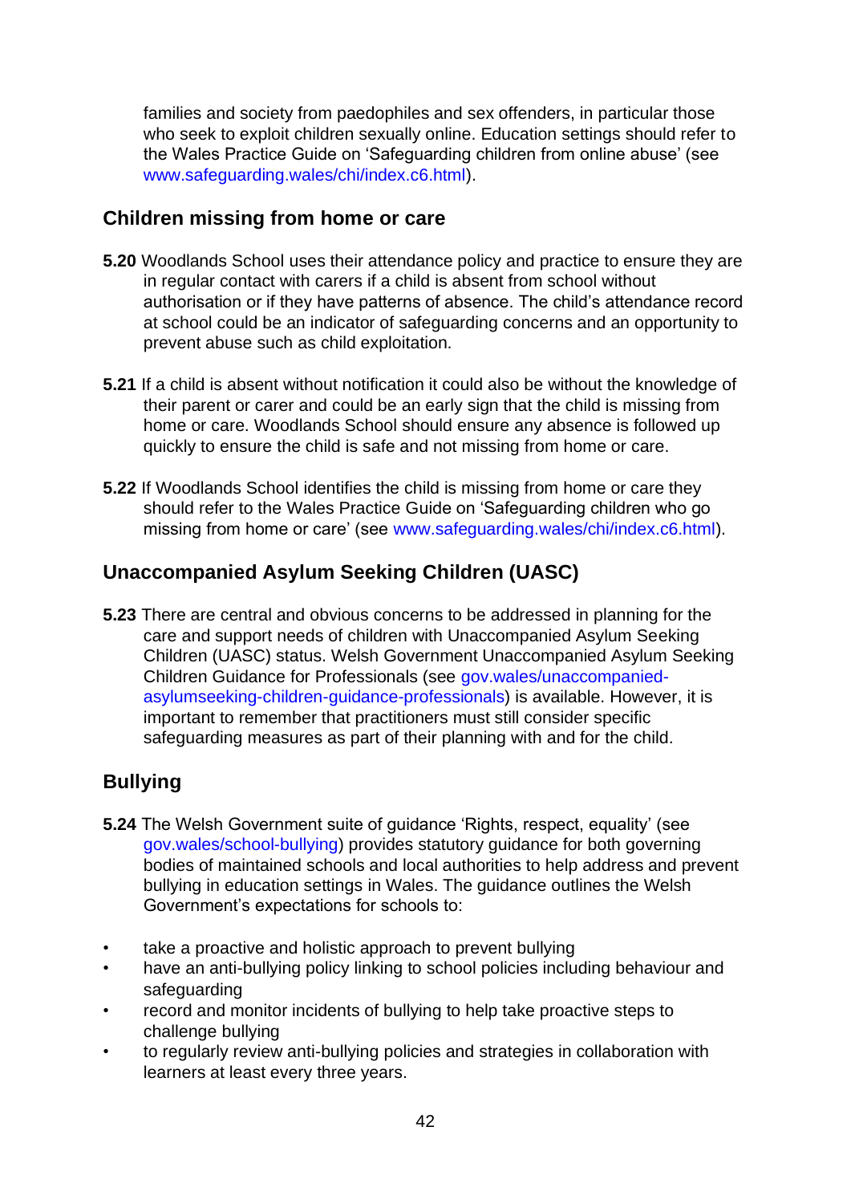families and society from paedophiles and sex offenders, in particular those who seek to exploit children sexually online. Education settings should refer to the Wales Practice Guide on 'Safeguarding children from online abuse' (see www.safeguarding.wales/chi/index.c6.html).

## Children missing from home or care

**5.20** Woodlands School uses their attendance policy and practice to ensure they are in regular contact with carers if a child is absent from school without authorisation or if they have patterns of absence. The child's attendance record at school could be an indicator of safeguarding concerns and an opportunity to prevent abuse such as child exploitation.

**5.21** If a child is absent without notification it could also be without the knowledge of their parent or carer and could be an early sign that the child is missing from home or care. Woodlands School should ensure any absence is followed up quickly to ensure the child is safe and not missing from home or care.

**5.22** If Woodlands School identifies the child is missing from home or care they should refer to the Wales Practice Guide on 'Safeguarding children who go missing from home or care' (see www.safeguarding.wales/chi/index.c6.html).

## Unaccompanied Asylum Seeking Children (UASC)

**5.23** There are central and obvious concerns to be addressed in planning for the care and support needs of children with Unaccompanied Asylum Seeking Children (UASC) status. Welsh Government Unaccompanied Asylum Seeking Children Guidance for Professionals (see gov.wales/unaccompanied-asylumseeking-children-guidance-professionals) is available. However, it is important to remember that practitioners must still consider specific safeguarding measures as part of their planning with and for the child.

## Bullying

**5.24** The Welsh Government suite of guidance 'Rights, respect, equality' (see gov.wales/school-bullying) provides statutory guidance for both governing bodies of maintained schools and local authorities to help address and prevent bullying in education settings in Wales. The guidance outlines the Welsh Government's expectations for schools to:

- take a proactive and holistic approach to prevent bullying
- have an anti-bullying policy linking to school policies including behaviour and safeguarding
- record and monitor incidents of bullying to help take proactive steps to challenge bullying
- to regularly review anti-bullying policies and strategies in collaboration with learners at least every three years.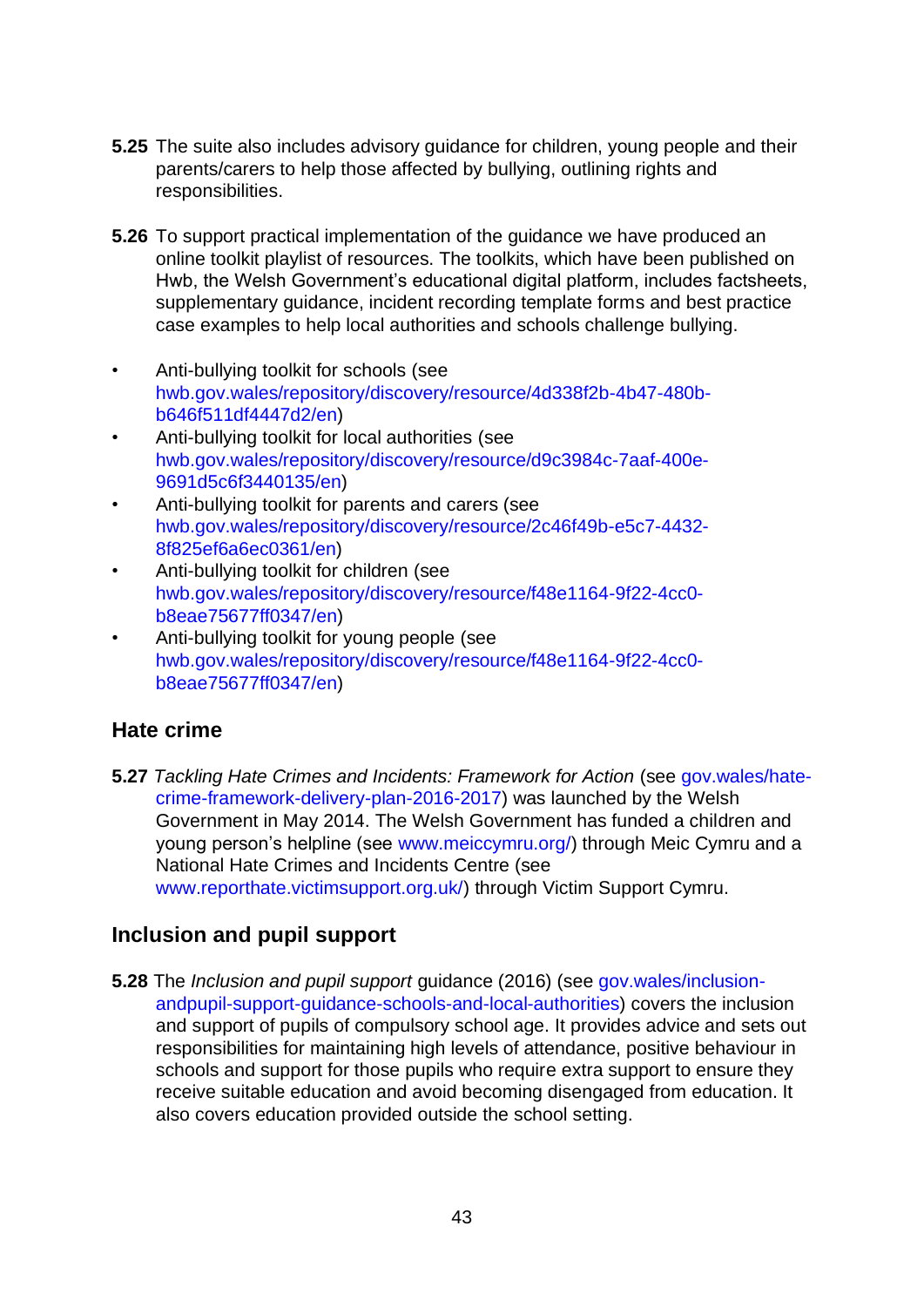**5.25** The suite also includes advisory guidance for children, young people and their parents/carers to help those affected by bullying, outlining rights and responsibilities.

**5.26** To support practical implementation of the guidance we have produced an online toolkit playlist of resources. The toolkits, which have been published on Hwb, the Welsh Government's educational digital platform, includes factsheets, supplementary guidance, incident recording template forms and best practice case examples to help local authorities and schools challenge bullying.

- Anti-bullying toolkit for schools (see hwb.gov.wales/repository/discovery/resource/4d338f2b-4b47-480b-b646f511df4447d2/en)
- Anti-bullying toolkit for local authorities (see hwb.gov.wales/repository/discovery/resource/d9c3984c-7aaf-400e-9691d5c6f3440135/en)
- Anti-bullying toolkit for parents and carers (see hwb.gov.wales/repository/discovery/resource/2c46f49b-e5c7-4432-8f825ef6a6ec0361/en)
- Anti-bullying toolkit for children (see hwb.gov.wales/repository/discovery/resource/f48e1164-9f22-4cc0-b8eae75677ff0347/en)
- Anti-bullying toolkit for young people (see hwb.gov.wales/repository/discovery/resource/f48e1164-9f22-4cc0-b8eae75677ff0347/en)

## Hate crime

**5.27** *Tackling Hate Crimes and Incidents: Framework for Action* (see gov.wales/hate-crime-framework-delivery-plan-2016-2017) was launched by the Welsh Government in May 2014. The Welsh Government has funded a children and young person's helpline (see www.meiccymru.org/) through Meic Cymru and a National Hate Crimes and Incidents Centre (see www.reporthate.victimsupport.org.uk/) through Victim Support Cymru.

## Inclusion and pupil support

**5.28** The *Inclusion and pupil support* guidance (2016) (see gov.wales/inclusion-andpupil-support-guidance-schools-and-local-authorities) covers the inclusion and support of pupils of compulsory school age. It provides advice and sets out responsibilities for maintaining high levels of attendance, positive behaviour in schools and support for those pupils who require extra support to ensure they receive suitable education and avoid becoming disengaged from education. It also covers education provided outside the school setting.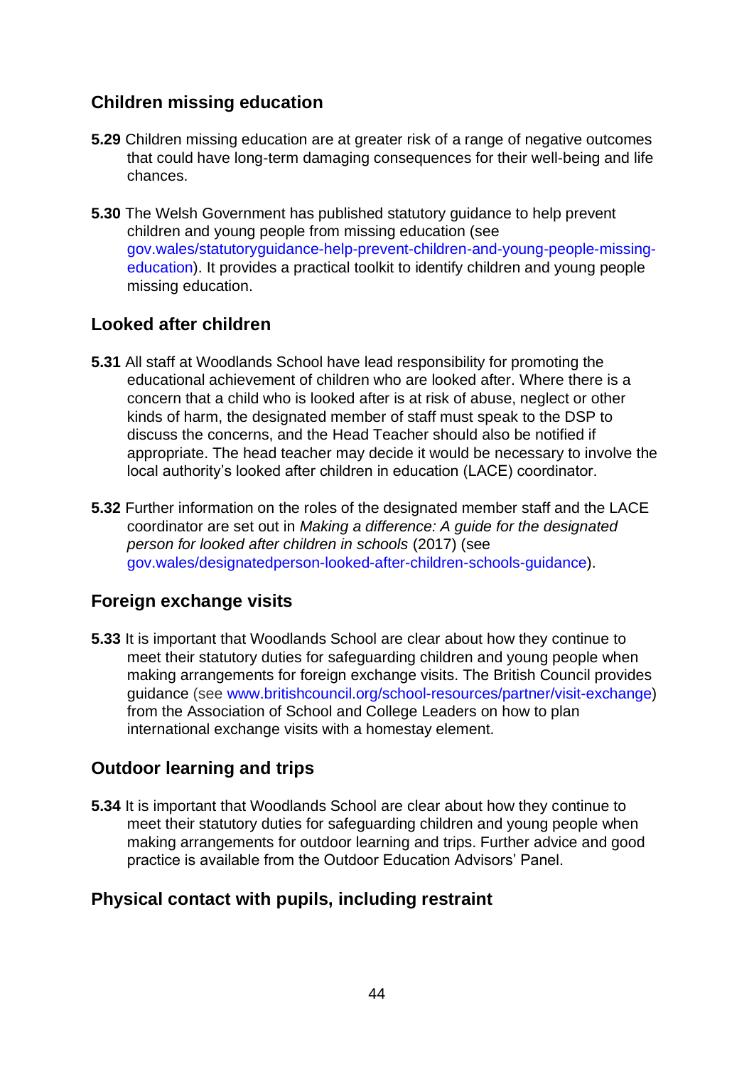## Children missing education

**5.29** Children missing education are at greater risk of a range of negative outcomes that could have long-term damaging consequences for their well-being and life chances.

**5.30** The Welsh Government has published statutory guidance to help prevent children and young people from missing education (see gov.wales/statutoryguidance-help-prevent-children-and-young-people-missing-education). It provides a practical toolkit to identify children and young people missing education.

## Looked after children

**5.31** All staff at Woodlands School have lead responsibility for promoting the educational achievement of children who are looked after. Where there is a concern that a child who is looked after is at risk of abuse, neglect or other kinds of harm, the designated member of staff must speak to the DSP to discuss the concerns, and the Head Teacher should also be notified if appropriate. The head teacher may decide it would be necessary to involve the local authority's looked after children in education (LACE) coordinator.

**5.32** Further information on the roles of the designated member staff and the LACE coordinator are set out in *Making a difference: A guide for the designated person for looked after children in schools* (2017) (see gov.wales/designatedperson-looked-after-children-schools-guidance).

## Foreign exchange visits

**5.33** It is important that Woodlands School are clear about how they continue to meet their statutory duties for safeguarding children and young people when making arrangements for foreign exchange visits. The British Council provides guidance (see www.britishcouncil.org/school-resources/partner/visit-exchange) from the Association of School and College Leaders on how to plan international exchange visits with a homestay element.

## Outdoor learning and trips

**5.34** It is important that Woodlands School are clear about how they continue to meet their statutory duties for safeguarding children and young people when making arrangements for outdoor learning and trips. Further advice and good practice is available from the Outdoor Education Advisors' Panel.

## Physical contact with pupils, including restraint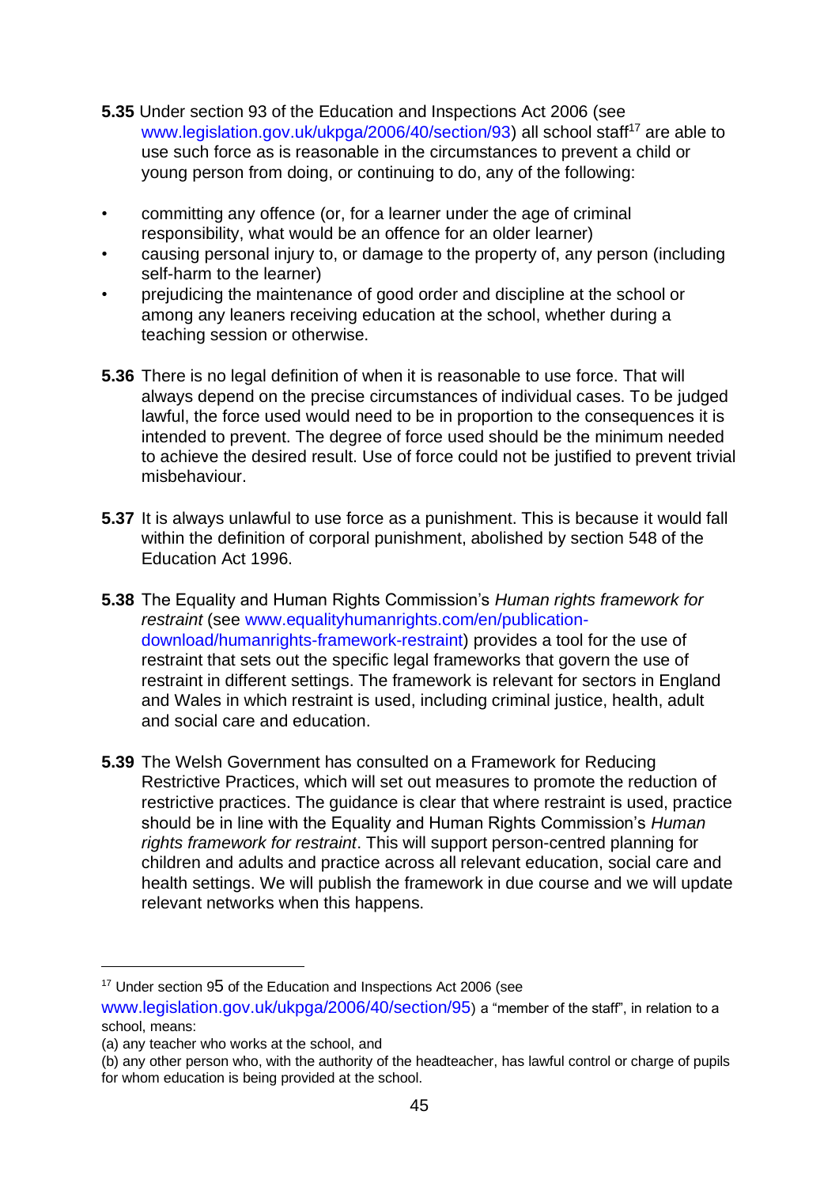**5.35** Under section 93 of the Education and Inspections Act 2006 (see www.legislation.gov.uk/ukpga/2006/40/section/93) all school staff[17] are able to use such force as is reasonable in the circumstances to prevent a child or young person from doing, or continuing to do, any of the following:

- committing any offence (or, for a learner under the age of criminal responsibility, what would be an offence for an older learner)
- causing personal injury to, or damage to the property of, any person (including self-harm to the learner)
- prejudicing the maintenance of good order and discipline at the school or among any leaners receiving education at the school, whether during a teaching session or otherwise.

**5.36** There is no legal definition of when it is reasonable to use force. That will always depend on the precise circumstances of individual cases. To be judged lawful, the force used would need to be in proportion to the consequences it is intended to prevent. The degree of force used should be the minimum needed to achieve the desired result. Use of force could not be justified to prevent trivial misbehaviour.

**5.37** It is always unlawful to use force as a punishment. This is because it would fall within the definition of corporal punishment, abolished by section 548 of the Education Act 1996.

**5.38** The Equality and Human Rights Commission's *Human rights framework for restraint* (see www.equalityhumanrights.com/en/publication-download/humanrights-framework-restraint) provides a tool for the use of restraint that sets out the specific legal frameworks that govern the use of restraint in different settings. The framework is relevant for sectors in England and Wales in which restraint is used, including criminal justice, health, adult and social care and education.

**5.39** The Welsh Government has consulted on a Framework for Reducing Restrictive Practices, which will set out measures to promote the reduction of restrictive practices. The guidance is clear that where restraint is used, practice should be in line with the Equality and Human Rights Commission's *Human rights framework for restraint*. This will support person-centred planning for children and adults and practice across all relevant education, social care and health settings. We will publish the framework in due course and we will update relevant networks when this happens.

---

[17] Under section 95 of the Education and Inspections Act 2006 (see www.legislation.gov.uk/ukpga/2006/40/section/95) a "member of the staff", in relation to a school, means:
(a) any teacher who works at the school, and
(b) any other person who, with the authority of the headteacher, has lawful control or charge of pupils for whom education is being provided at the school.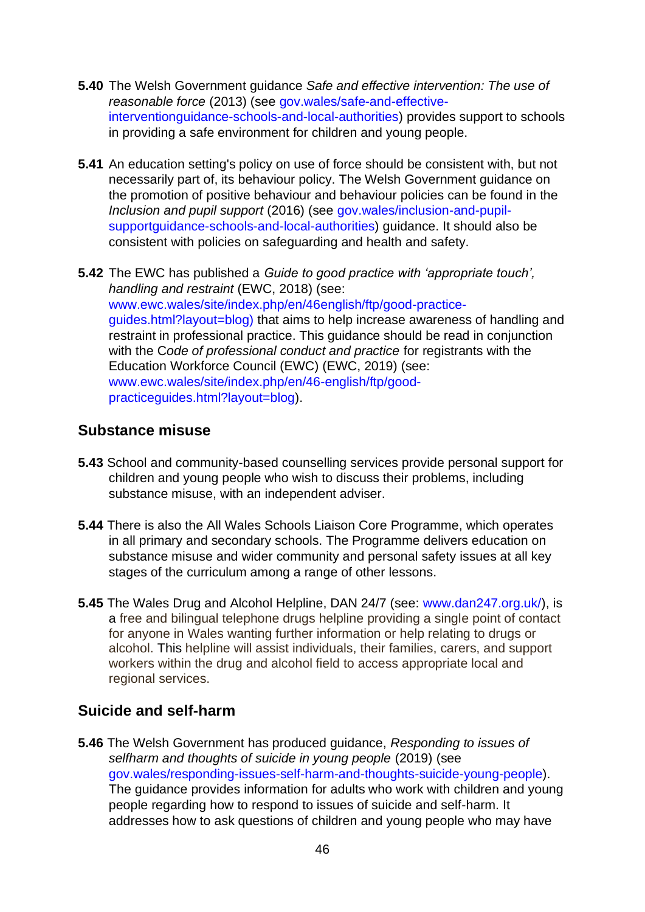**5.40** The Welsh Government guidance *Safe and effective intervention: The use of reasonable force* (2013) (see gov.wales/safe-and-effective-interventionguidance-schools-and-local-authorities) provides support to schools in providing a safe environment for children and young people.

**5.41** An education setting's policy on use of force should be consistent with, but not necessarily part of, its behaviour policy. The Welsh Government guidance on the promotion of positive behaviour and behaviour policies can be found in the *Inclusion and pupil support* (2016) (see gov.wales/inclusion-and-pupil-supportguidance-schools-and-local-authorities) guidance. It should also be consistent with policies on safeguarding and health and safety.

**5.42** The EWC has published a *Guide to good practice with 'appropriate touch', handling and restraint* (EWC, 2018) (see: www.ewc.wales/site/index.php/en/46english/ftp/good-practice-guides.html?layout=blog) that aims to help increase awareness of handling and restraint in professional practice. This guidance should be read in conjunction with the C*ode of professional conduct and practice* for registrants with the Education Workforce Council (EWC) (EWC, 2019) (see: www.ewc.wales/site/index.php/en/46-english/ftp/good-practiceguides.html?layout=blog).

## Substance misuse

**5.43** School and community-based counselling services provide personal support for children and young people who wish to discuss their problems, including substance misuse, with an independent adviser.

**5.44** There is also the All Wales Schools Liaison Core Programme, which operates in all primary and secondary schools. The Programme delivers education on substance misuse and wider community and personal safety issues at all key stages of the curriculum among a range of other lessons.

**5.45** The Wales Drug and Alcohol Helpline, DAN 24/7 (see: www.dan247.org.uk/), is a free and bilingual telephone drugs helpline providing a single point of contact for anyone in Wales wanting further information or help relating to drugs or alcohol. This helpline will assist individuals, their families, carers, and support workers within the drug and alcohol field to access appropriate local and regional services.

## Suicide and self-harm

**5.46** The Welsh Government has produced guidance, *Responding to issues of selfharm and thoughts of suicide in young people* (2019) (see gov.wales/responding-issues-self-harm-and-thoughts-suicide-young-people). The guidance provides information for adults who work with children and young people regarding how to respond to issues of suicide and self-harm. It addresses how to ask questions of children and young people who may have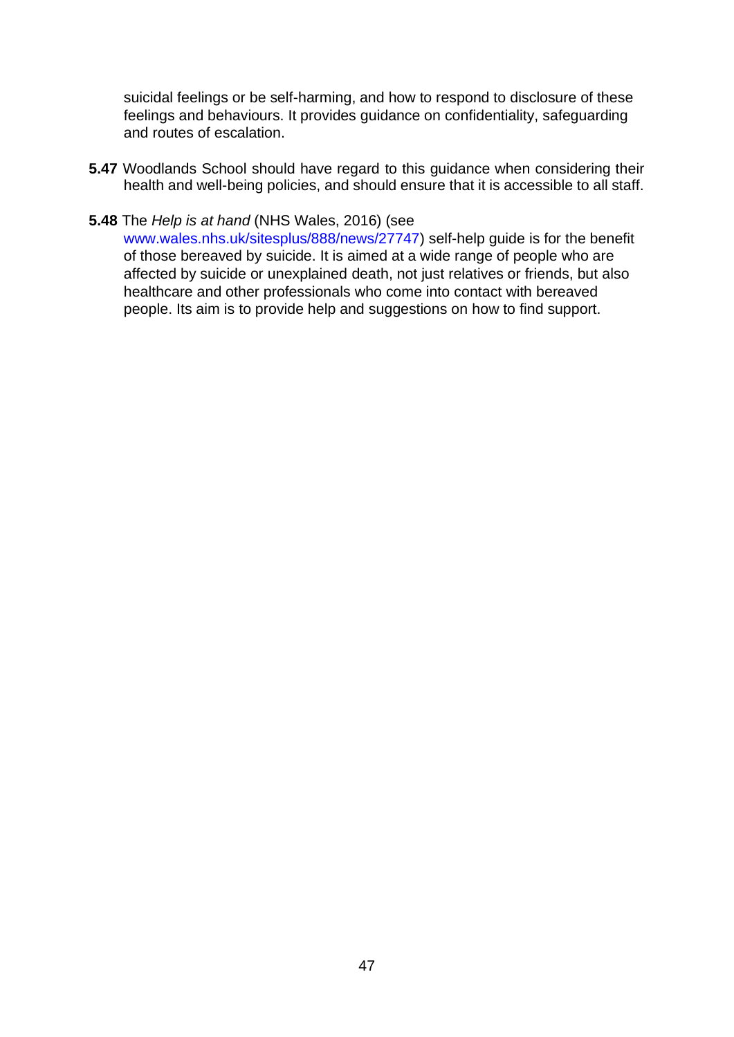suicidal feelings or be self-harming, and how to respond to disclosure of these feelings and behaviours. It provides guidance on confidentiality, safeguarding and routes of escalation.

**5.47** Woodlands School should have regard to this guidance when considering their health and well-being policies, and should ensure that it is accessible to all staff.

**5.48** The *Help is at hand* (NHS Wales, 2016) (see www.wales.nhs.uk/sitesplus/888/news/27747) self-help guide is for the benefit of those bereaved by suicide. It is aimed at a wide range of people who are affected by suicide or unexplained death, not just relatives or friends, but also healthcare and other professionals who come into contact with bereaved people. Its aim is to provide help and suggestions on how to find support.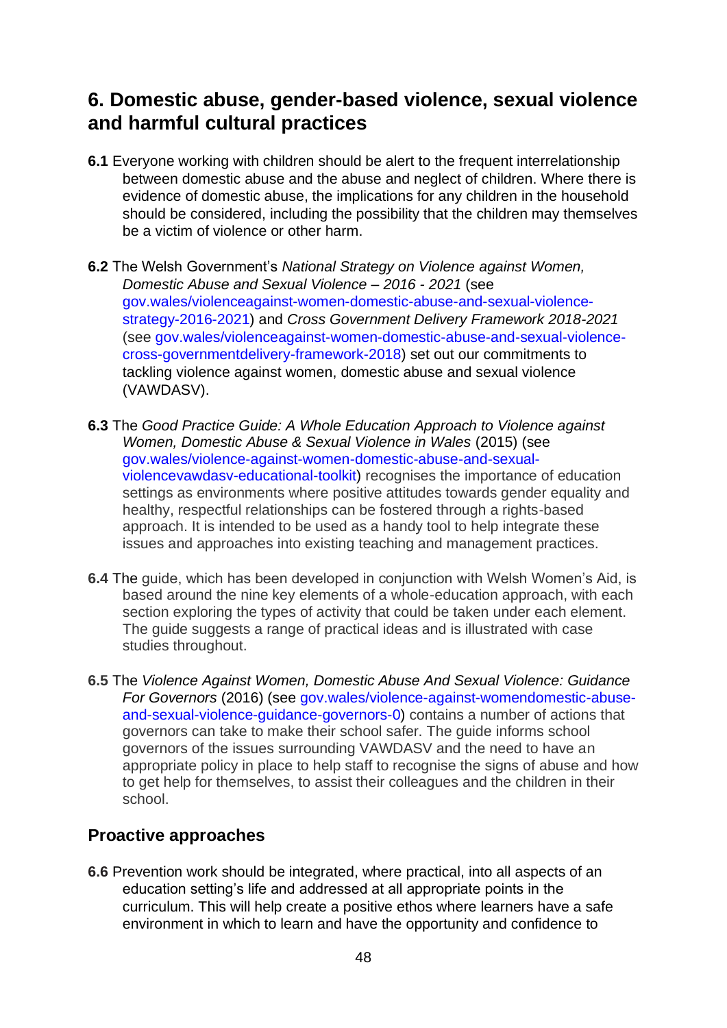## 6. Domestic abuse, gender-based violence, sexual violence and harmful cultural practices

**6.1** Everyone working with children should be alert to the frequent interrelationship between domestic abuse and the abuse and neglect of children. Where there is evidence of domestic abuse, the implications for any children in the household should be considered, including the possibility that the children may themselves be a victim of violence or other harm.

**6.2** The Welsh Government's *National Strategy on Violence against Women, Domestic Abuse and Sexual Violence – 2016 - 2021* (see gov.wales/violenceagainst-women-domestic-abuse-and-sexual-violence-strategy-2016-2021) and *Cross Government Delivery Framework 2018-2021* (see gov.wales/violenceagainst-women-domestic-abuse-and-sexual-violence-cross-governmentdelivery-framework-2018) set out our commitments to tackling violence against women, domestic abuse and sexual violence (VAWDASV).

**6.3** The *Good Practice Guide: A Whole Education Approach to Violence against Women, Domestic Abuse & Sexual Violence in Wales* (2015) (see gov.wales/violence-against-women-domestic-abuse-and-sexual-violencevawdasv-educational-toolkit) recognises the importance of education settings as environments where positive attitudes towards gender equality and healthy, respectful relationships can be fostered through a rights-based approach. It is intended to be used as a handy tool to help integrate these issues and approaches into existing teaching and management practices.

**6.4** The guide, which has been developed in conjunction with Welsh Women's Aid, is based around the nine key elements of a whole-education approach, with each section exploring the types of activity that could be taken under each element. The guide suggests a range of practical ideas and is illustrated with case studies throughout.

**6.5** The *Violence Against Women, Domestic Abuse And Sexual Violence: Guidance For Governors* (2016) (see gov.wales/violence-against-womendomestic-abuse-and-sexual-violence-guidance-governors-0) contains a number of actions that governors can take to make their school safer. The guide informs school governors of the issues surrounding VAWDASV and the need to have an appropriate policy in place to help staff to recognise the signs of abuse and how to get help for themselves, to assist their colleagues and the children in their school.

### Proactive approaches

**6.6** Prevention work should be integrated, where practical, into all aspects of an education setting's life and addressed at all appropriate points in the curriculum. This will help create a positive ethos where learners have a safe environment in which to learn and have the opportunity and confidence to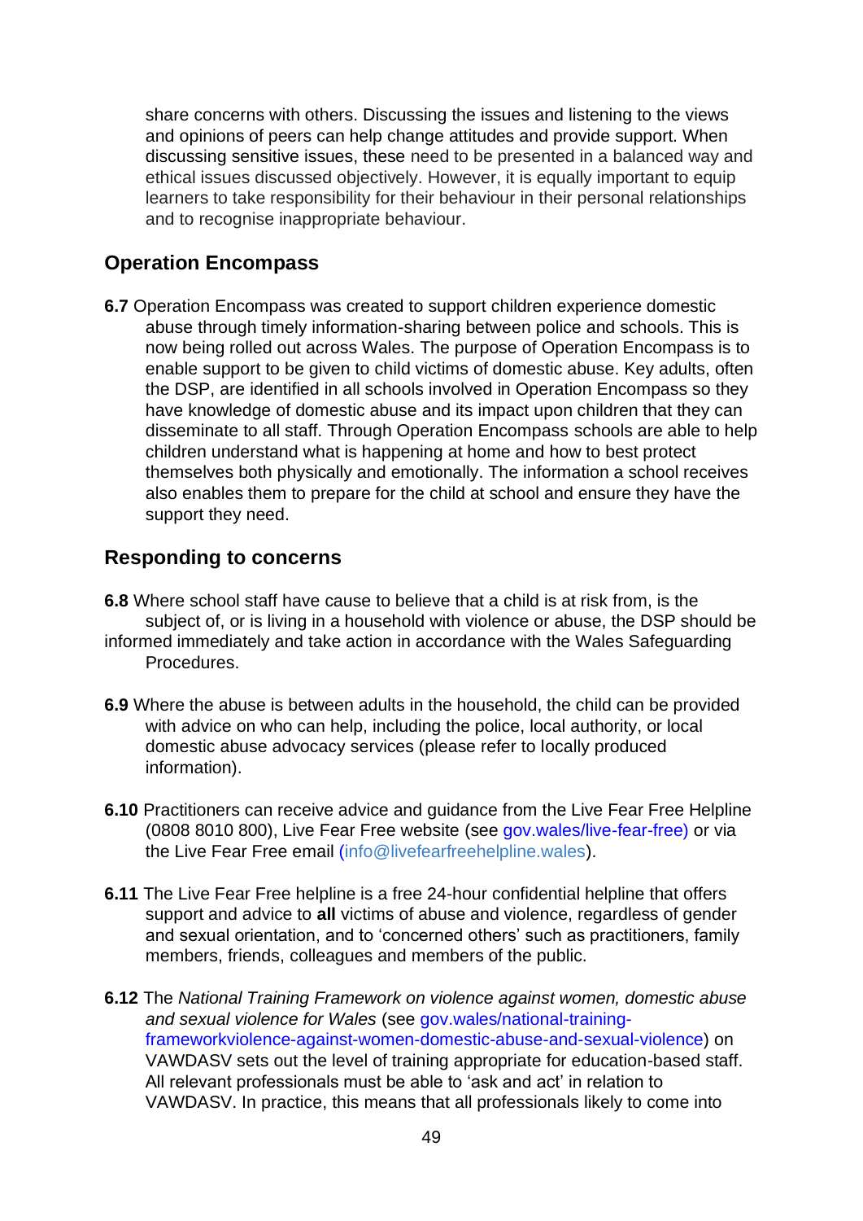share concerns with others. Discussing the issues and listening to the views and opinions of peers can help change attitudes and provide support. When discussing sensitive issues, these need to be presented in a balanced way and ethical issues discussed objectively. However, it is equally important to equip learners to take responsibility for their behaviour in their personal relationships and to recognise inappropriate behaviour.

## Operation Encompass

**6.7** Operation Encompass was created to support children experience domestic abuse through timely information-sharing between police and schools. This is now being rolled out across Wales. The purpose of Operation Encompass is to enable support to be given to child victims of domestic abuse. Key adults, often the DSP, are identified in all schools involved in Operation Encompass so they have knowledge of domestic abuse and its impact upon children that they can disseminate to all staff. Through Operation Encompass schools are able to help children understand what is happening at home and how to best protect themselves both physically and emotionally. The information a school receives also enables them to prepare for the child at school and ensure they have the support they need.

## Responding to concerns

**6.8** Where school staff have cause to believe that a child is at risk from, is the subject of, or is living in a household with violence or abuse, the DSP should be informed immediately and take action in accordance with the Wales Safeguarding Procedures.

**6.9** Where the abuse is between adults in the household, the child can be provided with advice on who can help, including the police, local authority, or local domestic abuse advocacy services (please refer to locally produced information).

**6.10** Practitioners can receive advice and guidance from the Live Fear Free Helpline (0808 8010 800), Live Fear Free website (see gov.wales/live-fear-free) or via the Live Fear Free email (info@livefearfreehelpline.wales).

**6.11** The Live Fear Free helpline is a free 24-hour confidential helpline that offers support and advice to **all** victims of abuse and violence, regardless of gender and sexual orientation, and to 'concerned others' such as practitioners, family members, friends, colleagues and members of the public.

**6.12** The *National Training Framework on violence against women, domestic abuse and sexual violence for Wales* (see gov.wales/national-training-frameworkviolence-against-women-domestic-abuse-and-sexual-violence) on VAWDASV sets out the level of training appropriate for education-based staff. All relevant professionals must be able to 'ask and act' in relation to VAWDASV. In practice, this means that all professionals likely to come into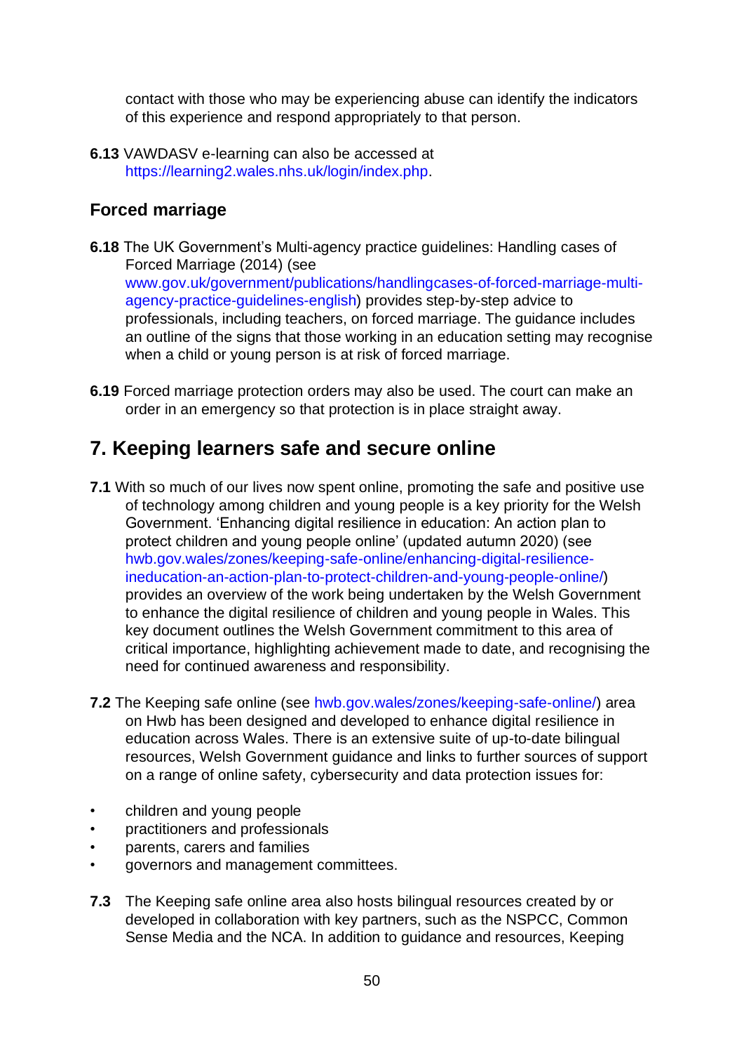contact with those who may be experiencing abuse can identify the indicators of this experience and respond appropriately to that person.

**6.13** VAWDASV e-learning can also be accessed at https://learning2.wales.nhs.uk/login/index.php.

## Forced marriage

**6.18** The UK Government's Multi-agency practice guidelines: Handling cases of Forced Marriage (2014) (see www.gov.uk/government/publications/handlingcases-of-forced-marriage-multi-agency-practice-guidelines-english) provides step-by-step advice to professionals, including teachers, on forced marriage. The guidance includes an outline of the signs that those working in an education setting may recognise when a child or young person is at risk of forced marriage.

**6.19** Forced marriage protection orders may also be used. The court can make an order in an emergency so that protection is in place straight away.

# 7. Keeping learners safe and secure online

**7.1** With so much of our lives now spent online, promoting the safe and positive use of technology among children and young people is a key priority for the Welsh Government. 'Enhancing digital resilience in education: An action plan to protect children and young people online' (updated autumn 2020) (see hwb.gov.wales/zones/keeping-safe-online/enhancing-digital-resilience-ineducation-an-action-plan-to-protect-children-and-young-people-online/) provides an overview of the work being undertaken by the Welsh Government to enhance the digital resilience of children and young people in Wales. This key document outlines the Welsh Government commitment to this area of critical importance, highlighting achievement made to date, and recognising the need for continued awareness and responsibility.

**7.2** The Keeping safe online (see hwb.gov.wales/zones/keeping-safe-online/) area on Hwb has been designed and developed to enhance digital resilience in education across Wales. There is an extensive suite of up-to-date bilingual resources, Welsh Government guidance and links to further sources of support on a range of online safety, cybersecurity and data protection issues for:

- children and young people
- practitioners and professionals
- parents, carers and families
- governors and management committees.

**7.3** The Keeping safe online area also hosts bilingual resources created by or developed in collaboration with key partners, such as the NSPCC, Common Sense Media and the NCA. In addition to guidance and resources, Keeping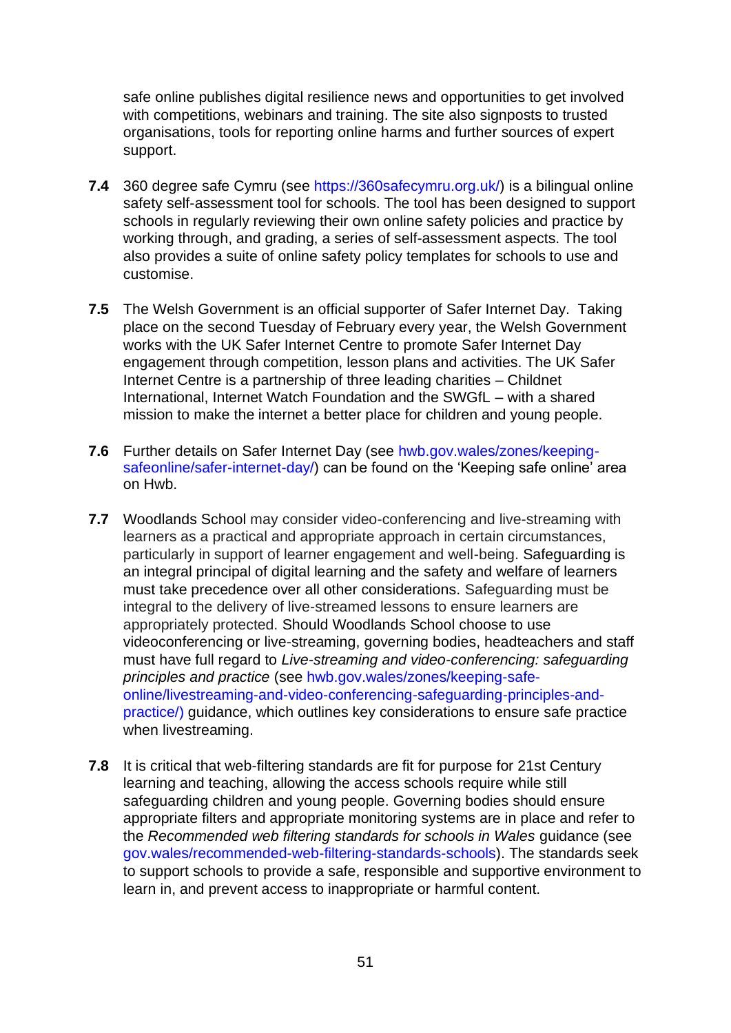safe online publishes digital resilience news and opportunities to get involved with competitions, webinars and training. The site also signposts to trusted organisations, tools for reporting online harms and further sources of expert support.

**7.4** 360 degree safe Cymru (see https://360safecymru.org.uk/) is a bilingual online safety self-assessment tool for schools. The tool has been designed to support schools in regularly reviewing their own online safety policies and practice by working through, and grading, a series of self-assessment aspects. The tool also provides a suite of online safety policy templates for schools to use and customise.

**7.5** The Welsh Government is an official supporter of Safer Internet Day. Taking place on the second Tuesday of February every year, the Welsh Government works with the UK Safer Internet Centre to promote Safer Internet Day engagement through competition, lesson plans and activities. The UK Safer Internet Centre is a partnership of three leading charities – Childnet International, Internet Watch Foundation and the SWGfL – with a shared mission to make the internet a better place for children and young people.

**7.6** Further details on Safer Internet Day (see hwb.gov.wales/zones/keeping-safeonline/safer-internet-day/) can be found on the 'Keeping safe online' area on Hwb.

**7.7** Woodlands School may consider video-conferencing and live-streaming with learners as a practical and appropriate approach in certain circumstances, particularly in support of learner engagement and well-being. Safeguarding is an integral principal of digital learning and the safety and welfare of learners must take precedence over all other considerations. Safeguarding must be integral to the delivery of live-streamed lessons to ensure learners are appropriately protected. Should Woodlands School choose to use videoconferencing or live-streaming, governing bodies, headteachers and staff must have full regard to *Live-streaming and video-conferencing: safeguarding principles and practice* (see hwb.gov.wales/zones/keeping-safe-online/livestreaming-and-video-conferencing-safeguarding-principles-and-practice/) guidance, which outlines key considerations to ensure safe practice when livestreaming.

**7.8** It is critical that web-filtering standards are fit for purpose for 21st Century learning and teaching, allowing the access schools require while still safeguarding children and young people. Governing bodies should ensure appropriate filters and appropriate monitoring systems are in place and refer to the *Recommended web filtering standards for schools in Wales* guidance (see gov.wales/recommended-web-filtering-standards-schools). The standards seek to support schools to provide a safe, responsible and supportive environment to learn in, and prevent access to inappropriate or harmful content.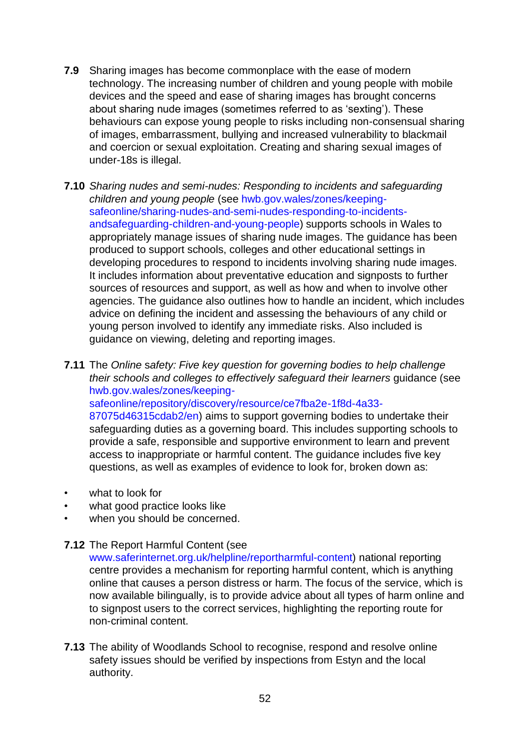**7.9** Sharing images has become commonplace with the ease of modern technology. The increasing number of children and young people with mobile devices and the speed and ease of sharing images has brought concerns about sharing nude images (sometimes referred to as 'sexting'). These behaviours can expose young people to risks including non-consensual sharing of images, embarrassment, bullying and increased vulnerability to blackmail and coercion or sexual exploitation. Creating and sharing sexual images of under-18s is illegal.

**7.10** *Sharing nudes and semi-nudes: Responding to incidents and safeguarding children and young people* (see hwb.gov.wales/zones/keeping-safeonline/sharing-nudes-and-semi-nudes-responding-to-incidents-andsafeguarding-children-and-young-people) supports schools in Wales to appropriately manage issues of sharing nude images. The guidance has been produced to support schools, colleges and other educational settings in developing procedures to respond to incidents involving sharing nude images. It includes information about preventative education and signposts to further sources of resources and support, as well as how and when to involve other agencies. The guidance also outlines how to handle an incident, which includes advice on defining the incident and assessing the behaviours of any child or young person involved to identify any immediate risks. Also included is guidance on viewing, deleting and reporting images.

**7.11** The *Online safety: Five key question for governing bodies to help challenge their schools and colleges to effectively safeguard their learners* guidance (see hwb.gov.wales/zones/keeping-safeonline/repository/discovery/resource/ce7fba2e-1f8d-4a33-87075d46315cdab2/en) aims to support governing bodies to undertake their safeguarding duties as a governing board. This includes supporting schools to provide a safe, responsible and supportive environment to learn and prevent access to inappropriate or harmful content. The guidance includes five key questions, as well as examples of evidence to look for, broken down as:

- what to look for
- what good practice looks like
- when you should be concerned.

**7.12** The Report Harmful Content (see www.saferinternet.org.uk/helpline/reportharmful-content) national reporting centre provides a mechanism for reporting harmful content, which is anything online that causes a person distress or harm. The focus of the service, which is now available bilingually, is to provide advice about all types of harm online and to signpost users to the correct services, highlighting the reporting route for non-criminal content.

**7.13** The ability of Woodlands School to recognise, respond and resolve online safety issues should be verified by inspections from Estyn and the local authority.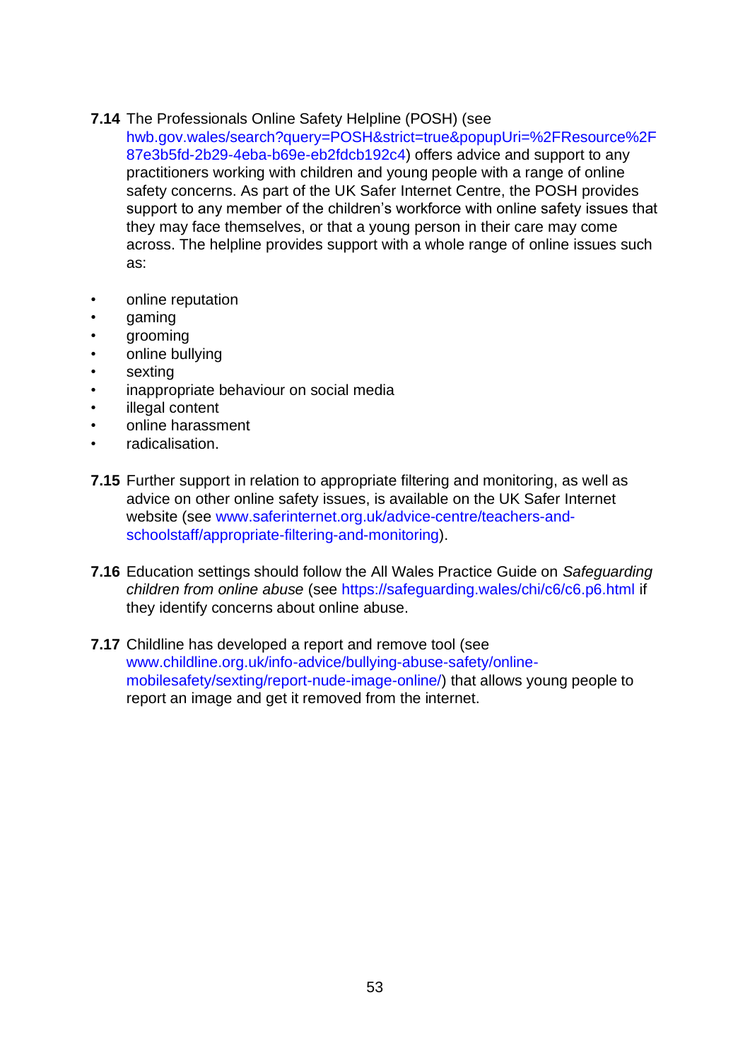**7.14** The Professionals Online Safety Helpline (POSH) (see hwb.gov.wales/search?query=POSH&strict=true&popupUri=%2FResource%2F87e3b5fd-2b29-4eba-b69e-eb2fdcb192c4) offers advice and support to any practitioners working with children and young people with a range of online safety concerns. As part of the UK Safer Internet Centre, the POSH provides support to any member of the children's workforce with online safety issues that they may face themselves, or that a young person in their care may come across. The helpline provides support with a whole range of online issues such as:

- online reputation
- gaming
- grooming
- online bullying
- sexting
- inappropriate behaviour on social media
- illegal content
- online harassment
- radicalisation.

**7.15** Further support in relation to appropriate filtering and monitoring, as well as advice on other online safety issues, is available on the UK Safer Internet website (see www.saferinternet.org.uk/advice-centre/teachers-and-schoolstaff/appropriate-filtering-and-monitoring).

**7.16** Education settings should follow the All Wales Practice Guide on *Safeguarding children from online abuse* (see https://safeguarding.wales/chi/c6/c6.p6.html if they identify concerns about online abuse.

**7.17** Childline has developed a report and remove tool (see www.childline.org.uk/info-advice/bullying-abuse-safety/online-mobilesafety/sexting/report-nude-image-online/) that allows young people to report an image and get it removed from the internet.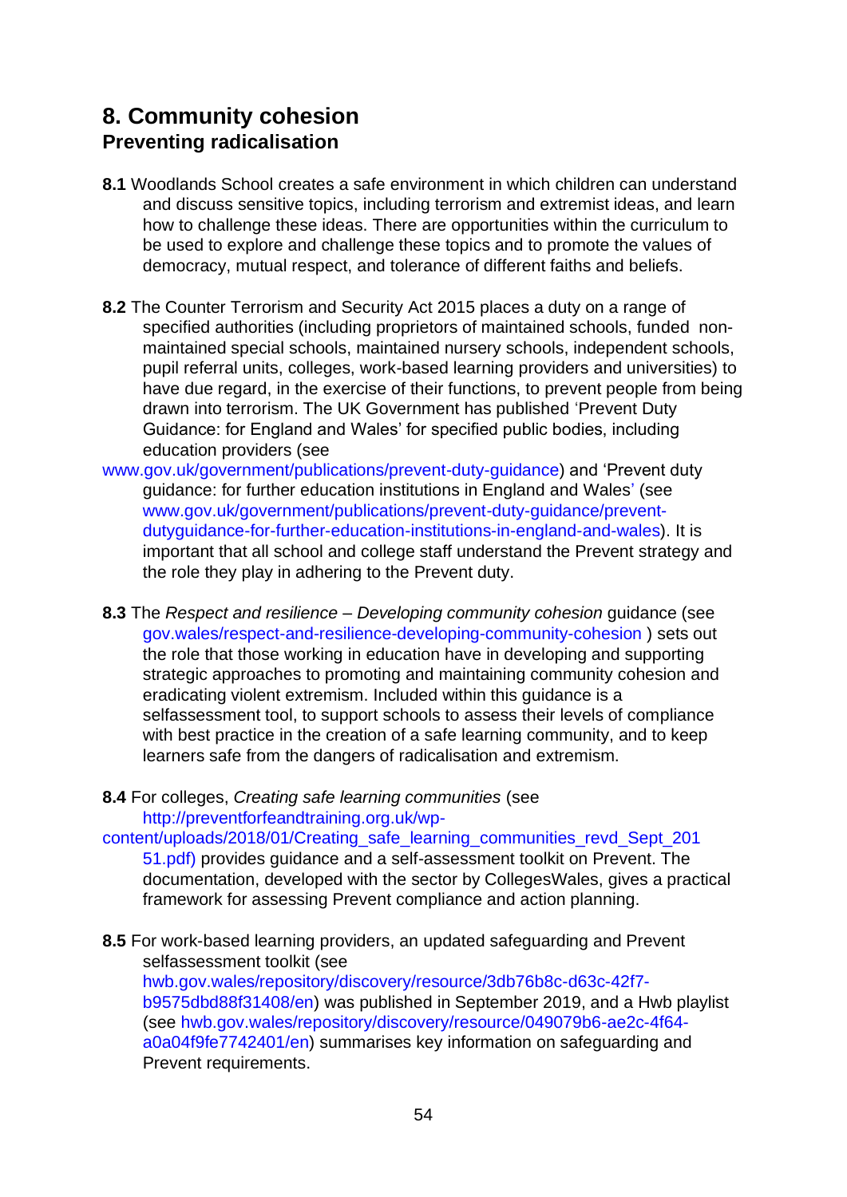## 8. Community cohesion

### Preventing radicalisation

**8.1** Woodlands School creates a safe environment in which children can understand and discuss sensitive topics, including terrorism and extremist ideas, and learn how to challenge these ideas. There are opportunities within the curriculum to be used to explore and challenge these topics and to promote the values of democracy, mutual respect, and tolerance of different faiths and beliefs.

**8.2** The Counter Terrorism and Security Act 2015 places a duty on a range of specified authorities (including proprietors of maintained schools, funded non-maintained special schools, maintained nursery schools, independent schools, pupil referral units, colleges, work-based learning providers and universities) to have due regard, in the exercise of their functions, to prevent people from being drawn into terrorism. The UK Government has published 'Prevent Duty Guidance: for England and Wales' for specified public bodies, including education providers (see www.gov.uk/government/publications/prevent-duty-guidance) and 'Prevent duty guidance: for further education institutions in England and Wales' (see www.gov.uk/government/publications/prevent-duty-guidance/prevent-dutyguidance-for-further-education-institutions-in-england-and-wales). It is important that all school and college staff understand the Prevent strategy and the role they play in adhering to the Prevent duty.

**8.3** The *Respect and resilience – Developing community cohesion* guidance (see gov.wales/respect-and-resilience-developing-community-cohesion ) sets out the role that those working in education have in developing and supporting strategic approaches to promoting and maintaining community cohesion and eradicating violent extremism. Included within this guidance is a selfassessment tool, to support schools to assess their levels of compliance with best practice in the creation of a safe learning community, and to keep learners safe from the dangers of radicalisation and extremism.

**8.4** For colleges, *Creating safe learning communities* (see http://preventforfeandtraining.org.uk/wp-content/uploads/2018/01/Creating_safe_learning_communities_revd_Sept_201 51.pdf) provides guidance and a self-assessment toolkit on Prevent. The documentation, developed with the sector by CollegesWales, gives a practical framework for assessing Prevent compliance and action planning.

**8.5** For work-based learning providers, an updated safeguarding and Prevent selfassessment toolkit (see hwb.gov.wales/repository/discovery/resource/3db76b8c-d63c-42f7-b9575dbd88f31408/en) was published in September 2019, and a Hwb playlist (see hwb.gov.wales/repository/discovery/resource/049079b6-ae2c-4f64-a0a04f9fe7742401/en) summarises key information on safeguarding and Prevent requirements.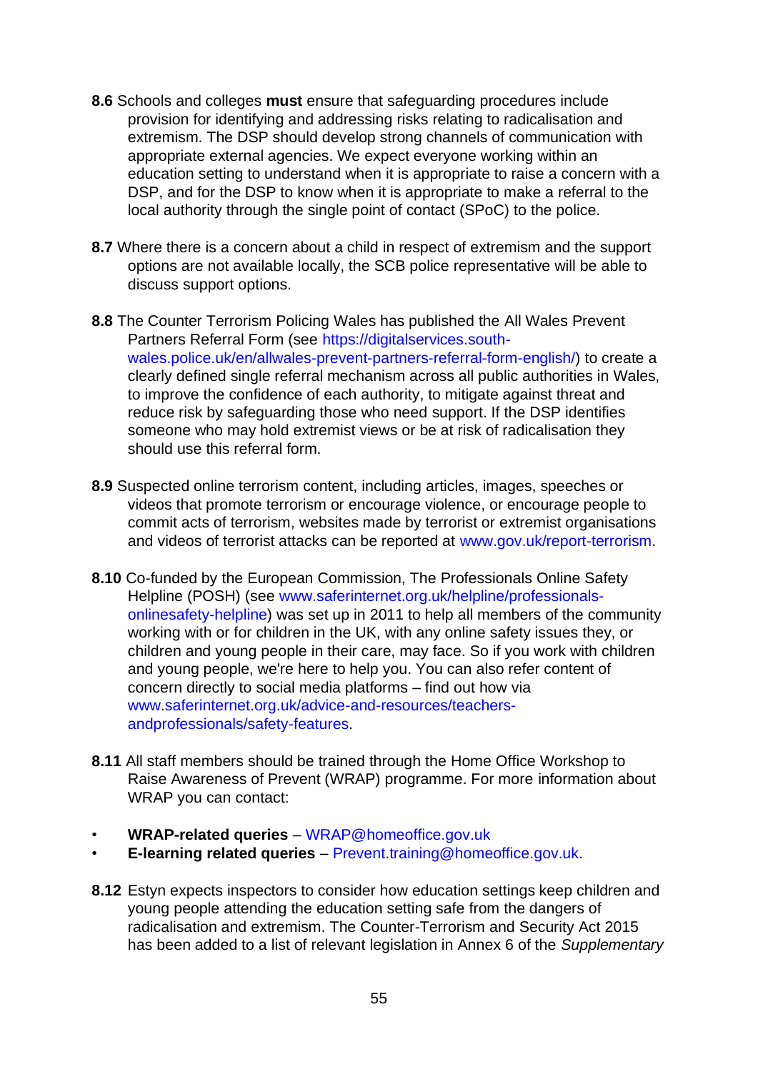**8.6** Schools and colleges **must** ensure that safeguarding procedures include provision for identifying and addressing risks relating to radicalisation and extremism. The DSP should develop strong channels of communication with appropriate external agencies. We expect everyone working within an education setting to understand when it is appropriate to raise a concern with a DSP, and for the DSP to know when it is appropriate to make a referral to the local authority through the single point of contact (SPoC) to the police.

**8.7** Where there is a concern about a child in respect of extremism and the support options are not available locally, the SCB police representative will be able to discuss support options.

**8.8** The Counter Terrorism Policing Wales has published the All Wales Prevent Partners Referral Form (see https://digitalservices.south-wales.police.uk/en/allwales-prevent-partners-referral-form-english/) to create a clearly defined single referral mechanism across all public authorities in Wales, to improve the confidence of each authority, to mitigate against threat and reduce risk by safeguarding those who need support. If the DSP identifies someone who may hold extremist views or be at risk of radicalisation they should use this referral form.

**8.9** Suspected online terrorism content, including articles, images, speeches or videos that promote terrorism or encourage violence, or encourage people to commit acts of terrorism, websites made by terrorist or extremist organisations and videos of terrorist attacks can be reported at www.gov.uk/report-terrorism.

**8.10** Co-funded by the European Commission, The Professionals Online Safety Helpline (POSH) (see www.saferinternet.org.uk/helpline/professionals-onlinesafety-helpline) was set up in 2011 to help all members of the community working with or for children in the UK, with any online safety issues they, or children and young people in their care, may face. So if you work with children and young people, we're here to help you. You can also refer content of concern directly to social media platforms – find out how via www.saferinternet.org.uk/advice-and-resources/teachers-andprofessionals/safety-features.

**8.11** All staff members should be trained through the Home Office Workshop to Raise Awareness of Prevent (WRAP) programme. For more information about WRAP you can contact:

- **WRAP-related queries** – WRAP@homeoffice.gov.uk
- **E-learning related queries** – Prevent.training@homeoffice.gov.uk.

**8.12** Estyn expects inspectors to consider how education settings keep children and young people attending the education setting safe from the dangers of radicalisation and extremism. The Counter-Terrorism and Security Act 2015 has been added to a list of relevant legislation in Annex 6 of the *Supplementary*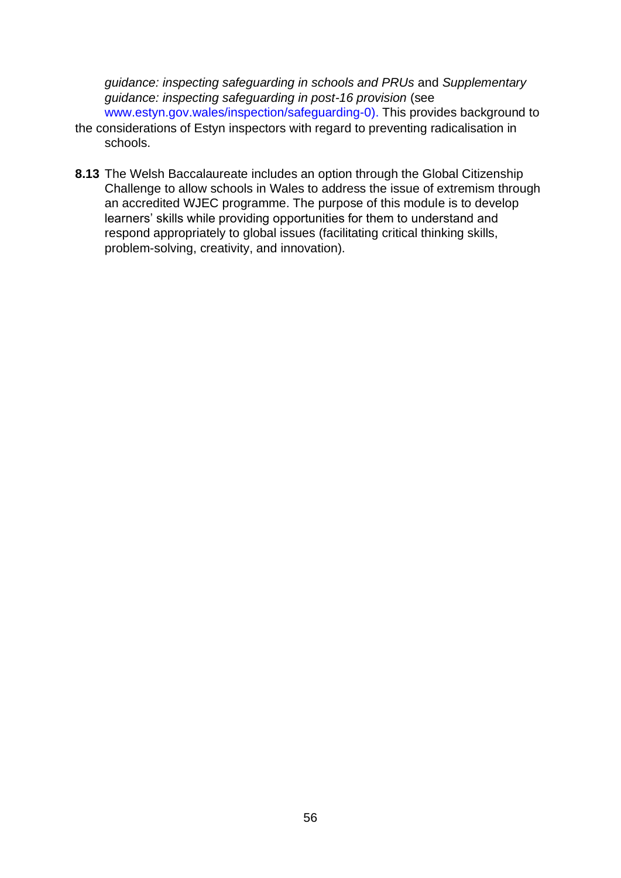*guidance: inspecting safeguarding in schools and PRUs* and *Supplementary guidance: inspecting safeguarding in post-16 provision* (see www.estyn.gov.wales/inspection/safeguarding-0). This provides background to the considerations of Estyn inspectors with regard to preventing radicalisation in schools.

**8.13** The Welsh Baccalaureate includes an option through the Global Citizenship Challenge to allow schools in Wales to address the issue of extremism through an accredited WJEC programme. The purpose of this module is to develop learners' skills while providing opportunities for them to understand and respond appropriately to global issues (facilitating critical thinking skills, problem-solving, creativity, and innovation).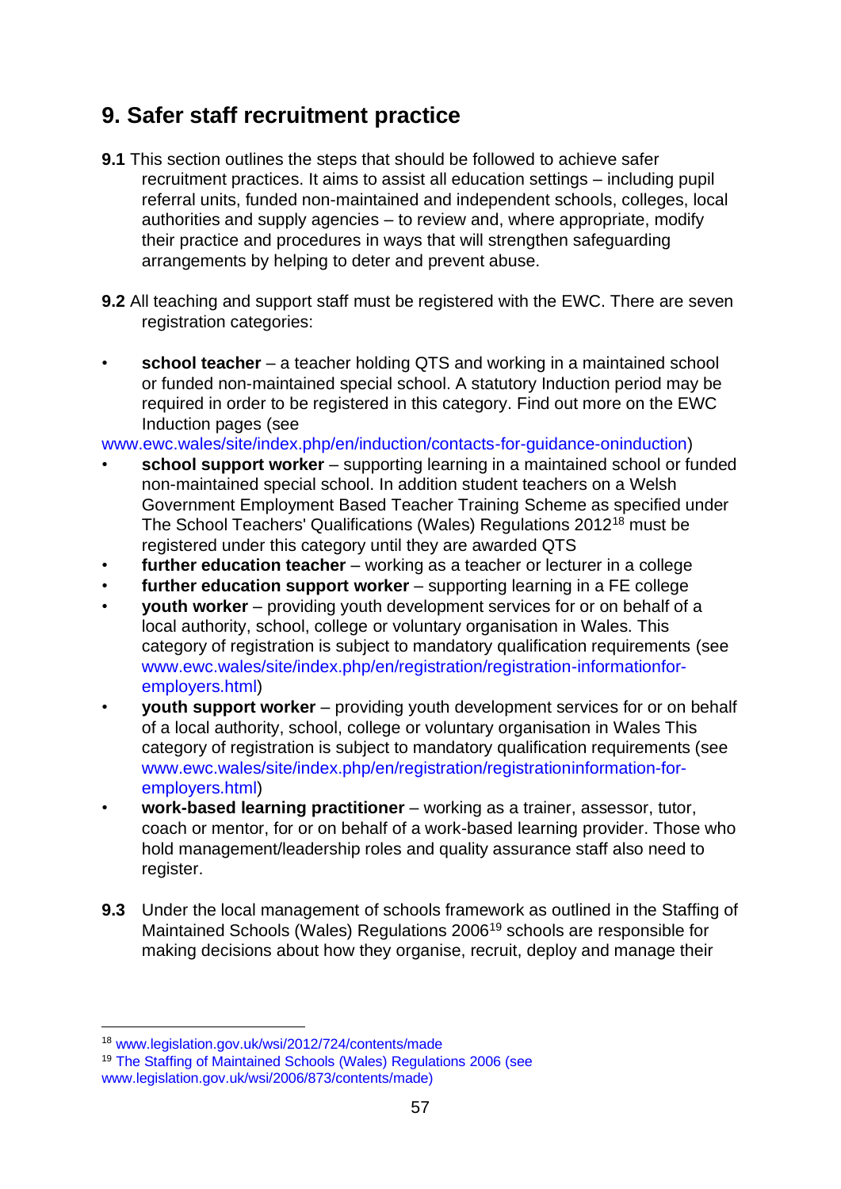## 9. Safer staff recruitment practice

**9.1** This section outlines the steps that should be followed to achieve safer recruitment practices. It aims to assist all education settings – including pupil referral units, funded non-maintained and independent schools, colleges, local authorities and supply agencies – to review and, where appropriate, modify their practice and procedures in ways that will strengthen safeguarding arrangements by helping to deter and prevent abuse.

**9.2** All teaching and support staff must be registered with the EWC. There are seven registration categories:

- **school teacher** – a teacher holding QTS and working in a maintained school or funded non-maintained special school. A statutory Induction period may be required in order to be registered in this category. Find out more on the EWC Induction pages (see www.ewc.wales/site/index.php/en/induction/contacts-for-guidance-oninduction)
- **school support worker** – supporting learning in a maintained school or funded non-maintained special school. In addition student teachers on a Welsh Government Employment Based Teacher Training Scheme as specified under The School Teachers' Qualifications (Wales) Regulations 2012[18] must be registered under this category until they are awarded QTS
- **further education teacher** – working as a teacher or lecturer in a college
- **further education support worker** – supporting learning in a FE college
- **youth worker** – providing youth development services for or on behalf of a local authority, school, college or voluntary organisation in Wales. This category of registration is subject to mandatory qualification requirements (see www.ewc.wales/site/index.php/en/registration/registration-informationfor-employers.html)
- **youth support worker** – providing youth development services for or on behalf of a local authority, school, college or voluntary organisation in Wales This category of registration is subject to mandatory qualification requirements (see www.ewc.wales/site/index.php/en/registration/registrationinformation-for-employers.html)
- **work-based learning practitioner** – working as a trainer, assessor, tutor, coach or mentor, for or on behalf of a work-based learning provider. Those who hold management/leadership roles and quality assurance staff also need to register.

**9.3** Under the local management of schools framework as outlined in the Staffing of Maintained Schools (Wales) Regulations 2006[19] schools are responsible for making decisions about how they organise, recruit, deploy and manage their

---

[18] www.legislation.gov.uk/wsi/2012/724/contents/made

[19] The Staffing of Maintained Schools (Wales) Regulations 2006 (see www.legislation.gov.uk/wsi/2006/873/contents/made)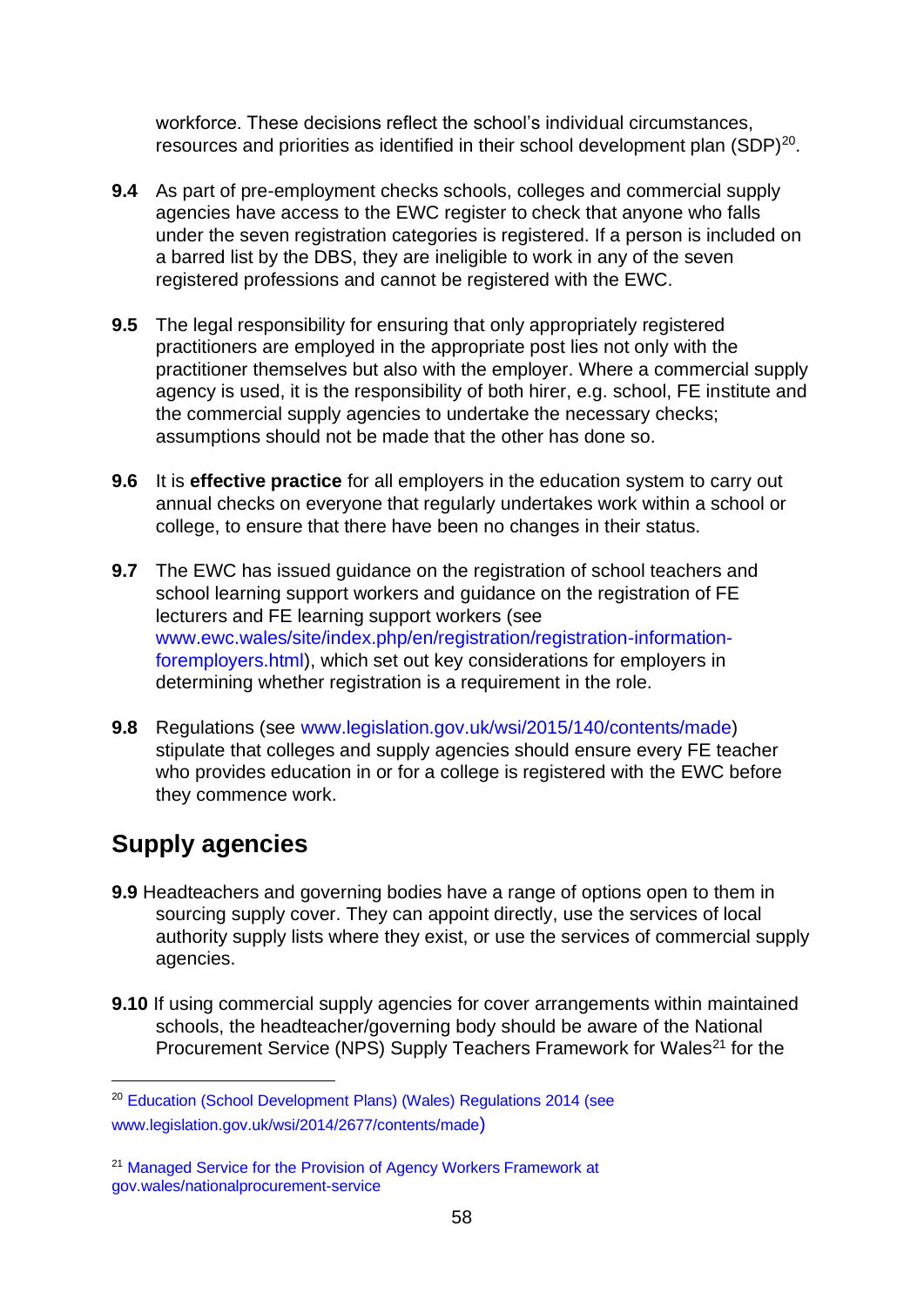workforce. These decisions reflect the school's individual circumstances, resources and priorities as identified in their school development plan (SDP)[20].

**9.4** As part of pre-employment checks schools, colleges and commercial supply agencies have access to the EWC register to check that anyone who falls under the seven registration categories is registered. If a person is included on a barred list by the DBS, they are ineligible to work in any of the seven registered professions and cannot be registered with the EWC.

**9.5** The legal responsibility for ensuring that only appropriately registered practitioners are employed in the appropriate post lies not only with the practitioner themselves but also with the employer. Where a commercial supply agency is used, it is the responsibility of both hirer, e.g. school, FE institute and the commercial supply agencies to undertake the necessary checks; assumptions should not be made that the other has done so.

**9.6** It is **effective practice** for all employers in the education system to carry out annual checks on everyone that regularly undertakes work within a school or college, to ensure that there have been no changes in their status.

**9.7** The EWC has issued guidance on the registration of school teachers and school learning support workers and guidance on the registration of FE lecturers and FE learning support workers (see www.ewc.wales/site/index.php/en/registration/registration-information-foremployers.html), which set out key considerations for employers in determining whether registration is a requirement in the role.

**9.8** Regulations (see www.legislation.gov.uk/wsi/2015/140/contents/made) stipulate that colleges and supply agencies should ensure every FE teacher who provides education in or for a college is registered with the EWC before they commence work.

## Supply agencies

**9.9** Headteachers and governing bodies have a range of options open to them in sourcing supply cover. They can appoint directly, use the services of local authority supply lists where they exist, or use the services of commercial supply agencies.

**9.10** If using commercial supply agencies for cover arrangements within maintained schools, the headteacher/governing body should be aware of the National Procurement Service (NPS) Supply Teachers Framework for Wales[21] for the

---

[20] Education (School Development Plans) (Wales) Regulations 2014 (see www.legislation.gov.uk/wsi/2014/2677/contents/made)

[21] Managed Service for the Provision of Agency Workers Framework at gov.wales/nationalprocurement-service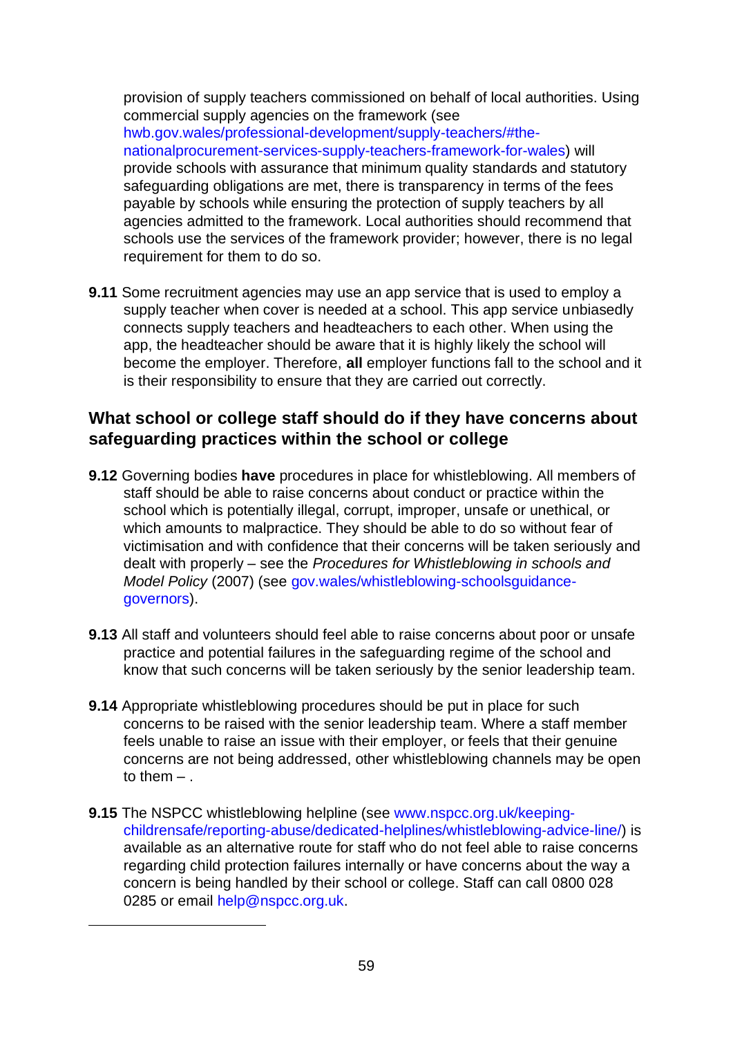provision of supply teachers commissioned on behalf of local authorities. Using commercial supply agencies on the framework (see hwb.gov.wales/professional-development/supply-teachers/#the-nationalprocurement-services-supply-teachers-framework-for-wales) will provide schools with assurance that minimum quality standards and statutory safeguarding obligations are met, there is transparency in terms of the fees payable by schools while ensuring the protection of supply teachers by all agencies admitted to the framework. Local authorities should recommend that schools use the services of the framework provider; however, there is no legal requirement for them to do so.

**9.11** Some recruitment agencies may use an app service that is used to employ a supply teacher when cover is needed at a school. This app service unbiasedly connects supply teachers and headteachers to each other. When using the app, the headteacher should be aware that it is highly likely the school will become the employer. Therefore, **all** employer functions fall to the school and it is their responsibility to ensure that they are carried out correctly.

## What school or college staff should do if they have concerns about safeguarding practices within the school or college

**9.12** Governing bodies **have** procedures in place for whistleblowing. All members of staff should be able to raise concerns about conduct or practice within the school which is potentially illegal, corrupt, improper, unsafe or unethical, or which amounts to malpractice. They should be able to do so without fear of victimisation and with confidence that their concerns will be taken seriously and dealt with properly – see the *Procedures for Whistleblowing in schools and Model Policy* (2007) (see gov.wales/whistleblowing-schoolsguidance-governors).

**9.13** All staff and volunteers should feel able to raise concerns about poor or unsafe practice and potential failures in the safeguarding regime of the school and know that such concerns will be taken seriously by the senior leadership team.

**9.14** Appropriate whistleblowing procedures should be put in place for such concerns to be raised with the senior leadership team. Where a staff member feels unable to raise an issue with their employer, or feels that their genuine concerns are not being addressed, other whistleblowing channels may be open to them – .

**9.15** The NSPCC whistleblowing helpline (see www.nspcc.org.uk/keeping-childrensafe/reporting-abuse/dedicated-helplines/whistleblowing-advice-line/) is available as an alternative route for staff who do not feel able to raise concerns regarding child protection failures internally or have concerns about the way a concern is being handled by their school or college. Staff can call 0800 028 0285 or email help@nspcc.org.uk.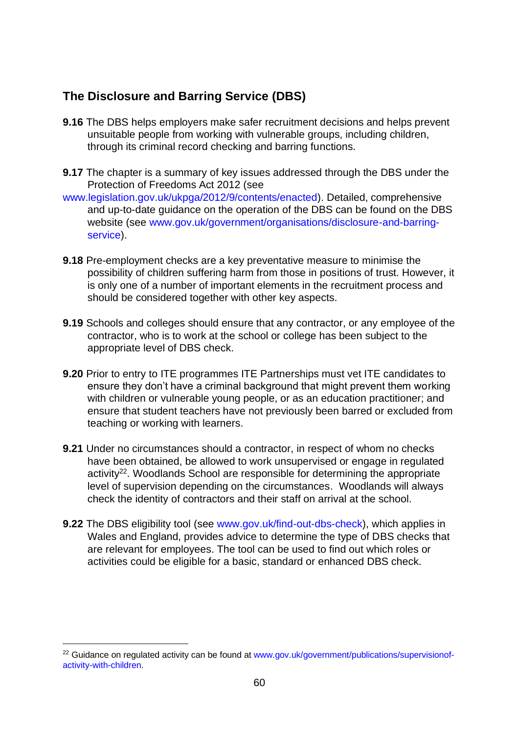## The Disclosure and Barring Service (DBS)

**9.16** The DBS helps employers make safer recruitment decisions and helps prevent unsuitable people from working with vulnerable groups, including children, through its criminal record checking and barring functions.

**9.17** The chapter is a summary of key issues addressed through the DBS under the Protection of Freedoms Act 2012 (see www.legislation.gov.uk/ukpga/2012/9/contents/enacted). Detailed, comprehensive and up-to-date guidance on the operation of the DBS can be found on the DBS website (see www.gov.uk/government/organisations/disclosure-and-barring-service).

**9.18** Pre-employment checks are a key preventative measure to minimise the possibility of children suffering harm from those in positions of trust. However, it is only one of a number of important elements in the recruitment process and should be considered together with other key aspects.

**9.19** Schools and colleges should ensure that any contractor, or any employee of the contractor, who is to work at the school or college has been subject to the appropriate level of DBS check.

**9.20** Prior to entry to ITE programmes ITE Partnerships must vet ITE candidates to ensure they don't have a criminal background that might prevent them working with children or vulnerable young people, or as an education practitioner; and ensure that student teachers have not previously been barred or excluded from teaching or working with learners.

**9.21** Under no circumstances should a contractor, in respect of whom no checks have been obtained, be allowed to work unsupervised or engage in regulated activity[22]. Woodlands School are responsible for determining the appropriate level of supervision depending on the circumstances. Woodlands will always check the identity of contractors and their staff on arrival at the school.

**9.22** The DBS eligibility tool (see www.gov.uk/find-out-dbs-check), which applies in Wales and England, provides advice to determine the type of DBS checks that are relevant for employees. The tool can be used to find out which roles or activities could be eligible for a basic, standard or enhanced DBS check.

---

[22] Guidance on regulated activity can be found at www.gov.uk/government/publications/supervisionof-activity-with-children.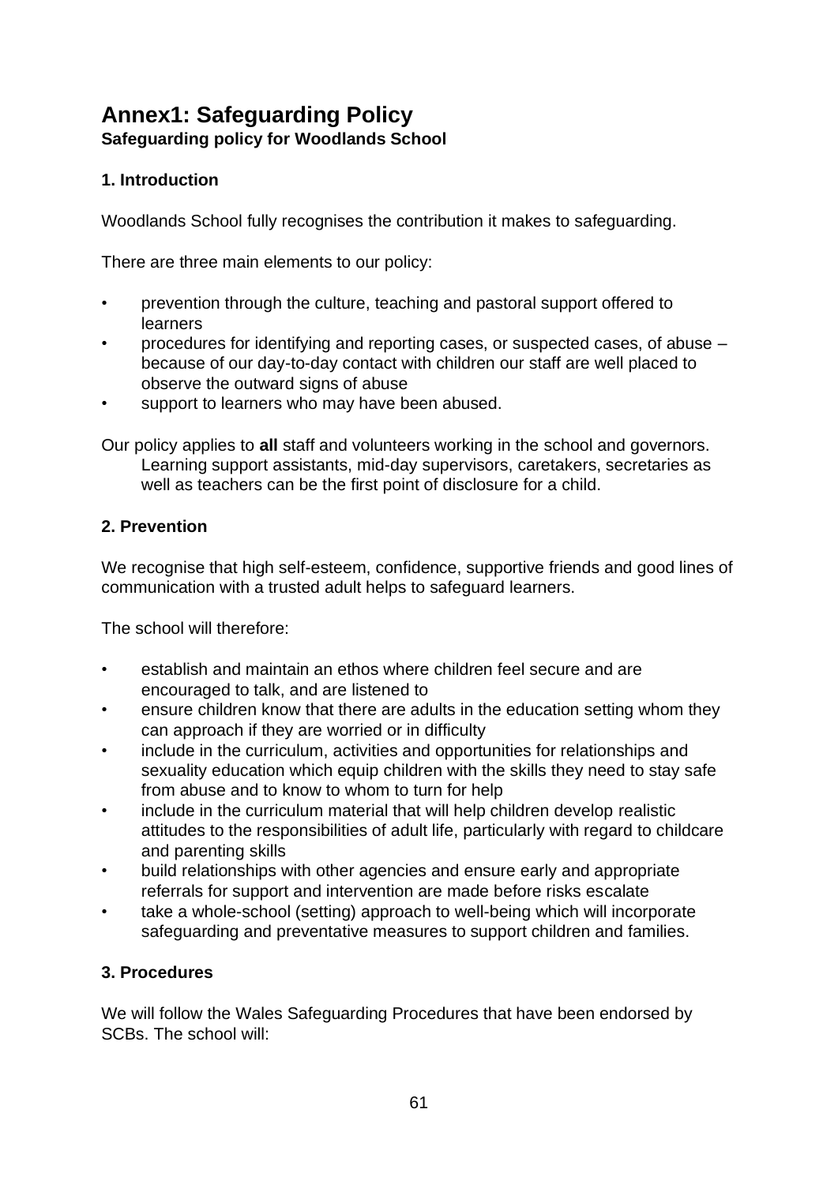# Annex1: Safeguarding Policy

**Safeguarding policy for Woodlands School**

### 1. Introduction

Woodlands School fully recognises the contribution it makes to safeguarding.

There are three main elements to our policy:

- prevention through the culture, teaching and pastoral support offered to learners
- procedures for identifying and reporting cases, or suspected cases, of abuse – because of our day-to-day contact with children our staff are well placed to observe the outward signs of abuse
- support to learners who may have been abused.

Our policy applies to **all** staff and volunteers working in the school and governors. Learning support assistants, mid-day supervisors, caretakers, secretaries as well as teachers can be the first point of disclosure for a child.

### 2. Prevention

We recognise that high self-esteem, confidence, supportive friends and good lines of communication with a trusted adult helps to safeguard learners.

The school will therefore:

- establish and maintain an ethos where children feel secure and are encouraged to talk, and are listened to
- ensure children know that there are adults in the education setting whom they can approach if they are worried or in difficulty
- include in the curriculum, activities and opportunities for relationships and sexuality education which equip children with the skills they need to stay safe from abuse and to know to whom to turn for help
- include in the curriculum material that will help children develop realistic attitudes to the responsibilities of adult life, particularly with regard to childcare and parenting skills
- build relationships with other agencies and ensure early and appropriate referrals for support and intervention are made before risks escalate
- take a whole-school (setting) approach to well-being which will incorporate safeguarding and preventative measures to support children and families.

### 3. Procedures

We will follow the Wales Safeguarding Procedures that have been endorsed by SCBs. The school will: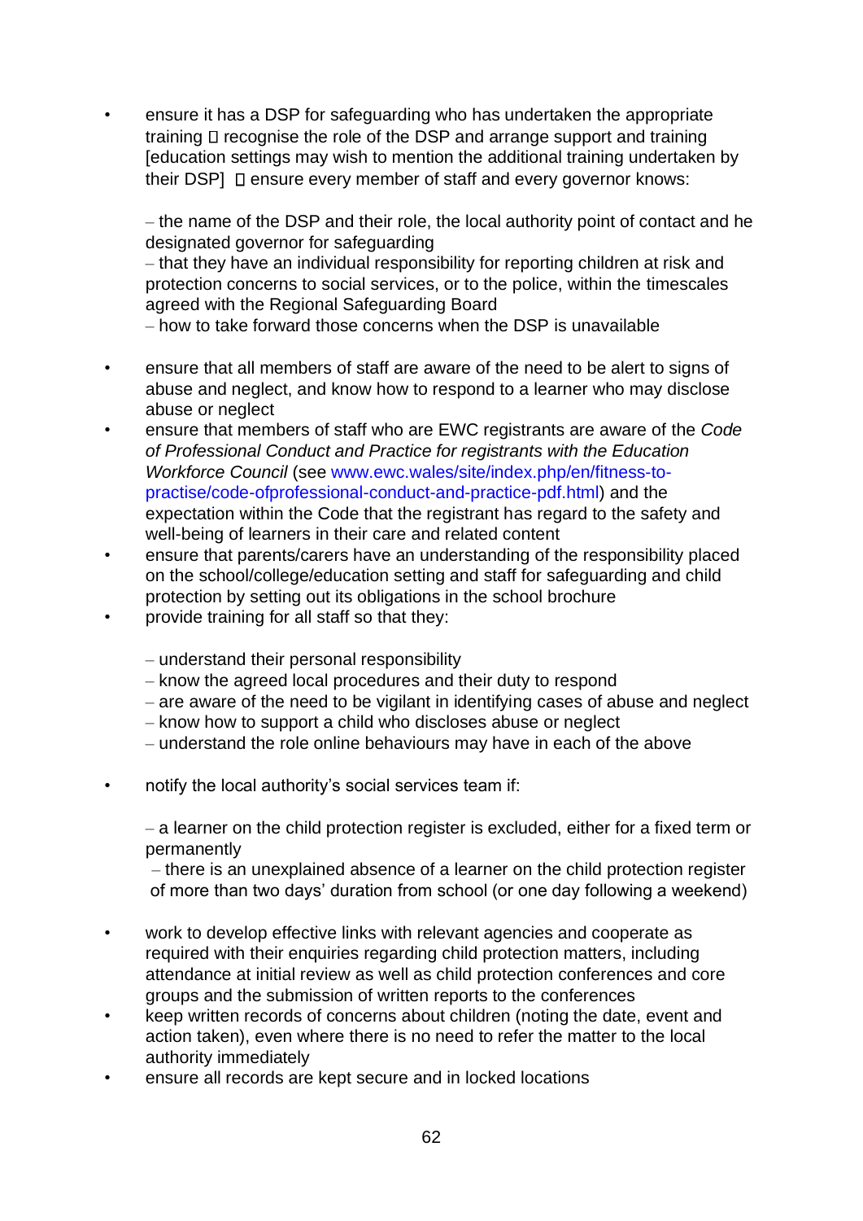- ensure it has a DSP for safeguarding who has undertaken the appropriate training  recognise the role of the DSP and arrange support and training [education settings may wish to mention the additional training undertaken by their DSP]  ensure every member of staff and every governor knows:

  – the name of the DSP and their role, the local authority point of contact and he designated governor for safeguarding
  – that they have an individual responsibility for reporting children at risk and protection concerns to social services, or to the police, within the timescales agreed with the Regional Safeguarding Board
  – how to take forward those concerns when the DSP is unavailable

- ensure that all members of staff are aware of the need to be alert to signs of abuse and neglect, and know how to respond to a learner who may disclose abuse or neglect
- ensure that members of staff who are EWC registrants are aware of the *Code of Professional Conduct and Practice for registrants with the Education Workforce Council* (see www.ewc.wales/site/index.php/en/fitness-to-practise/code-ofprofessional-conduct-and-practice-pdf.html) and the expectation within the Code that the registrant has regard to the safety and well-being of learners in their care and related content
- ensure that parents/carers have an understanding of the responsibility placed on the school/college/education setting and staff for safeguarding and child protection by setting out its obligations in the school brochure
- provide training for all staff so that they:

  – understand their personal responsibility
  – know the agreed local procedures and their duty to respond
  – are aware of the need to be vigilant in identifying cases of abuse and neglect
  – know how to support a child who discloses abuse or neglect
  – understand the role online behaviours may have in each of the above

- notify the local authority's social services team if:

  – a learner on the child protection register is excluded, either for a fixed term or permanently
  – there is an unexplained absence of a learner on the child protection register of more than two days' duration from school (or one day following a weekend)

- work to develop effective links with relevant agencies and cooperate as required with their enquiries regarding child protection matters, including attendance at initial review as well as child protection conferences and core groups and the submission of written reports to the conferences
- keep written records of concerns about children (noting the date, event and action taken), even where there is no need to refer the matter to the local authority immediately
- ensure all records are kept secure and in locked locations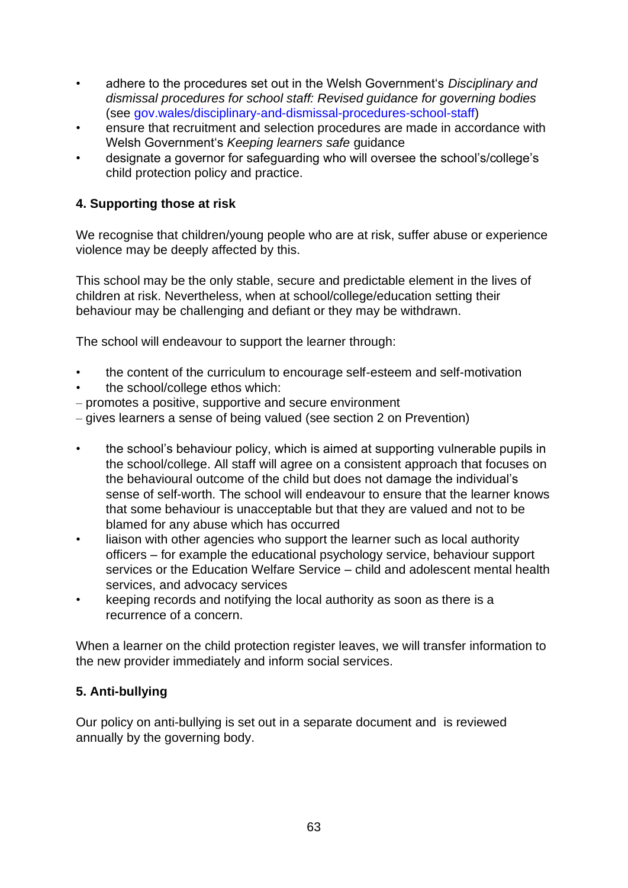- adhere to the procedures set out in the Welsh Government's *Disciplinary and dismissal procedures for school staff: Revised guidance for governing bodies* (see gov.wales/disciplinary-and-dismissal-procedures-school-staff)
- ensure that recruitment and selection procedures are made in accordance with Welsh Government's *Keeping learners safe* guidance
- designate a governor for safeguarding who will oversee the school's/college's child protection policy and practice.

### 4. Supporting those at risk

We recognise that children/young people who are at risk, suffer abuse or experience violence may be deeply affected by this.

This school may be the only stable, secure and predictable element in the lives of children at risk. Nevertheless, when at school/college/education setting their behaviour may be challenging and defiant or they may be withdrawn.

The school will endeavour to support the learner through:

- the content of the curriculum to encourage self-esteem and self-motivation
- the school/college ethos which:
  – promotes a positive, supportive and secure environment
  – gives learners a sense of being valued (see section 2 on Prevention)

- the school's behaviour policy, which is aimed at supporting vulnerable pupils in the school/college. All staff will agree on a consistent approach that focuses on the behavioural outcome of the child but does not damage the individual's sense of self-worth. The school will endeavour to ensure that the learner knows that some behaviour is unacceptable but that they are valued and not to be blamed for any abuse which has occurred
- liaison with other agencies who support the learner such as local authority officers – for example the educational psychology service, behaviour support services or the Education Welfare Service – child and adolescent mental health services, and advocacy services
- keeping records and notifying the local authority as soon as there is a recurrence of a concern.

When a learner on the child protection register leaves, we will transfer information to the new provider immediately and inform social services.

### 5. Anti-bullying

Our policy on anti-bullying is set out in a separate document and is reviewed annually by the governing body.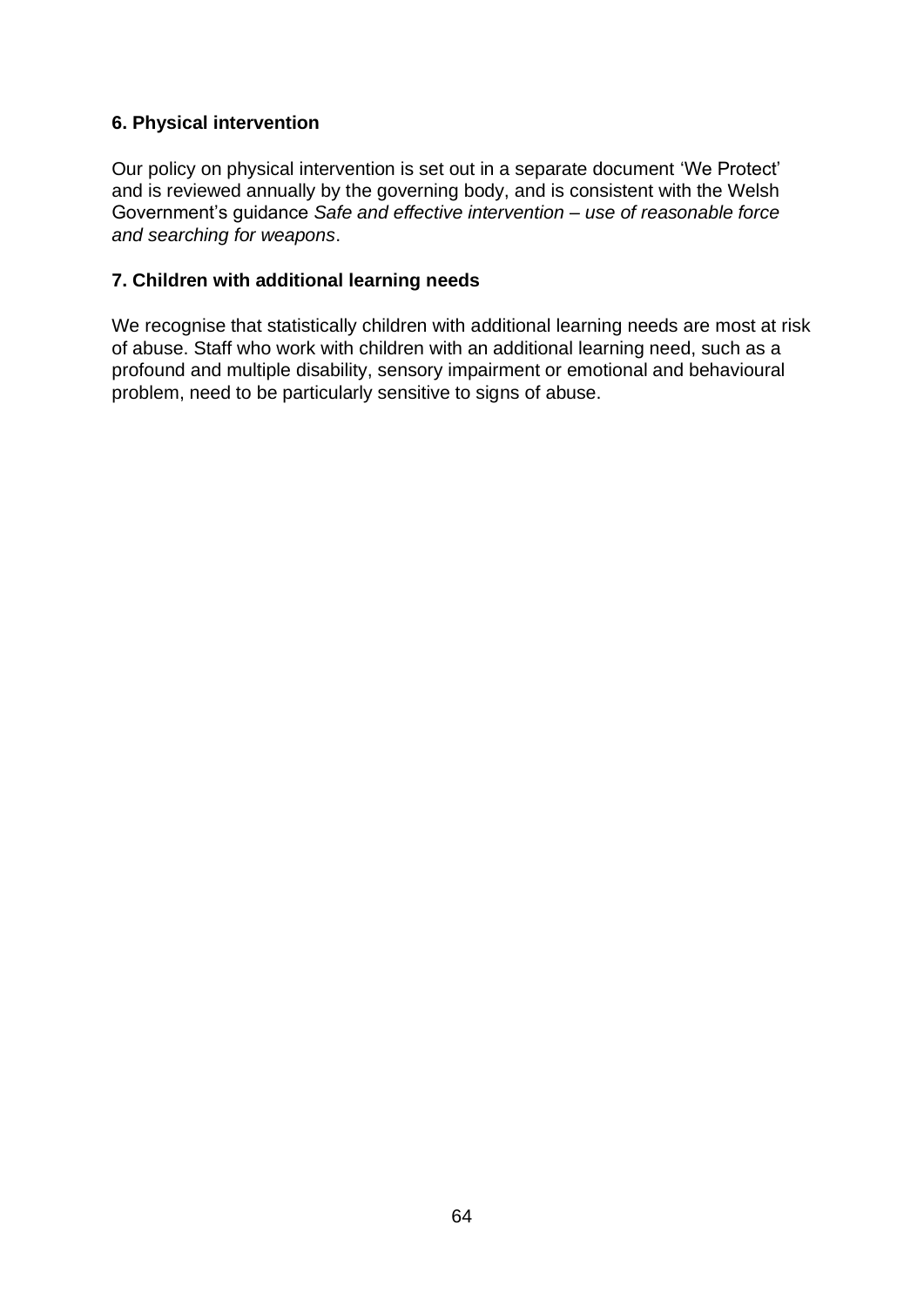### 6. Physical intervention

Our policy on physical intervention is set out in a separate document 'We Protect' and is reviewed annually by the governing body, and is consistent with the Welsh Government's guidance *Safe and effective intervention – use of reasonable force and searching for weapons*.

### 7. Children with additional learning needs

We recognise that statistically children with additional learning needs are most at risk of abuse. Staff who work with children with an additional learning need, such as a profound and multiple disability, sensory impairment or emotional and behavioural problem, need to be particularly sensitive to signs of abuse.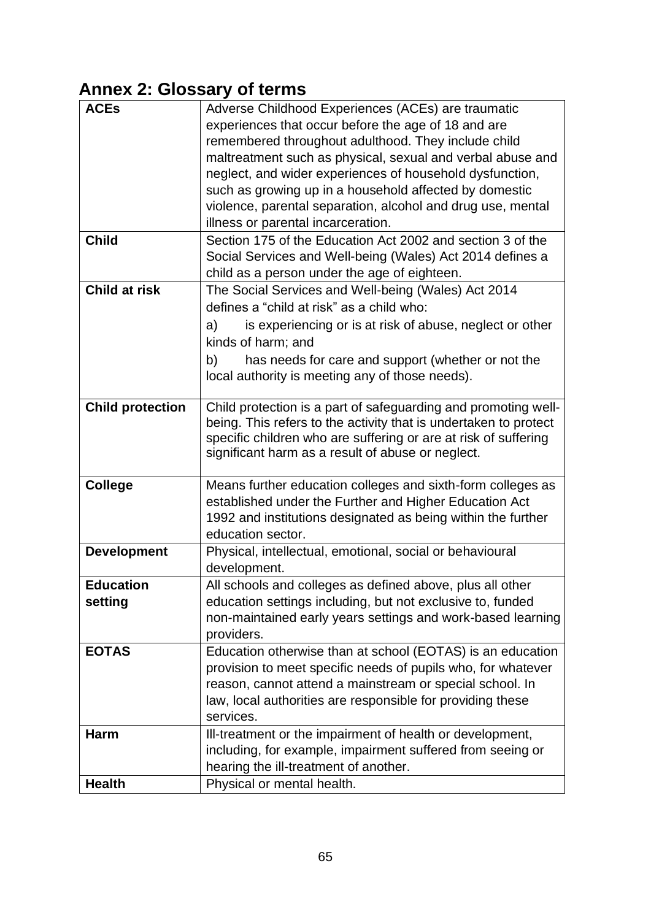## Annex 2: Glossary of terms

| | |
|---|---|
| **ACEs** | Adverse Childhood Experiences (ACEs) are traumatic experiences that occur before the age of 18 and are remembered throughout adulthood. They include child maltreatment such as physical, sexual and verbal abuse and neglect, and wider experiences of household dysfunction, such as growing up in a household affected by domestic violence, parental separation, alcohol and drug use, mental illness or parental incarceration. |
| **Child** | Section 175 of the Education Act 2002 and section 3 of the Social Services and Well-being (Wales) Act 2014 defines a child as a person under the age of eighteen. |
| **Child at risk** | The Social Services and Well-being (Wales) Act 2014 defines a "child at risk" as a child who: <br> a) is experiencing or is at risk of abuse, neglect or other kinds of harm; and <br> b) has needs for care and support (whether or not the local authority is meeting any of those needs). |
| **Child protection** | Child protection is a part of safeguarding and promoting well-being. This refers to the activity that is undertaken to protect specific children who are suffering or are at risk of suffering significant harm as a result of abuse or neglect. |
| **College** | Means further education colleges and sixth-form colleges as established under the Further and Higher Education Act 1992 and institutions designated as being within the further education sector. |
| **Development** | Physical, intellectual, emotional, social or behavioural development. |
| **Education setting** | All schools and colleges as defined above, plus all other education settings including, but not exclusive to, funded non-maintained early years settings and work-based learning providers. |
| **EOTAS** | Education otherwise than at school (EOTAS) is an education provision to meet specific needs of pupils who, for whatever reason, cannot attend a mainstream or special school. In law, local authorities are responsible for providing these services. |
| **Harm** | Ill-treatment or the impairment of health or development, including, for example, impairment suffered from seeing or hearing the ill-treatment of another. |
| **Health** | Physical or mental health. |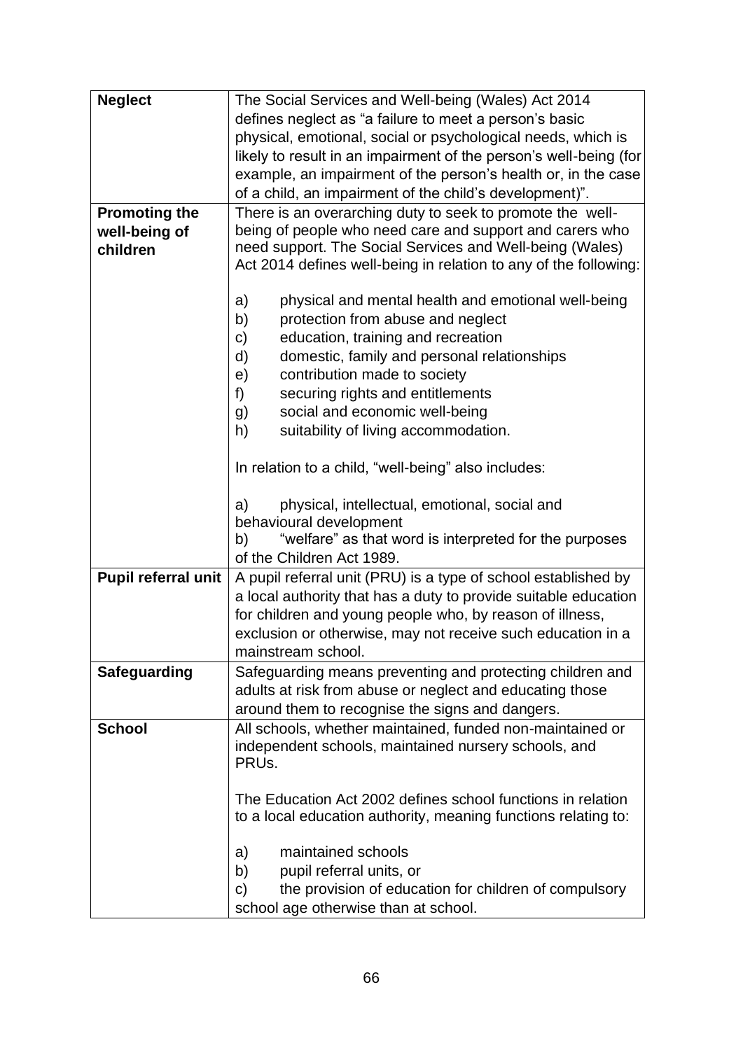| | |
|---|---|
| **Neglect** | The Social Services and Well-being (Wales) Act 2014 defines neglect as "a failure to meet a person's basic physical, emotional, social or psychological needs, which is likely to result in an impairment of the person's well-being (for example, an impairment of the person's health or, in the case of a child, an impairment of the child's development)". |
| **Promoting the well-being of children** | There is an overarching duty to seek to promote the well-being of people who need care and support and carers who need support. The Social Services and Well-being (Wales) Act 2014 defines well-being in relation to any of the following:<br><br>a) physical and mental health and emotional well-being<br>b) protection from abuse and neglect<br>c) education, training and recreation<br>d) domestic, family and personal relationships<br>e) contribution made to society<br>f) securing rights and entitlements<br>g) social and economic well-being<br>h) suitability of living accommodation.<br><br>In relation to a child, "well-being" also includes:<br><br>a) physical, intellectual, emotional, social and behavioural development<br>b) "welfare" as that word is interpreted for the purposes of the Children Act 1989. |
| **Pupil referral unit** | A pupil referral unit (PRU) is a type of school established by a local authority that has a duty to provide suitable education for children and young people who, by reason of illness, exclusion or otherwise, may not receive such education in a mainstream school. |
| **Safeguarding** | Safeguarding means preventing and protecting children and adults at risk from abuse or neglect and educating those around them to recognise the signs and dangers. |
| **School** | All schools, whether maintained, funded non-maintained or independent schools, maintained nursery schools, and PRUs.<br><br>The Education Act 2002 defines school functions in relation to a local education authority, meaning functions relating to:<br><br>a) maintained schools<br>b) pupil referral units, or<br>c) the provision of education for children of compulsory school age otherwise than at school. |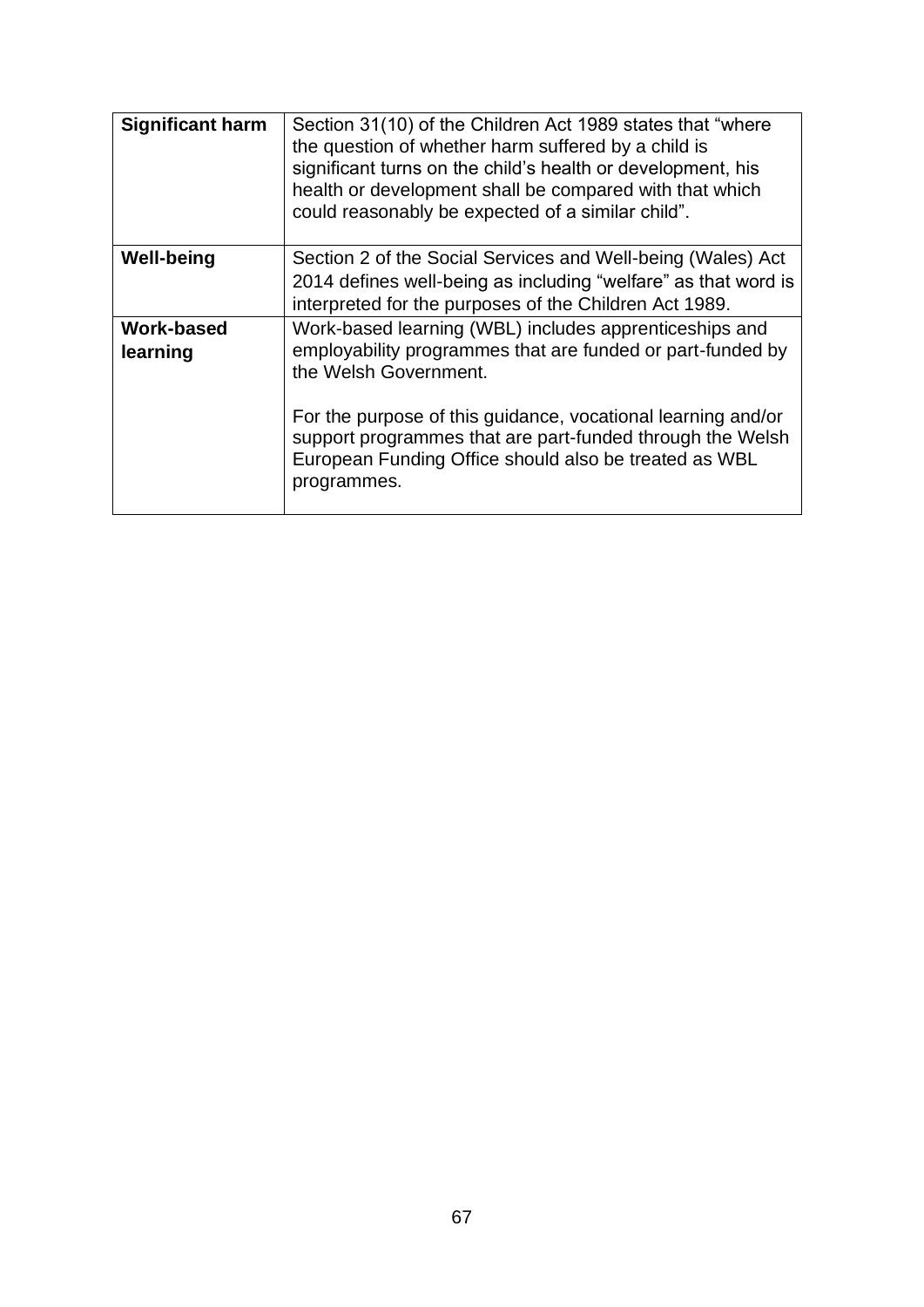| | |
|---|---|
| **Significant harm** | Section 31(10) of the Children Act 1989 states that "where the question of whether harm suffered by a child is significant turns on the child's health or development, his health or development shall be compared with that which could reasonably be expected of a similar child". |
| **Well-being** | Section 2 of the Social Services and Well-being (Wales) Act 2014 defines well-being as including "welfare" as that word is interpreted for the purposes of the Children Act 1989. |
| **Work-based learning** | Work-based learning (WBL) includes apprenticeships and employability programmes that are funded or part-funded by the Welsh Government.<br><br>For the purpose of this guidance, vocational learning and/or support programmes that are part-funded through the Welsh European Funding Office should also be treated as WBL programmes. |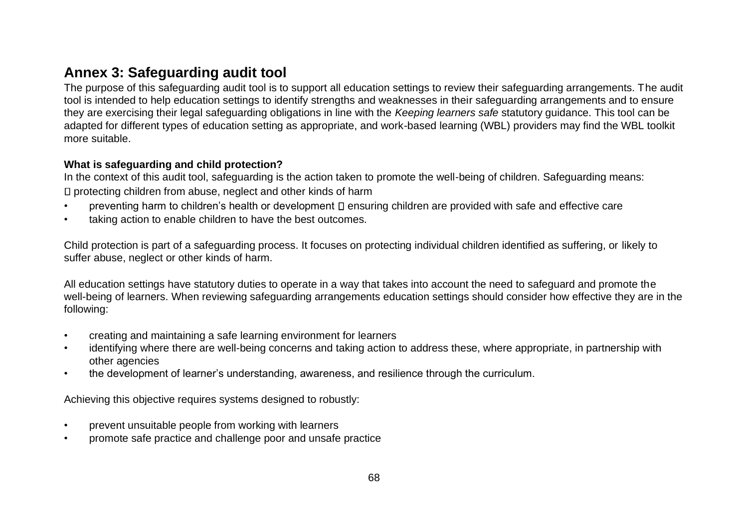## Annex 3: Safeguarding audit tool

The purpose of this safeguarding audit tool is to support all education settings to review their safeguarding arrangements. The audit tool is intended to help education settings to identify strengths and weaknesses in their safeguarding arrangements and to ensure they are exercising their legal safeguarding obligations in line with the *Keeping learners safe* statutory guidance. This tool can be adapted for different types of education setting as appropriate, and work-based learning (WBL) providers may find the WBL toolkit more suitable.

**What is safeguarding and child protection?**

In the context of this audit tool, safeguarding is the action taken to promote the well-being of children. Safeguarding means:

- protecting children from abuse, neglect and other kinds of harm
- preventing harm to children's health or development
- ensuring children are provided with safe and effective care
- taking action to enable children to have the best outcomes.

Child protection is part of a safeguarding process. It focuses on protecting individual children identified as suffering, or likely to suffer abuse, neglect or other kinds of harm.

All education settings have statutory duties to operate in a way that takes into account the need to safeguard and promote the well-being of learners. When reviewing safeguarding arrangements education settings should consider how effective they are in the following:

- creating and maintaining a safe learning environment for learners
- identifying where there are well-being concerns and taking action to address these, where appropriate, in partnership with other agencies
- the development of learner's understanding, awareness, and resilience through the curriculum.

Achieving this objective requires systems designed to robustly:

- prevent unsuitable people from working with learners
- promote safe practice and challenge poor and unsafe practice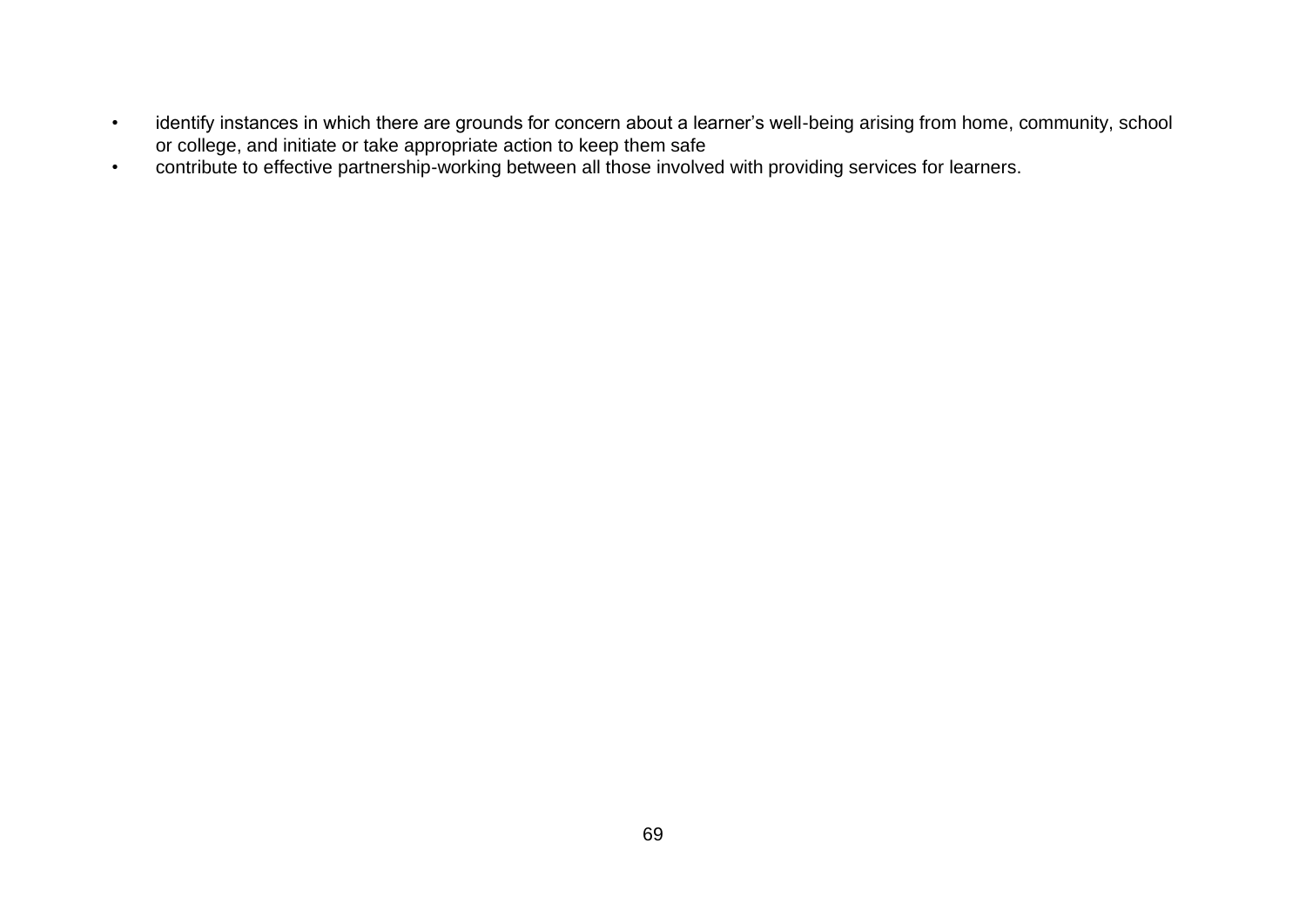- identify instances in which there are grounds for concern about a learner's well-being arising from home, community, school or college, and initiate or take appropriate action to keep them safe
- contribute to effective partnership-working between all those involved with providing services for learners.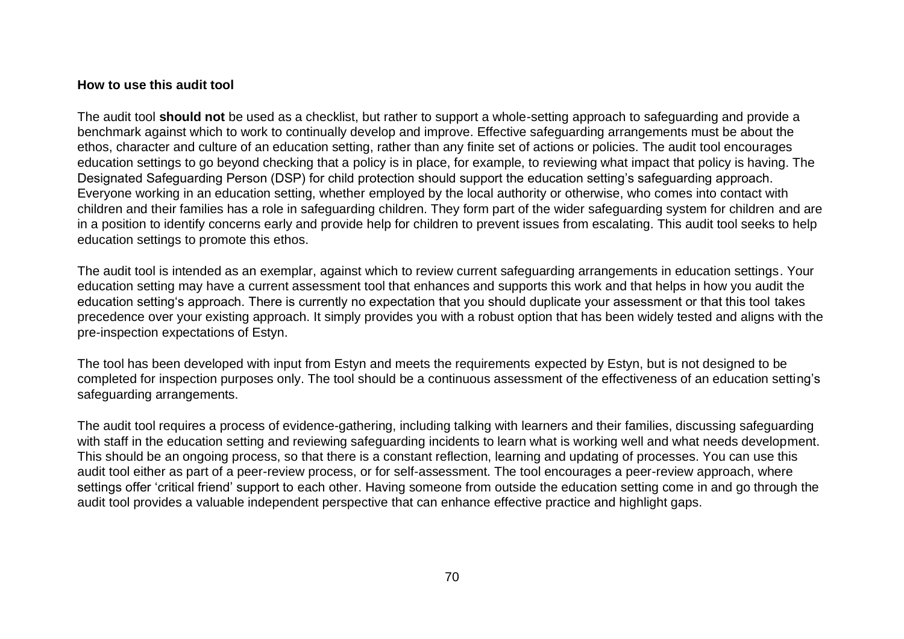**How to use this audit tool**

The audit tool **should not** be used as a checklist, but rather to support a whole-setting approach to safeguarding and provide a benchmark against which to work to continually develop and improve. Effective safeguarding arrangements must be about the ethos, character and culture of an education setting, rather than any finite set of actions or policies. The audit tool encourages education settings to go beyond checking that a policy is in place, for example, to reviewing what impact that policy is having. The Designated Safeguarding Person (DSP) for child protection should support the education setting's safeguarding approach. Everyone working in an education setting, whether employed by the local authority or otherwise, who comes into contact with children and their families has a role in safeguarding children. They form part of the wider safeguarding system for children and are in a position to identify concerns early and provide help for children to prevent issues from escalating. This audit tool seeks to help education settings to promote this ethos.

The audit tool is intended as an exemplar, against which to review current safeguarding arrangements in education settings. Your education setting may have a current assessment tool that enhances and supports this work and that helps in how you audit the education setting's approach. There is currently no expectation that you should duplicate your assessment or that this tool takes precedence over your existing approach. It simply provides you with a robust option that has been widely tested and aligns with the pre-inspection expectations of Estyn.

The tool has been developed with input from Estyn and meets the requirements expected by Estyn, but is not designed to be completed for inspection purposes only. The tool should be a continuous assessment of the effectiveness of an education setting's safeguarding arrangements.

The audit tool requires a process of evidence-gathering, including talking with learners and their families, discussing safeguarding with staff in the education setting and reviewing safeguarding incidents to learn what is working well and what needs development. This should be an ongoing process, so that there is a constant reflection, learning and updating of processes. You can use this audit tool either as part of a peer-review process, or for self-assessment. The tool encourages a peer-review approach, where settings offer 'critical friend' support to each other. Having someone from outside the education setting come in and go through the audit tool provides a valuable independent perspective that can enhance effective practice and highlight gaps.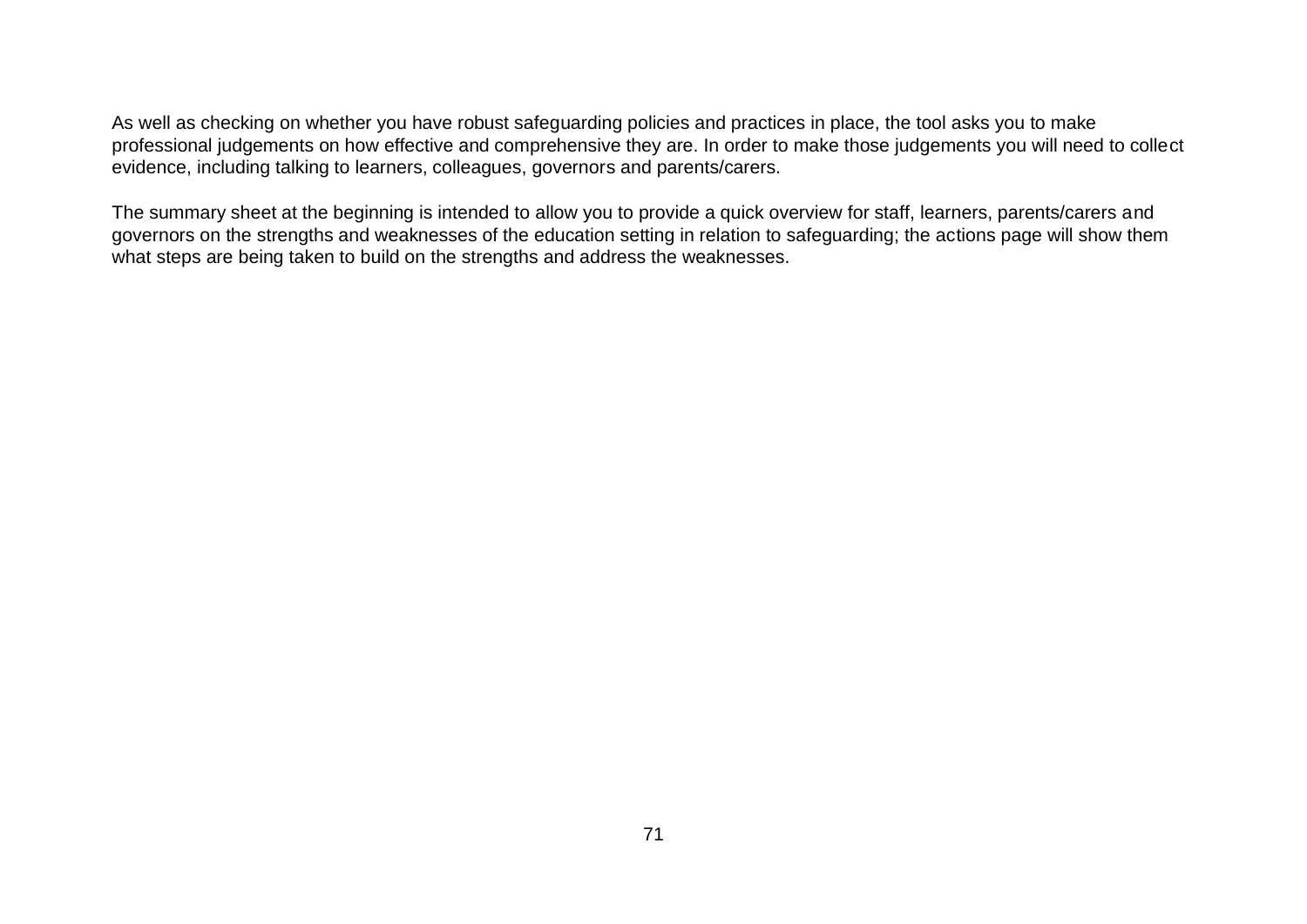As well as checking on whether you have robust safeguarding policies and practices in place, the tool asks you to make professional judgements on how effective and comprehensive they are. In order to make those judgements you will need to collect evidence, including talking to learners, colleagues, governors and parents/carers.

The summary sheet at the beginning is intended to allow you to provide a quick overview for staff, learners, parents/carers and governors on the strengths and weaknesses of the education setting in relation to safeguarding; the actions page will show them what steps are being taken to build on the strengths and address the weaknesses.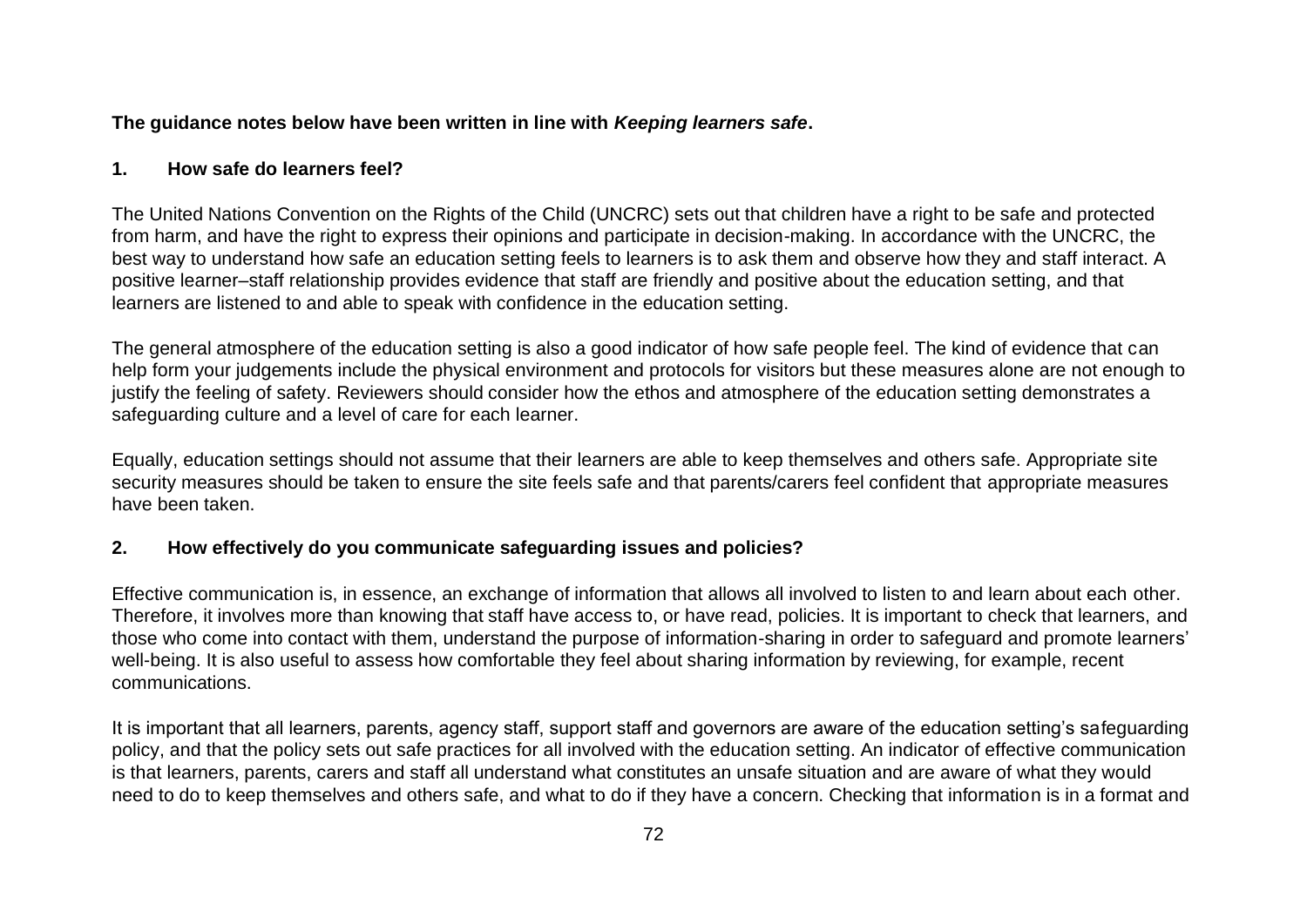**The guidance notes below have been written in line with *Keeping learners safe*.**

## 1. How safe do learners feel?

The United Nations Convention on the Rights of the Child (UNCRC) sets out that children have a right to be safe and protected from harm, and have the right to express their opinions and participate in decision-making. In accordance with the UNCRC, the best way to understand how safe an education setting feels to learners is to ask them and observe how they and staff interact. A positive learner–staff relationship provides evidence that staff are friendly and positive about the education setting, and that learners are listened to and able to speak with confidence in the education setting.

The general atmosphere of the education setting is also a good indicator of how safe people feel. The kind of evidence that can help form your judgements include the physical environment and protocols for visitors but these measures alone are not enough to justify the feeling of safety. Reviewers should consider how the ethos and atmosphere of the education setting demonstrates a safeguarding culture and a level of care for each learner.

Equally, education settings should not assume that their learners are able to keep themselves and others safe. Appropriate site security measures should be taken to ensure the site feels safe and that parents/carers feel confident that appropriate measures have been taken.

## 2. How effectively do you communicate safeguarding issues and policies?

Effective communication is, in essence, an exchange of information that allows all involved to listen to and learn about each other. Therefore, it involves more than knowing that staff have access to, or have read, policies. It is important to check that learners, and those who come into contact with them, understand the purpose of information-sharing in order to safeguard and promote learners' well-being. It is also useful to assess how comfortable they feel about sharing information by reviewing, for example, recent communications.

It is important that all learners, parents, agency staff, support staff and governors are aware of the education setting's safeguarding policy, and that the policy sets out safe practices for all involved with the education setting. An indicator of effective communication is that learners, parents, carers and staff all understand what constitutes an unsafe situation and are aware of what they would need to do to keep themselves and others safe, and what to do if they have a concern. Checking that information is in a format and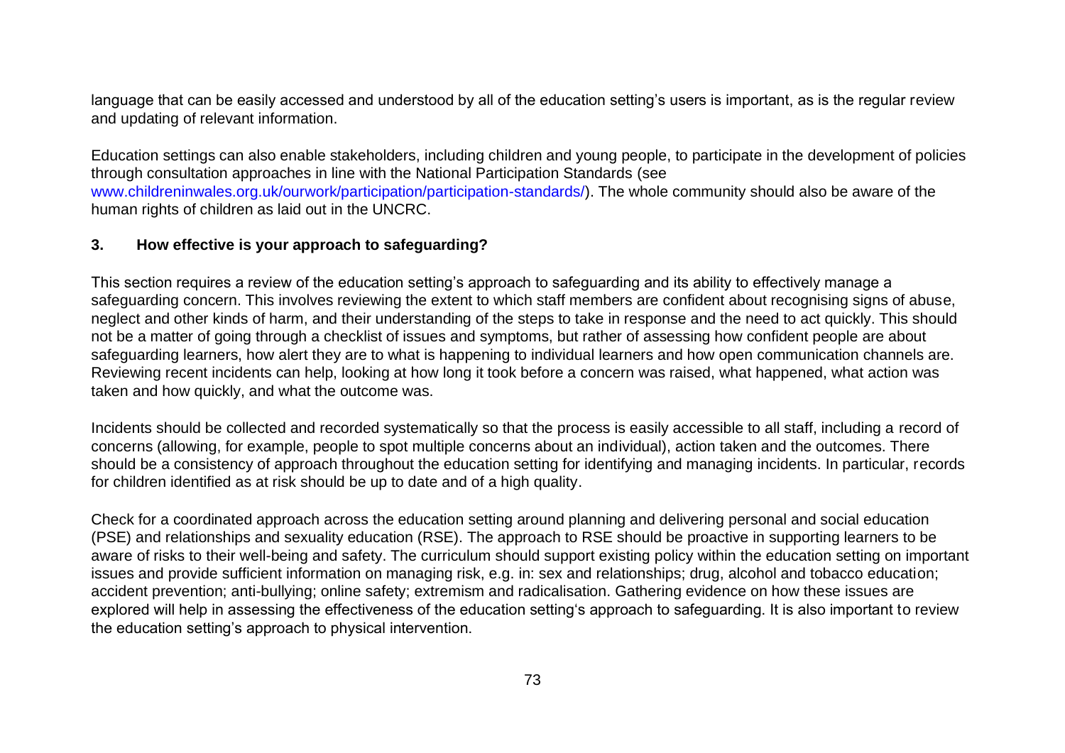language that can be easily accessed and understood by all of the education setting's users is important, as is the regular review and updating of relevant information.

Education settings can also enable stakeholders, including children and young people, to participate in the development of policies through consultation approaches in line with the National Participation Standards (see www.childreninwales.org.uk/ourwork/participation/participation-standards/). The whole community should also be aware of the human rights of children as laid out in the UNCRC.

### 3. How effective is your approach to safeguarding?

This section requires a review of the education setting's approach to safeguarding and its ability to effectively manage a safeguarding concern. This involves reviewing the extent to which staff members are confident about recognising signs of abuse, neglect and other kinds of harm, and their understanding of the steps to take in response and the need to act quickly. This should not be a matter of going through a checklist of issues and symptoms, but rather of assessing how confident people are about safeguarding learners, how alert they are to what is happening to individual learners and how open communication channels are. Reviewing recent incidents can help, looking at how long it took before a concern was raised, what happened, what action was taken and how quickly, and what the outcome was.

Incidents should be collected and recorded systematically so that the process is easily accessible to all staff, including a record of concerns (allowing, for example, people to spot multiple concerns about an individual), action taken and the outcomes. There should be a consistency of approach throughout the education setting for identifying and managing incidents. In particular, records for children identified as at risk should be up to date and of a high quality.

Check for a coordinated approach across the education setting around planning and delivering personal and social education (PSE) and relationships and sexuality education (RSE). The approach to RSE should be proactive in supporting learners to be aware of risks to their well-being and safety. The curriculum should support existing policy within the education setting on important issues and provide sufficient information on managing risk, e.g. in: sex and relationships; drug, alcohol and tobacco education; accident prevention; anti-bullying; online safety; extremism and radicalisation. Gathering evidence on how these issues are explored will help in assessing the effectiveness of the education setting's approach to safeguarding. It is also important to review the education setting's approach to physical intervention.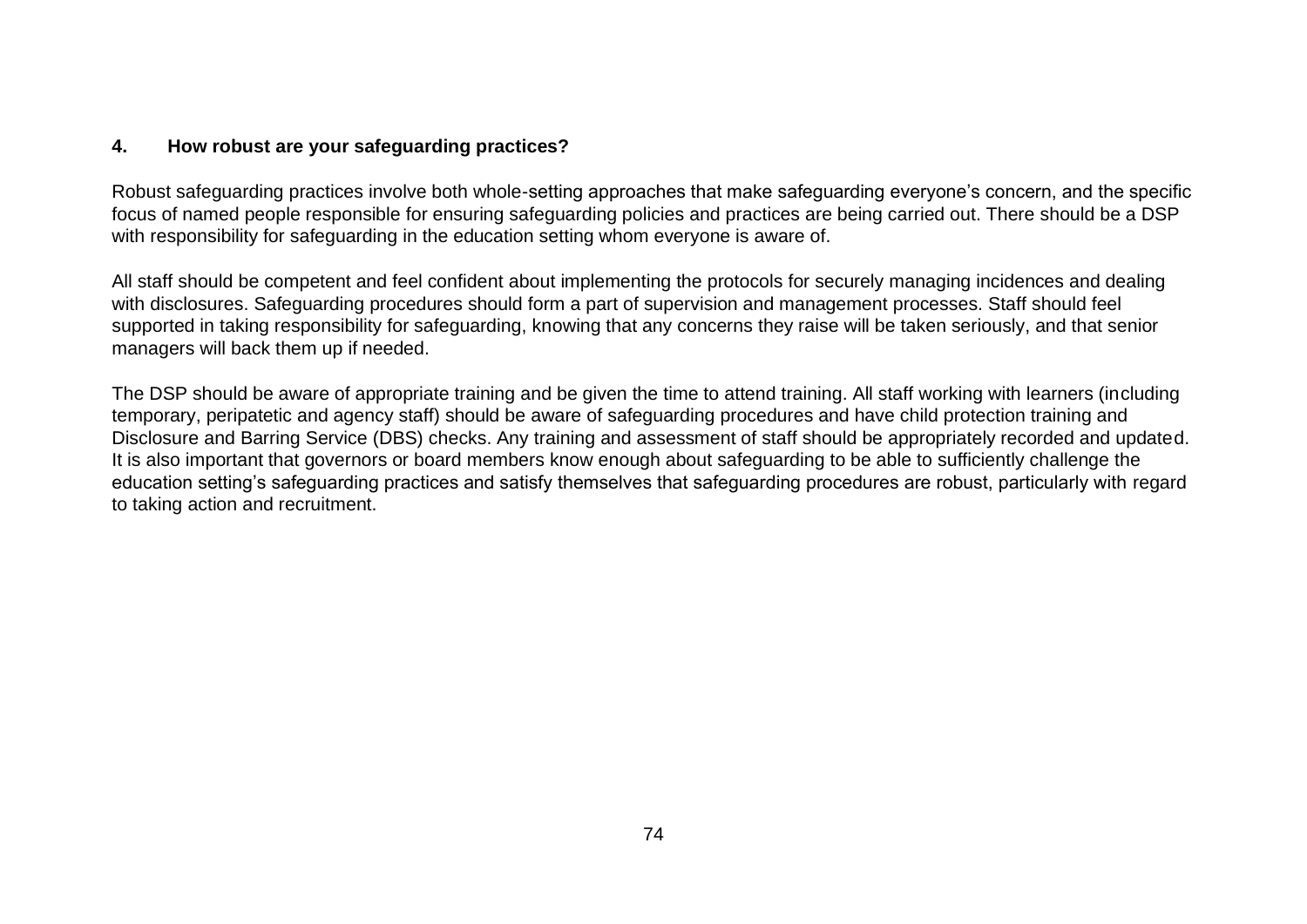#### 4. How robust are your safeguarding practices?

Robust safeguarding practices involve both whole-setting approaches that make safeguarding everyone's concern, and the specific focus of named people responsible for ensuring safeguarding policies and practices are being carried out. There should be a DSP with responsibility for safeguarding in the education setting whom everyone is aware of.

All staff should be competent and feel confident about implementing the protocols for securely managing incidences and dealing with disclosures. Safeguarding procedures should form a part of supervision and management processes. Staff should feel supported in taking responsibility for safeguarding, knowing that any concerns they raise will be taken seriously, and that senior managers will back them up if needed.

The DSP should be aware of appropriate training and be given the time to attend training. All staff working with learners (including temporary, peripatetic and agency staff) should be aware of safeguarding procedures and have child protection training and Disclosure and Barring Service (DBS) checks. Any training and assessment of staff should be appropriately recorded and updated. It is also important that governors or board members know enough about safeguarding to be able to sufficiently challenge the education setting's safeguarding practices and satisfy themselves that safeguarding procedures are robust, particularly with regard to taking action and recruitment.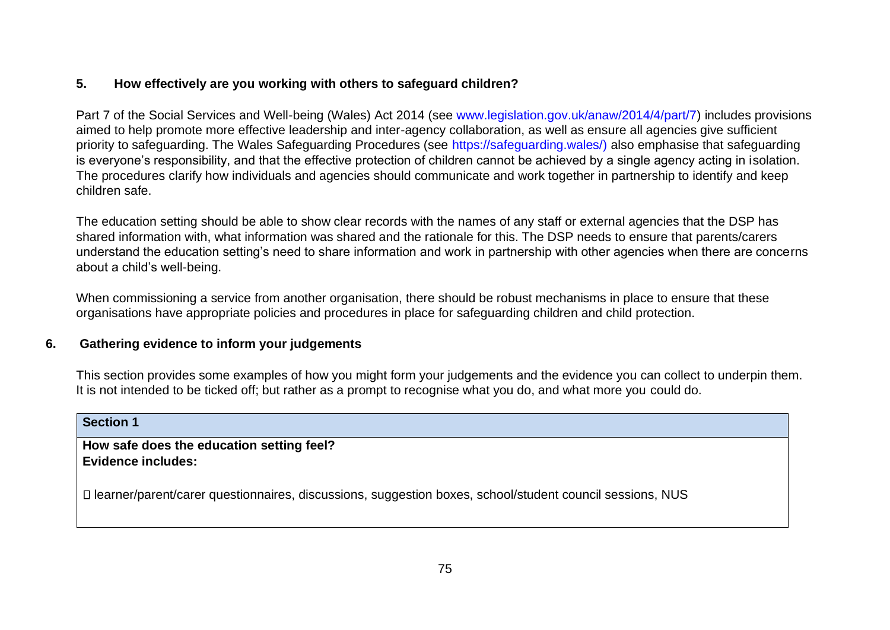## 5. How effectively are you working with others to safeguard children?

Part 7 of the Social Services and Well-being (Wales) Act 2014 (see www.legislation.gov.uk/anaw/2014/4/part/7) includes provisions aimed to help promote more effective leadership and inter-agency collaboration, as well as ensure all agencies give sufficient priority to safeguarding. The Wales Safeguarding Procedures (see https://safeguarding.wales/) also emphasise that safeguarding is everyone's responsibility, and that the effective protection of children cannot be achieved by a single agency acting in isolation. The procedures clarify how individuals and agencies should communicate and work together in partnership to identify and keep children safe.

The education setting should be able to show clear records with the names of any staff or external agencies that the DSP has shared information with, what information was shared and the rationale for this. The DSP needs to ensure that parents/carers understand the education setting's need to share information and work in partnership with other agencies when there are concerns about a child's well-being.

When commissioning a service from another organisation, there should be robust mechanisms in place to ensure that these organisations have appropriate policies and procedures in place for safeguarding children and child protection.

## 6. Gathering evidence to inform your judgements

This section provides some examples of how you might form your judgements and the evidence you can collect to underpin them. It is not intended to be ticked off; but rather as a prompt to recognise what you do, and what more you could do.

| **Section 1** |
| --- |
| **How safe does the education setting feel?**<br>**Evidence includes:**<br><br>- learner/parent/carer questionnaires, discussions, suggestion boxes, school/student council sessions, NUS |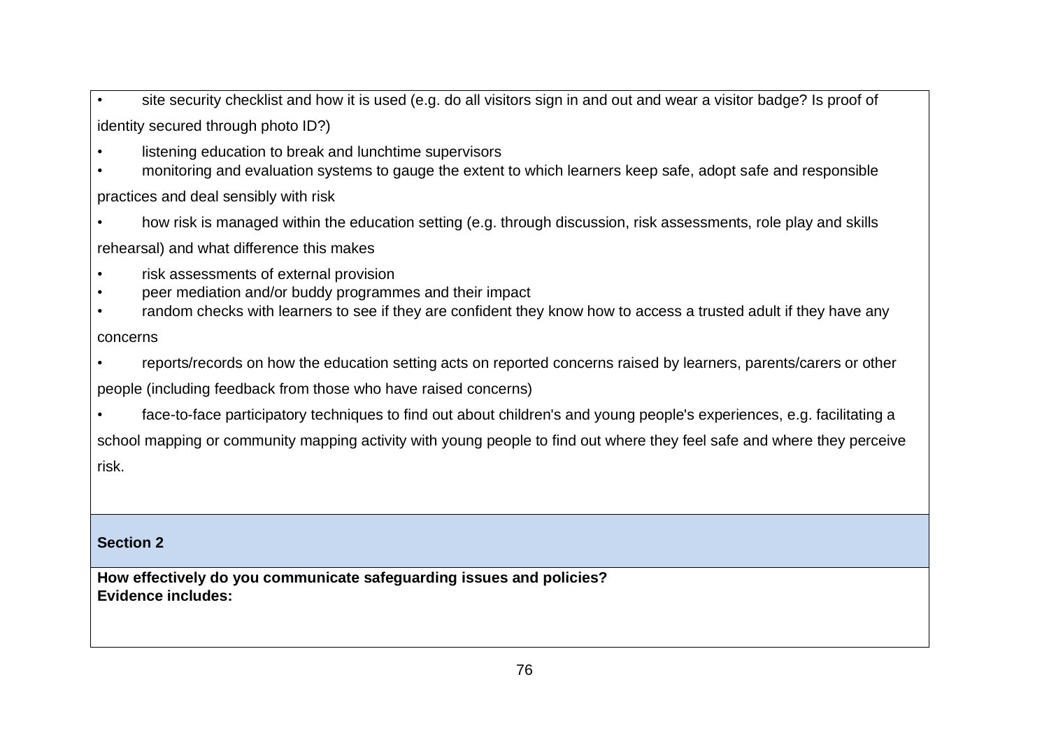- site security checklist and how it is used (e.g. do all visitors sign in and out and wear a visitor badge? Is proof of identity secured through photo ID?)
- listening education to break and lunchtime supervisors
- monitoring and evaluation systems to gauge the extent to which learners keep safe, adopt safe and responsible practices and deal sensibly with risk
- how risk is managed within the education setting (e.g. through discussion, risk assessments, role play and skills rehearsal) and what difference this makes
- risk assessments of external provision
- peer mediation and/or buddy programmes and their impact
- random checks with learners to see if they are confident they know how to access a trusted adult if they have any concerns
- reports/records on how the education setting acts on reported concerns raised by learners, parents/carers or other people (including feedback from those who have raised concerns)
- face-to-face participatory techniques to find out about children's and young people's experiences, e.g. facilitating a school mapping or community mapping activity with young people to find out where they feel safe and where they perceive risk.

**Section 2**

**How effectively do you communicate safeguarding issues and policies?**
**Evidence includes:**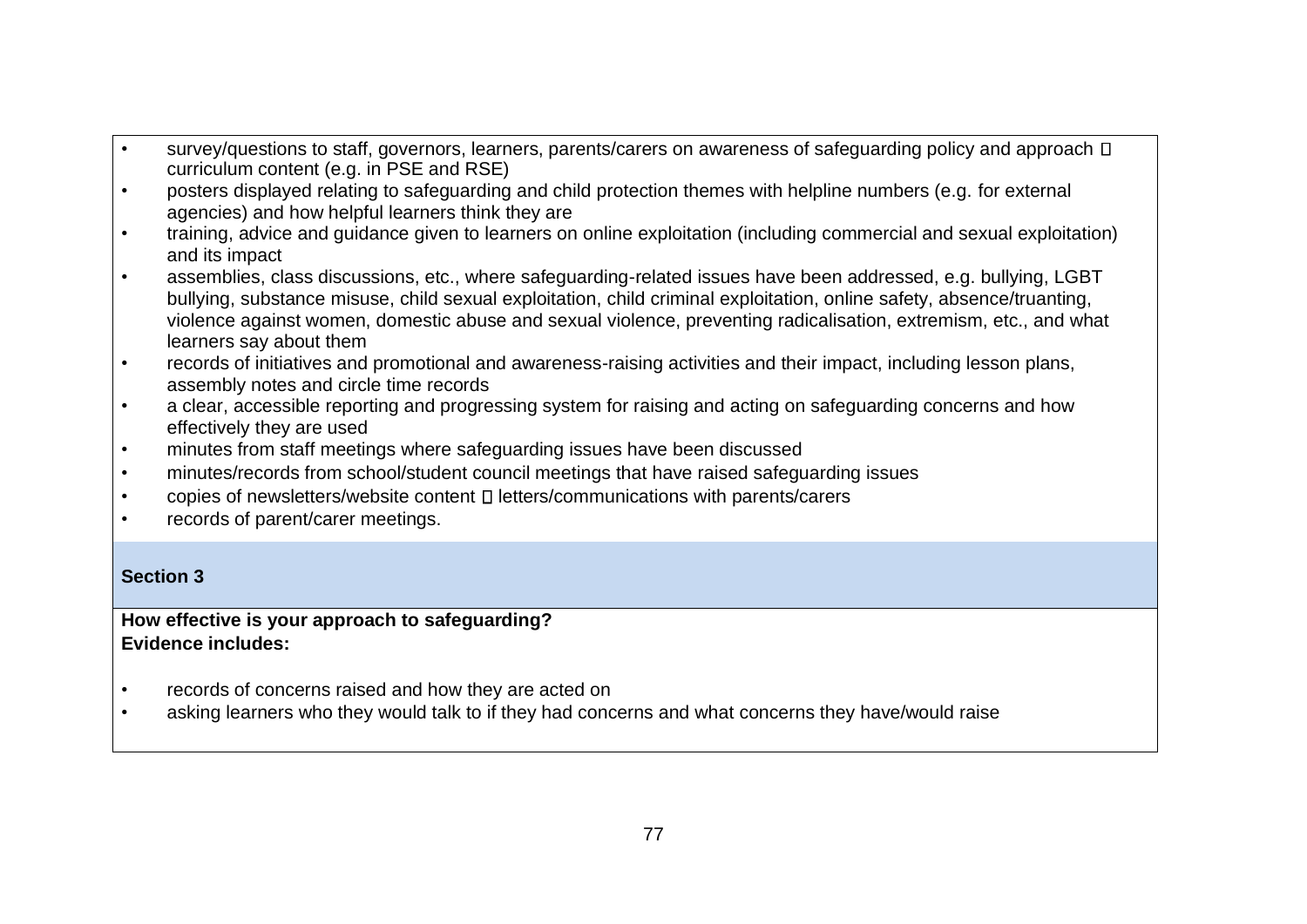- survey/questions to staff, governors, learners, parents/carers on awareness of safeguarding policy and approach  curriculum content (e.g. in PSE and RSE)
- posters displayed relating to safeguarding and child protection themes with helpline numbers (e.g. for external agencies) and how helpful learners think they are
- training, advice and guidance given to learners on online exploitation (including commercial and sexual exploitation) and its impact
- assemblies, class discussions, etc., where safeguarding-related issues have been addressed, e.g. bullying, LGBT bullying, substance misuse, child sexual exploitation, child criminal exploitation, online safety, absence/truanting, violence against women, domestic abuse and sexual violence, preventing radicalisation, extremism, etc., and what learners say about them
- records of initiatives and promotional and awareness-raising activities and their impact, including lesson plans, assembly notes and circle time records
- a clear, accessible reporting and progressing system for raising and acting on safeguarding concerns and how effectively they are used
- minutes from staff meetings where safeguarding issues have been discussed
- minutes/records from school/student council meetings that have raised safeguarding issues
- copies of newsletters/website content  letters/communications with parents/carers
- records of parent/carer meetings.

**Section 3**

**How effective is your approach to safeguarding?**
**Evidence includes:**

- records of concerns raised and how they are acted on
- asking learners who they would talk to if they had concerns and what concerns they have/would raise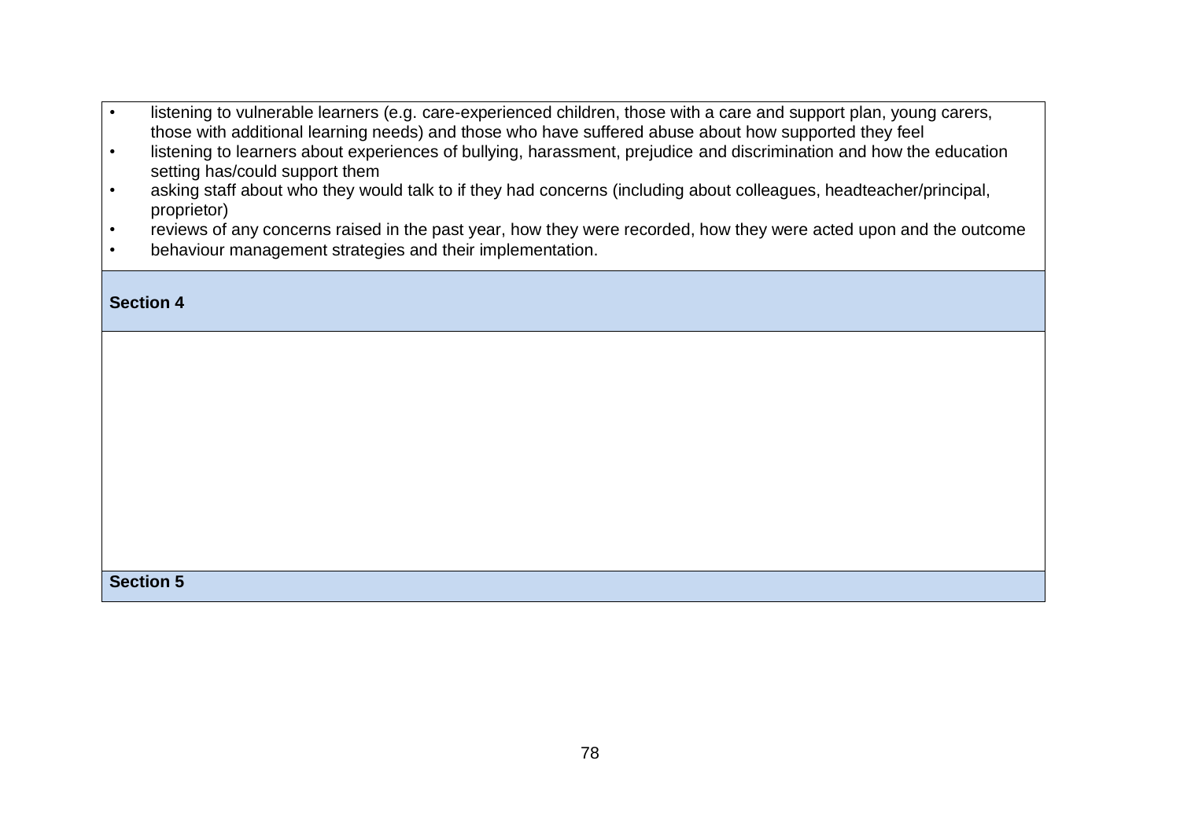| • listening to vulnerable learners (e.g. care-experienced children, those with a care and support plan, young carers, those with additional learning needs) and those who have suffered abuse about how supported they feel<br>• listening to learners about experiences of bullying, harassment, prejudice and discrimination and how the education setting has/could support them<br>• asking staff about who they would talk to if they had concerns (including about colleagues, headteacher/principal, proprietor)<br>• reviews of any concerns raised in the past year, how they were recorded, how they were acted upon and the outcome<br>• behaviour management strategies and their implementation. |
|---|
| **Section 4** |
| |
| **Section 5** |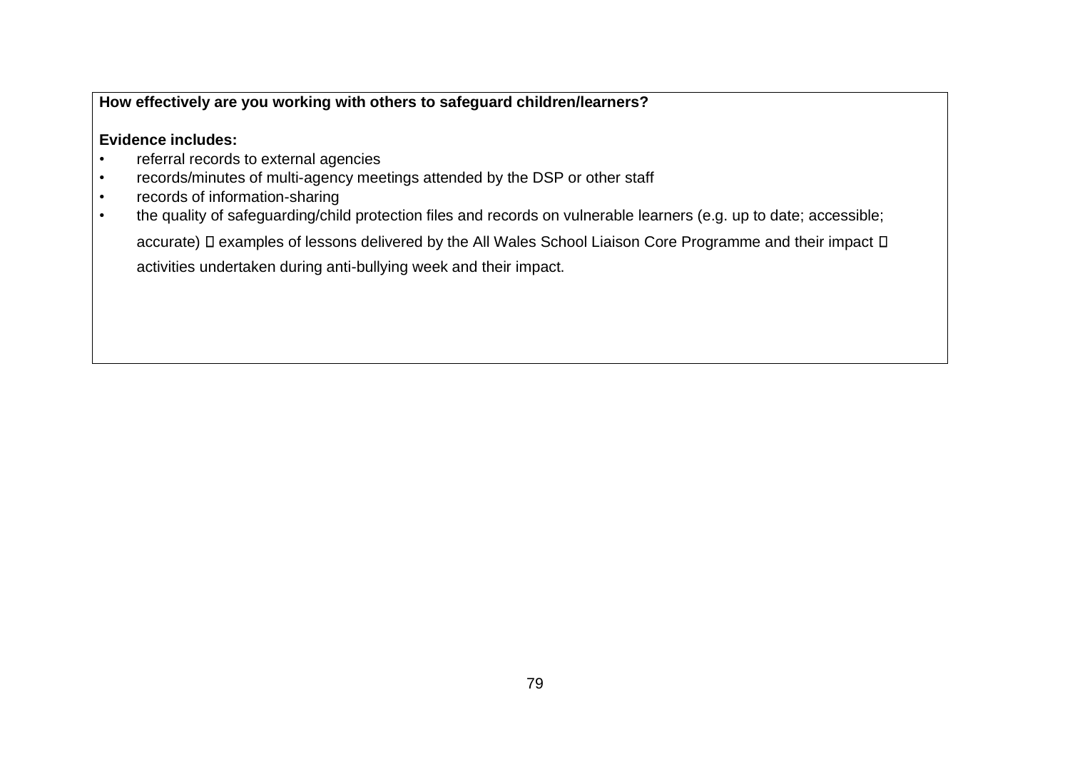**How effectively are you working with others to safeguard children/learners?**

**Evidence includes:**

- referral records to external agencies
- records/minutes of multi-agency meetings attended by the DSP or other staff
- records of information-sharing
- the quality of safeguarding/child protection files and records on vulnerable learners (e.g. up to date; accessible; accurate)
- examples of lessons delivered by the All Wales School Liaison Core Programme and their impact
- activities undertaken during anti-bullying week and their impact.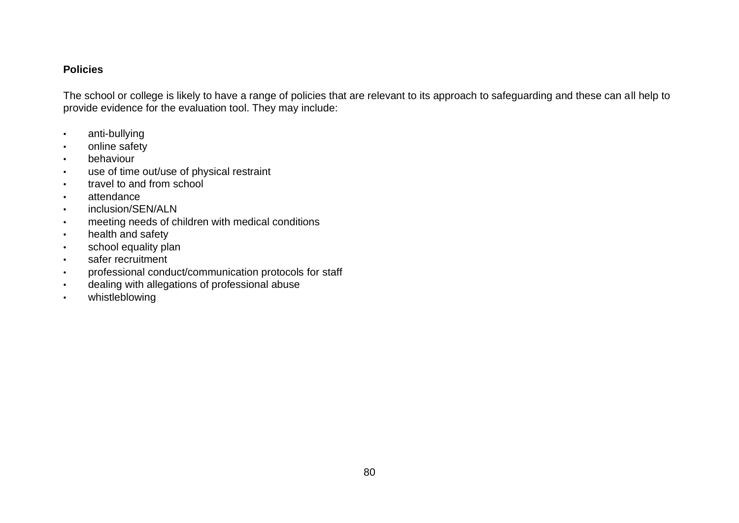**Policies**

The school or college is likely to have a range of policies that are relevant to its approach to safeguarding and these can all help to provide evidence for the evaluation tool. They may include:

- anti-bullying
- online safety
- behaviour
- use of time out/use of physical restraint
- travel to and from school
- attendance
- inclusion/SEN/ALN
- meeting needs of children with medical conditions
- health and safety
- school equality plan
- safer recruitment
- professional conduct/communication protocols for staff
- dealing with allegations of professional abuse
- whistleblowing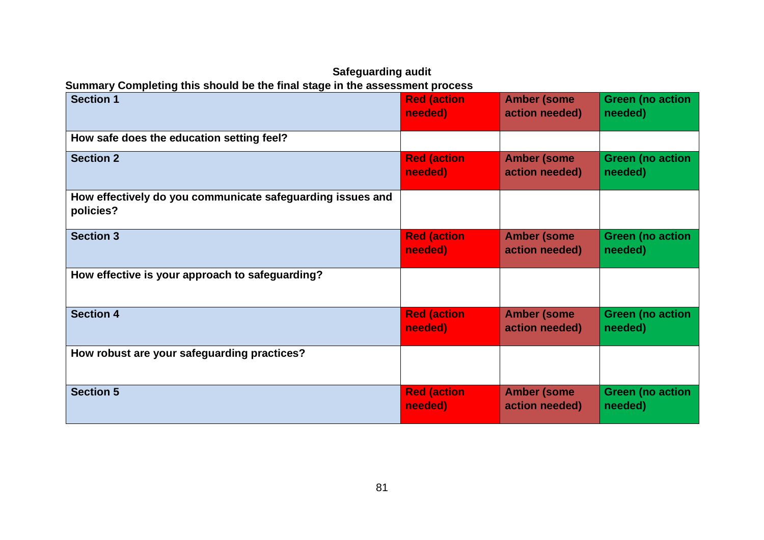**Safeguarding audit**

**Summary Completing this should be the final stage in the assessment process**

| Section 1 | Red (action needed) | Amber (some action needed) | Green (no action needed) |
|---|---|---|---|
| **How safe does the education setting feel?** | | | |
| **Section 2** | **Red (action needed)** | **Amber (some action needed)** | **Green (no action needed)** |
| **How effectively do you communicate safeguarding issues and policies?** | | | |
| **Section 3** | **Red (action needed)** | **Amber (some action needed)** | **Green (no action needed)** |
| **How effective is your approach to safeguarding?** | | | |
| **Section 4** | **Red (action needed)** | **Amber (some action needed)** | **Green (no action needed)** |
| **How robust are your safeguarding practices?** | | | |
| **Section 5** | **Red (action needed)** | **Amber (some action needed)** | **Green (no action needed)** |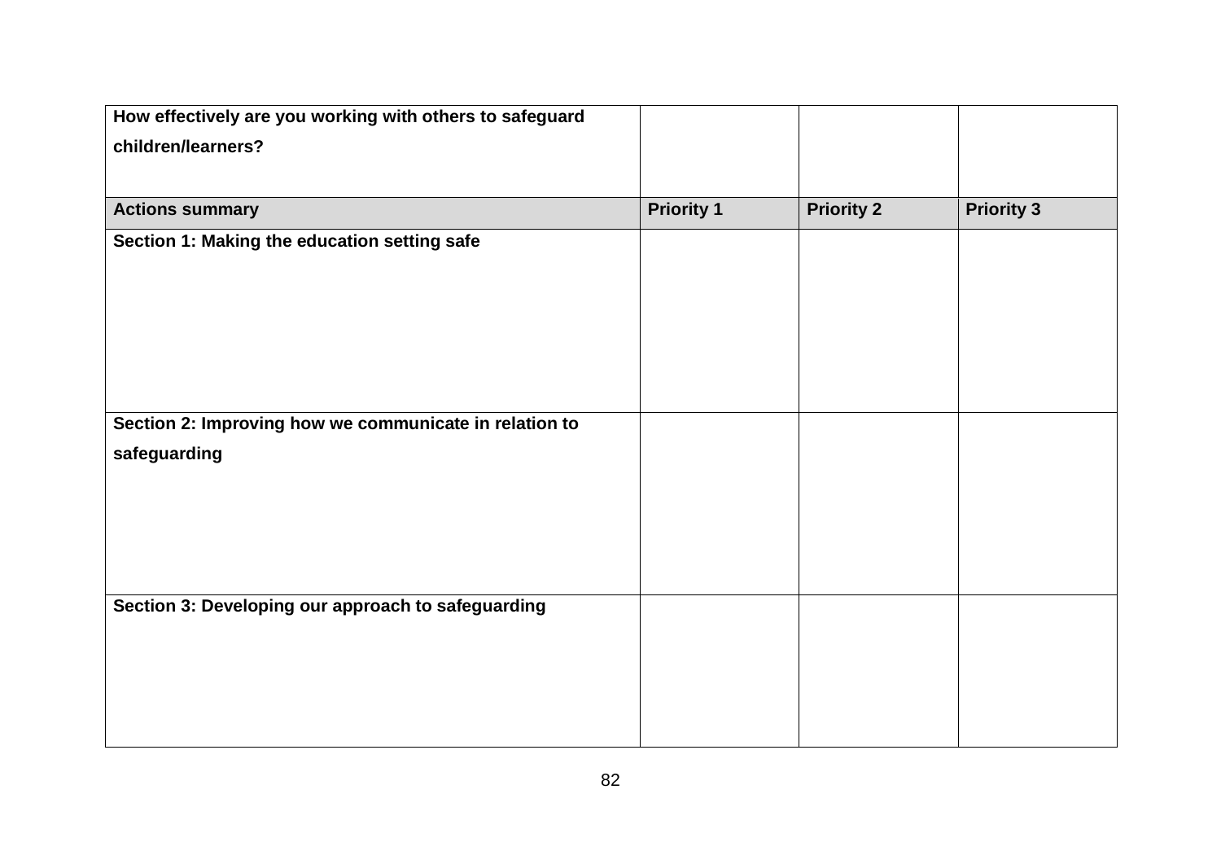| How effectively are you working with others to safeguard children/learners? | | | |
|---|---|---|---|
| **Actions summary** | **Priority 1** | **Priority 2** | **Priority 3** |
| **Section 1: Making the education setting safe** | | | |
| **Section 2: Improving how we communicate in relation to safeguarding** | | | |
| **Section 3: Developing our approach to safeguarding** | | | |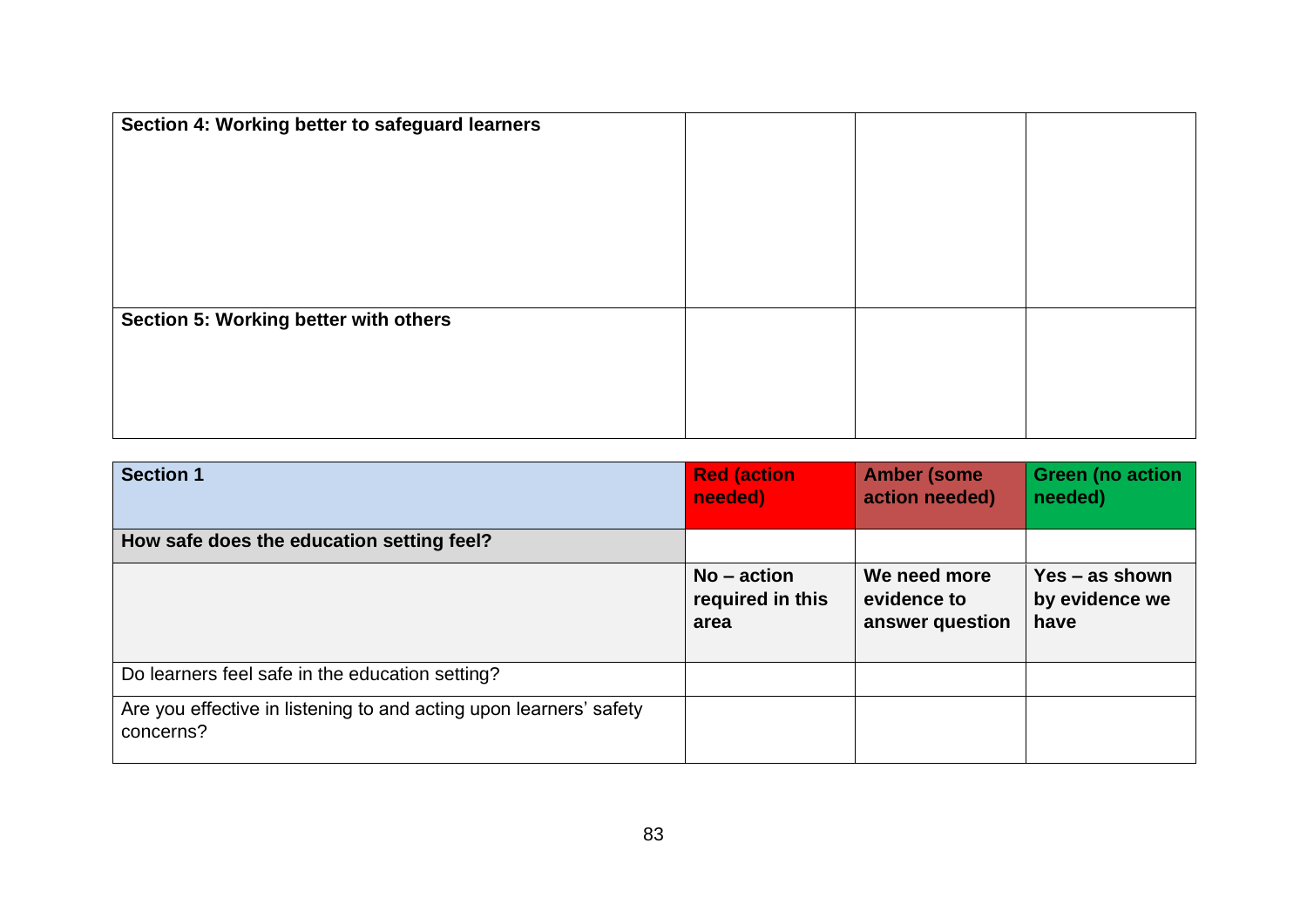| Section 4: Working better to safeguard learners | | | |
|---|---|---|---|
| **Section 5: Working better with others** | | | |

| **Section 1** | **Red (action needed)** | **Amber (some action needed)** | **Green (no action needed)** |
|---|---|---|---|
| **How safe does the education setting feel?** | | | |
| | **No – action required in this area** | **We need more evidence to answer question** | **Yes – as shown by evidence we have** |
| Do learners feel safe in the education setting? | | | |
| Are you effective in listening to and acting upon learners' safety concerns? | | | |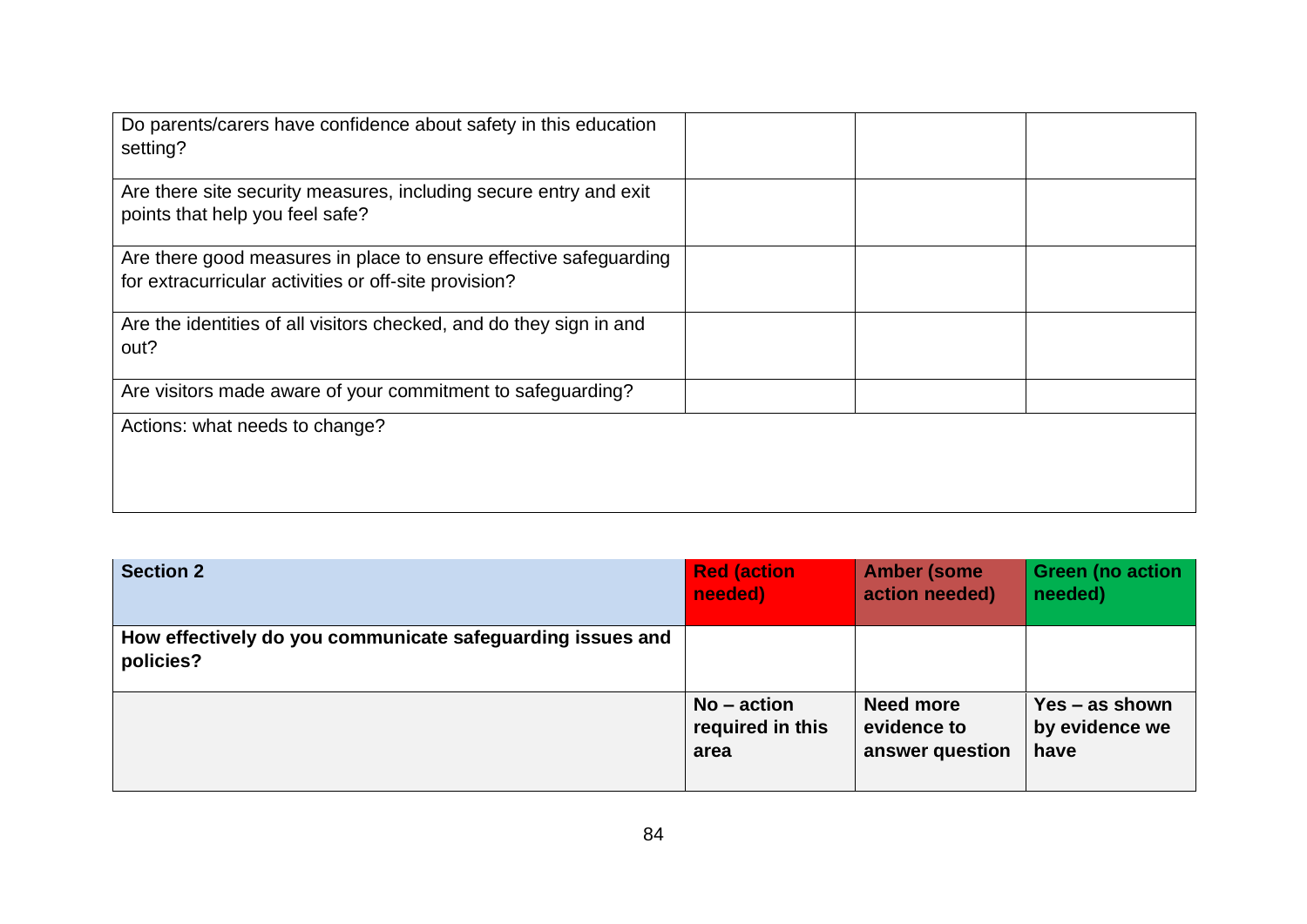| | | | |
|---|---|---|---|
| Do parents/carers have confidence about safety in this education setting? | | | |
| Are there site security measures, including secure entry and exit points that help you feel safe? | | | |
| Are there good measures in place to ensure effective safeguarding for extracurricular activities or off-site provision? | | | |
| Are the identities of all visitors checked, and do they sign in and out? | | | |
| Are visitors made aware of your commitment to safeguarding? | | | |
| Actions: what needs to change? | | | |

| **Section 2** | **Red (action needed)** | **Amber (some action needed)** | **Green (no action needed)** |
|---|---|---|---|
| **How effectively do you communicate safeguarding issues and policies?** | | | |
| | **No – action required in this area** | **Need more evidence to answer question** | **Yes – as shown by evidence we have** |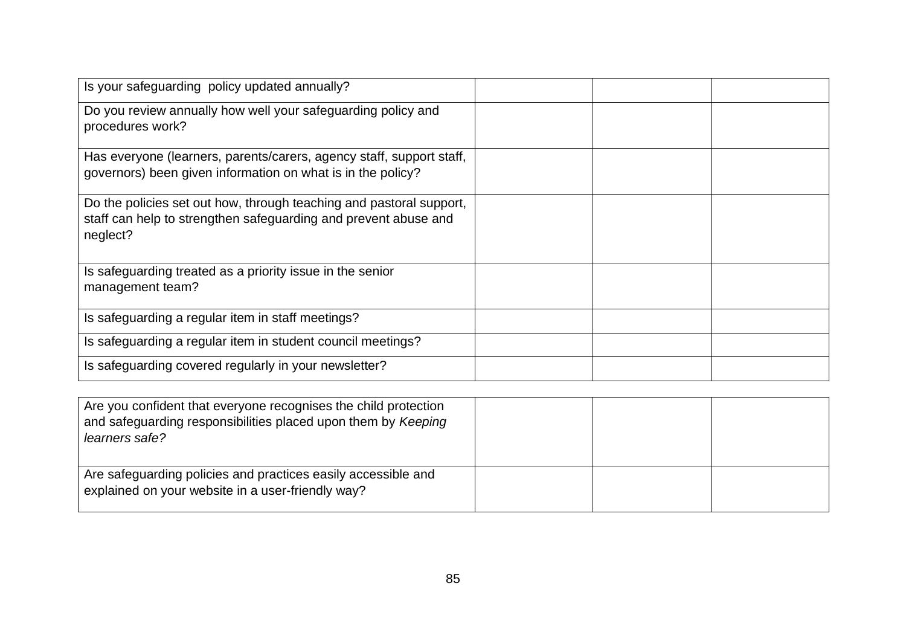| | | | |
|---|---|---|---|
| Is your safeguarding policy updated annually? | | | |
| Do you review annually how well your safeguarding policy and procedures work? | | | |
| Has everyone (learners, parents/carers, agency staff, support staff, governors) been given information on what is in the policy? | | | |
| Do the policies set out how, through teaching and pastoral support, staff can help to strengthen safeguarding and prevent abuse and neglect? | | | |
| Is safeguarding treated as a priority issue in the senior management team? | | | |
| Is safeguarding a regular item in staff meetings? | | | |
| Is safeguarding a regular item in student council meetings? | | | |
| Is safeguarding covered regularly in your newsletter? | | | |

| | | | |
|---|---|---|---|
| Are you confident that everyone recognises the child protection and safeguarding responsibilities placed upon them by *Keeping learners safe?* | | | |
| Are safeguarding policies and practices easily accessible and explained on your website in a user-friendly way? | | | |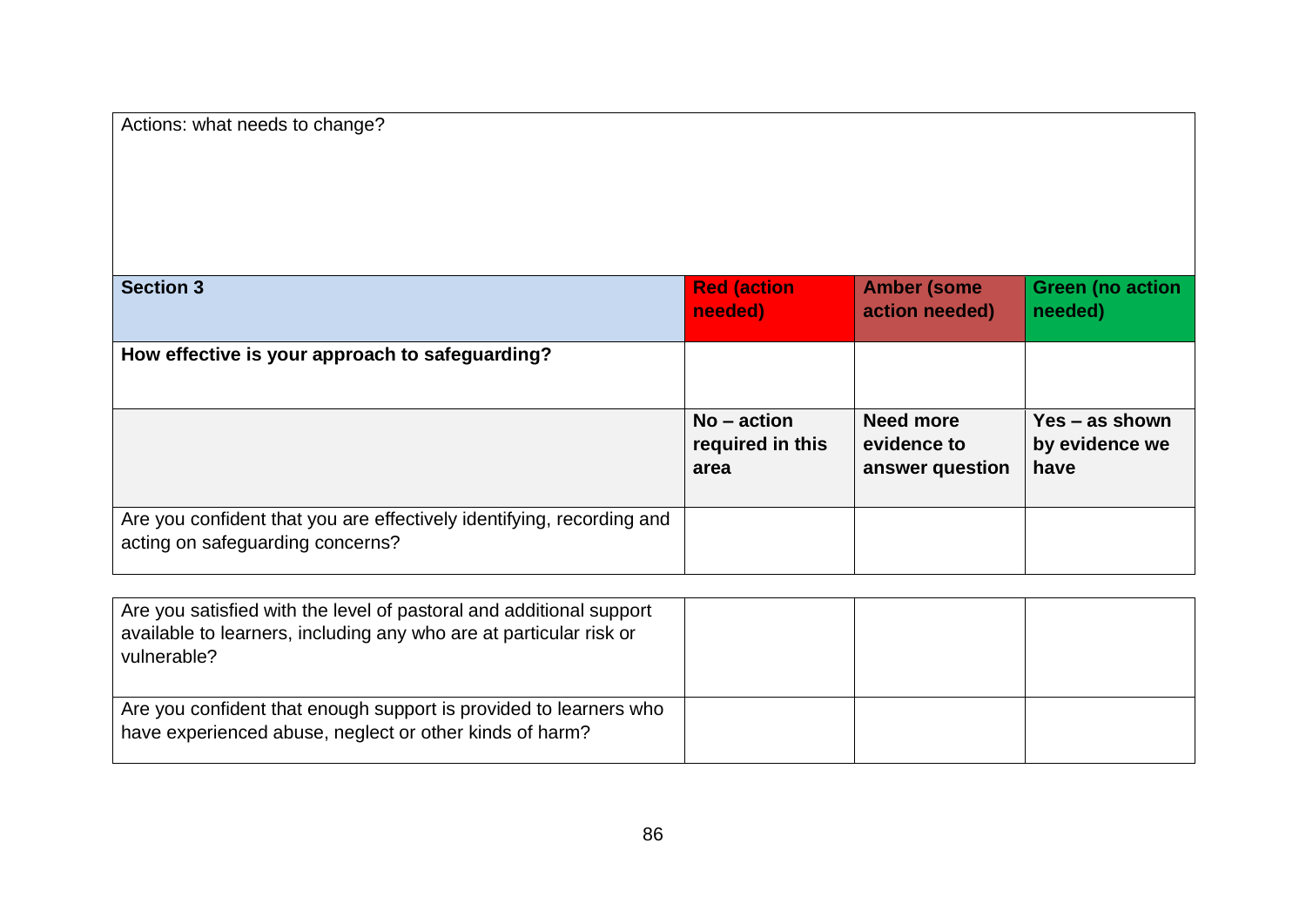| Actions: what needs to change? |
| --- |
| |

| **Section 3** | **Red (action needed)** | **Amber (some action needed)** | **Green (no action needed)** |
| --- | --- | --- | --- |
| **How effective is your approach to safeguarding?** | | | |
| | **No – action required in this area** | **Need more evidence to answer question** | **Yes – as shown by evidence we have** |
| Are you confident that you are effectively identifying, recording and acting on safeguarding concerns? | | | |
| Are you satisfied with the level of pastoral and additional support available to learners, including any who are at particular risk or vulnerable? | | | |
| Are you confident that enough support is provided to learners who have experienced abuse, neglect or other kinds of harm? | | | |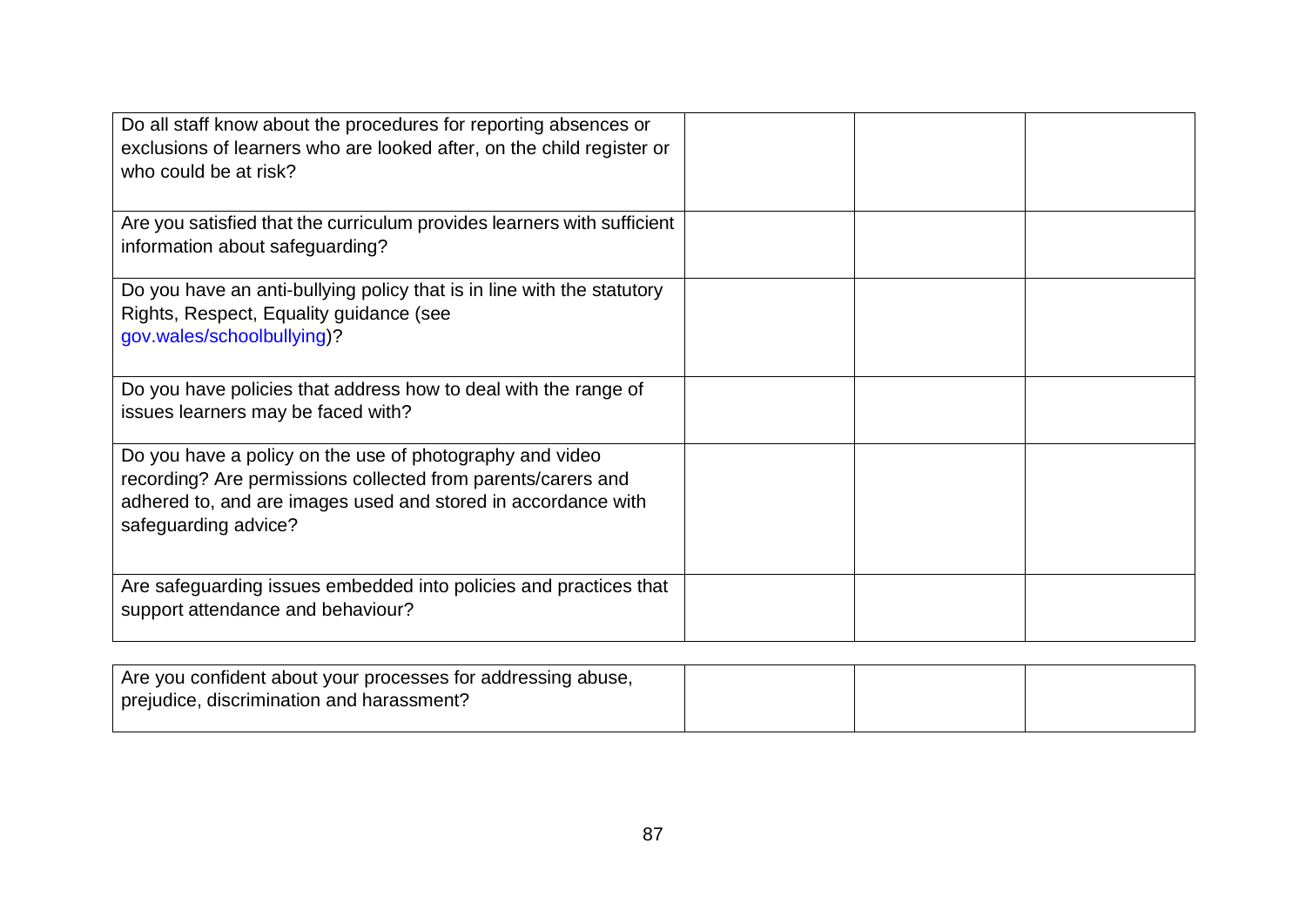| | | | |
|---|---|---|---|
| Do all staff know about the procedures for reporting absences or exclusions of learners who are looked after, on the child register or who could be at risk? | | | |
| Are you satisfied that the curriculum provides learners with sufficient information about safeguarding? | | | |
| Do you have an anti-bullying policy that is in line with the statutory Rights, Respect, Equality guidance (see gov.wales/schoolbullying)? | | | |
| Do you have policies that address how to deal with the range of issues learners may be faced with? | | | |
| Do you have a policy on the use of photography and video recording? Are permissions collected from parents/carers and adhered to, and are images used and stored in accordance with safeguarding advice? | | | |
| Are safeguarding issues embedded into policies and practices that support attendance and behaviour? | | | |
| Are you confident about your processes for addressing abuse, prejudice, discrimination and harassment? | | | |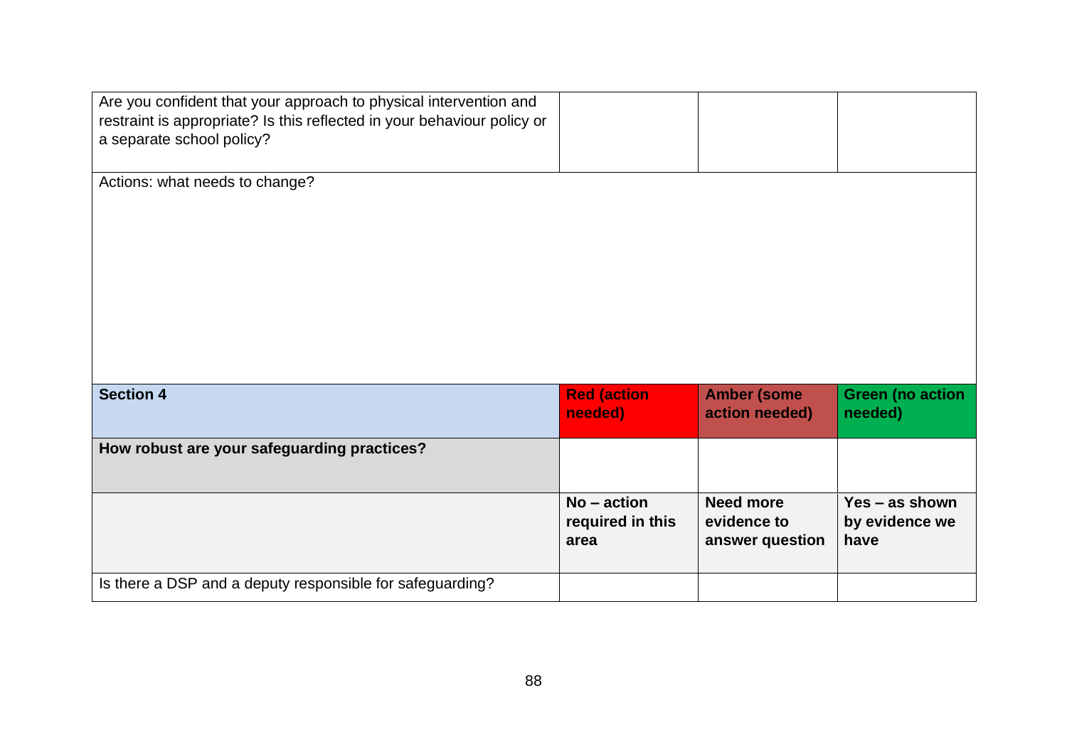| | | | |
|---|---|---|---|
| Are you confident that your approach to physical intervention and restraint is appropriate? Is this reflected in your behaviour policy or a separate school policy? | | | |
| Actions: what needs to change? | | | |

| **Section 4** | **Red (action needed)** | **Amber (some action needed)** | **Green (no action needed)** |
|---|---|---|---|
| **How robust are your safeguarding practices?** | | | |
| | **No – action required in this area** | **Need more evidence to answer question** | **Yes – as shown by evidence we have** |
| Is there a DSP and a deputy responsible for safeguarding? | | | |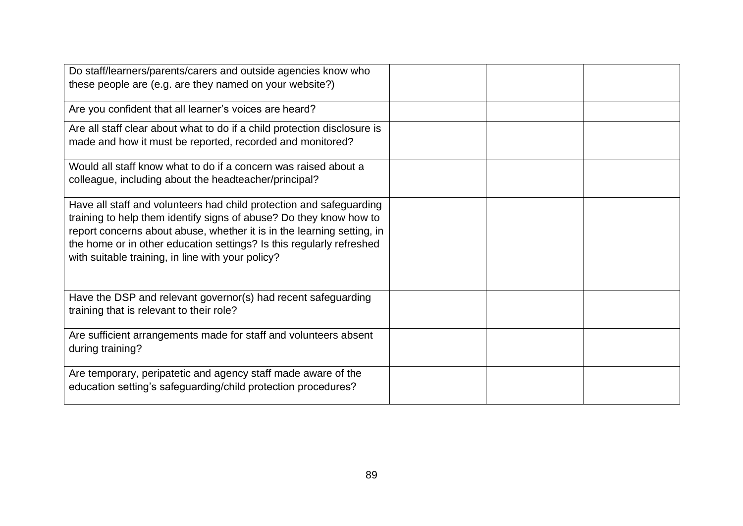| | | | |
|---|---|---|---|
| Do staff/learners/parents/carers and outside agencies know who these people are (e.g. are they named on your website?) | | | |
| Are you confident that all learner's voices are heard? | | | |
| Are all staff clear about what to do if a child protection disclosure is made and how it must be reported, recorded and monitored? | | | |
| Would all staff know what to do if a concern was raised about a colleague, including about the headteacher/principal? | | | |
| Have all staff and volunteers had child protection and safeguarding training to help them identify signs of abuse? Do they know how to report concerns about abuse, whether it is in the learning setting, in the home or in other education settings? Is this regularly refreshed with suitable training, in line with your policy? | | | |
| Have the DSP and relevant governor(s) had recent safeguarding training that is relevant to their role? | | | |
| Are sufficient arrangements made for staff and volunteers absent during training? | | | |
| Are temporary, peripatetic and agency staff made aware of the education setting's safeguarding/child protection procedures? | | | |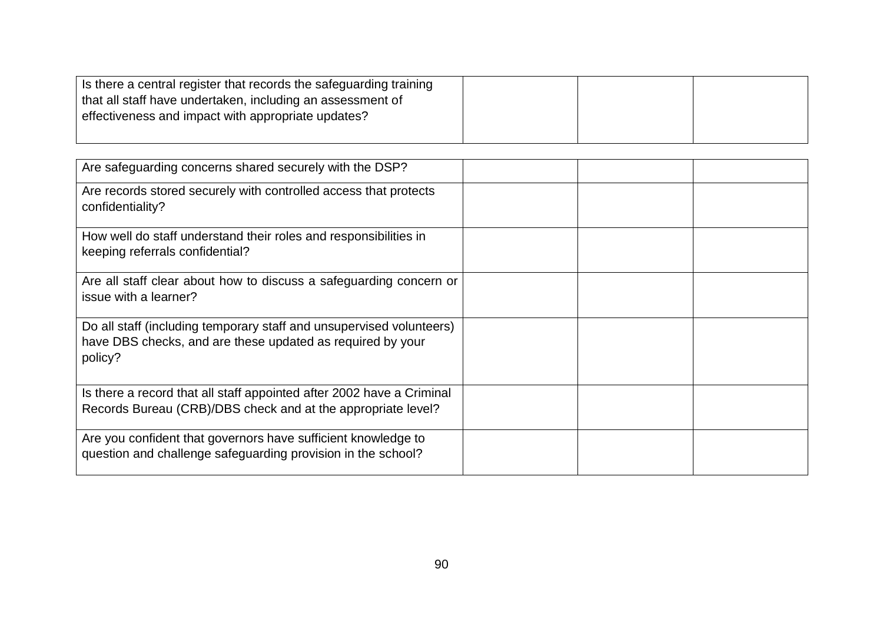| | | | |
|---|---|---|---|
| Is there a central register that records the safeguarding training that all staff have undertaken, including an assessment of effectiveness and impact with appropriate updates? | | | |

| | | | |
|---|---|---|---|
| Are safeguarding concerns shared securely with the DSP? | | | |
| Are records stored securely with controlled access that protects confidentiality? | | | |
| How well do staff understand their roles and responsibilities in keeping referrals confidential? | | | |
| Are all staff clear about how to discuss a safeguarding concern or issue with a learner? | | | |
| Do all staff (including temporary staff and unsupervised volunteers) have DBS checks, and are these updated as required by your policy? | | | |
| Is there a record that all staff appointed after 2002 have a Criminal Records Bureau (CRB)/DBS check and at the appropriate level? | | | |
| Are you confident that governors have sufficient knowledge to question and challenge safeguarding provision in the school? | | | |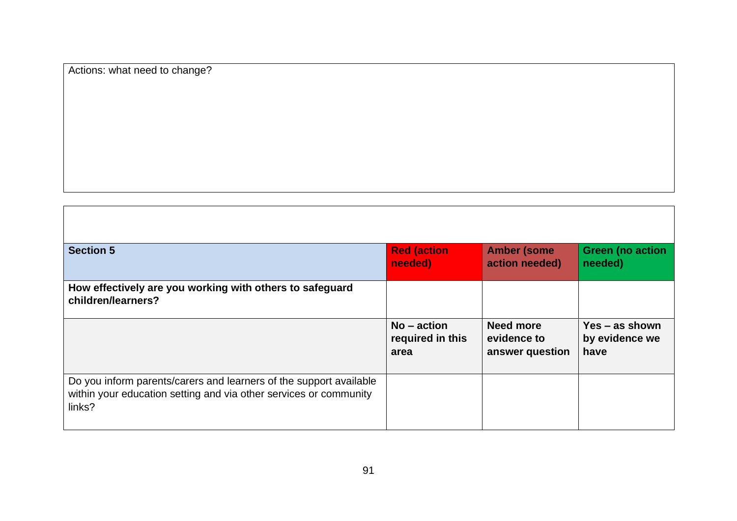| Actions: what need to change? |
| --- |
| |

| Section 5 | Red (action needed) | Amber (some action needed) | Green (no action needed) |
| --- | --- | --- | --- |
| **How effectively are you working with others to safeguard children/learners?** | | | |
| | **No – action required in this area** | **Need more evidence to answer question** | **Yes – as shown by evidence we have** |
| Do you inform parents/carers and learners of the support available within your education setting and via other services or community links? | | | |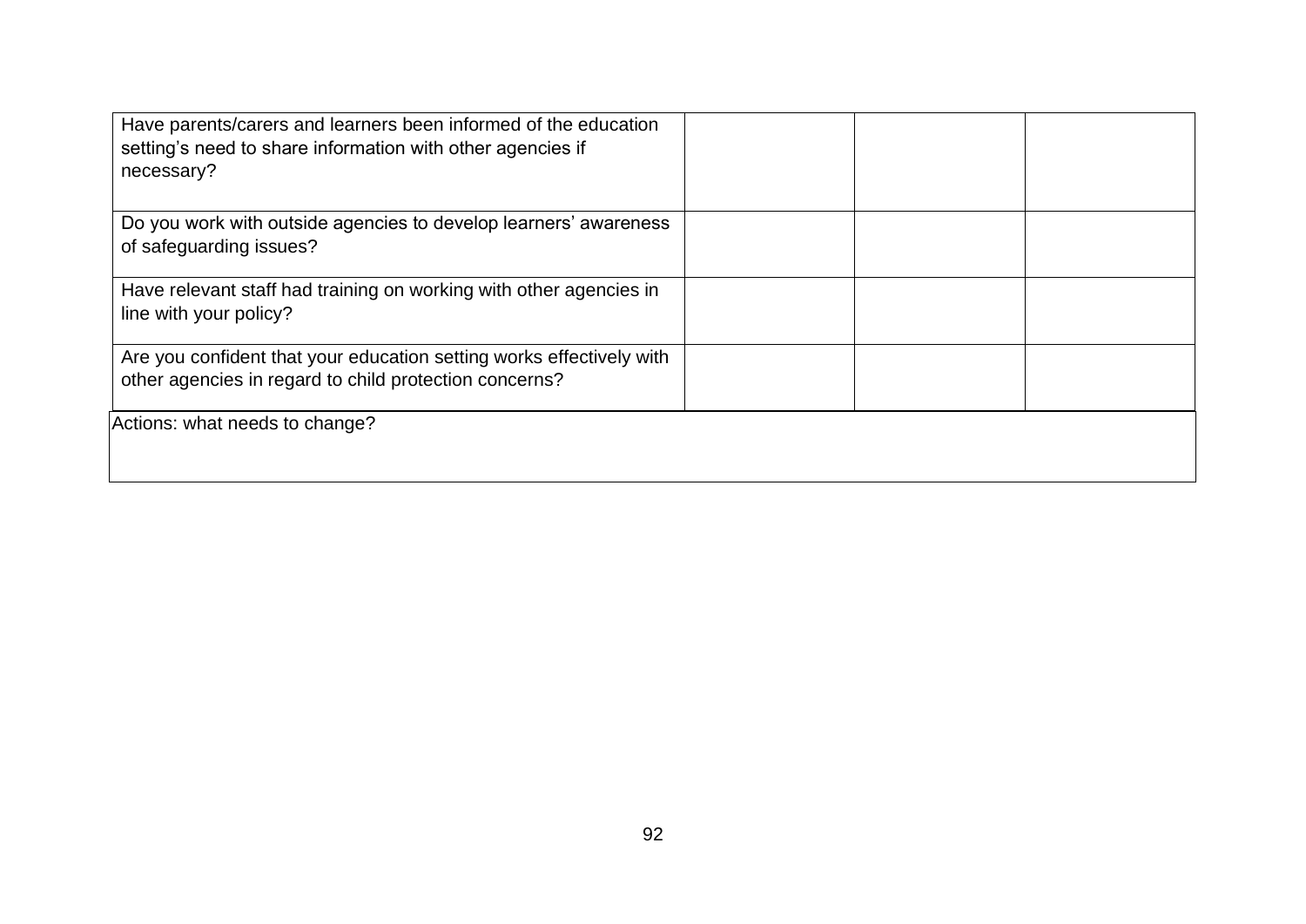| | | | |
|---|---|---|---|
| Have parents/carers and learners been informed of the education setting's need to share information with other agencies if necessary? | | | |
| Do you work with outside agencies to develop learners' awareness of safeguarding issues? | | | |
| Have relevant staff had training on working with other agencies in line with your policy? | | | |
| Are you confident that your education setting works effectively with other agencies in regard to child protection concerns? | | | |

| Actions: what needs to change? |
|---|
| |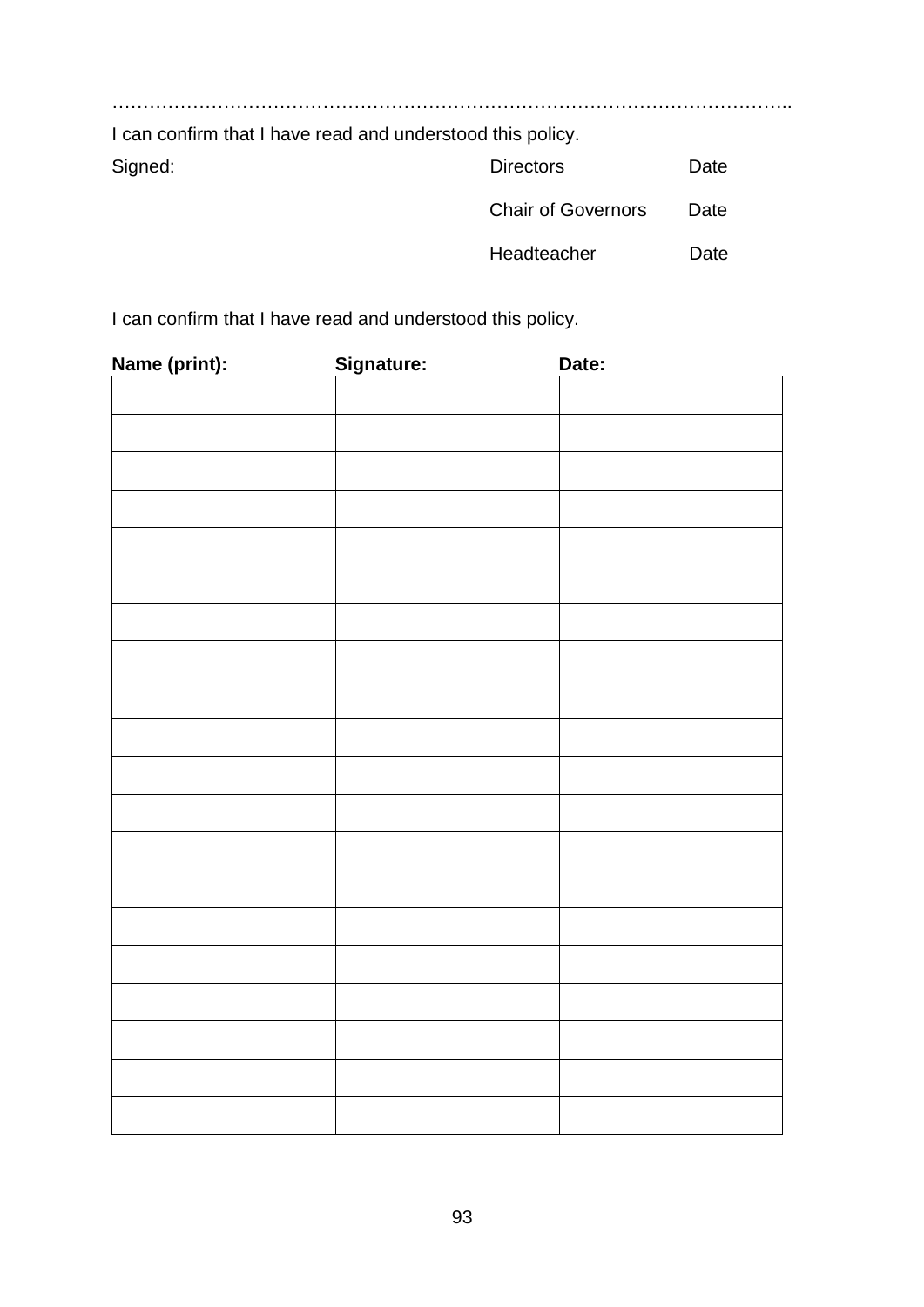……………………………………………………………………………………………..

I can confirm that I have read and understood this policy.

| | | |
|---|---|---|
| Signed: | Directors | Date |
| | Chair of Governors | Date |
| | Headteacher | Date |

I can confirm that I have read and understood this policy.

| **Name (print):** | **Signature:** | **Date:** |
|---|---|---|
| | | |
| | | |
| | | |
| | | |
| | | |
| | | |
| | | |
| | | |
| | | |
| | | |
| | | |
| | | |
| | | |
| | | |
| | | |
| | | |
| | | |
| | | |
| | | |
| | | |